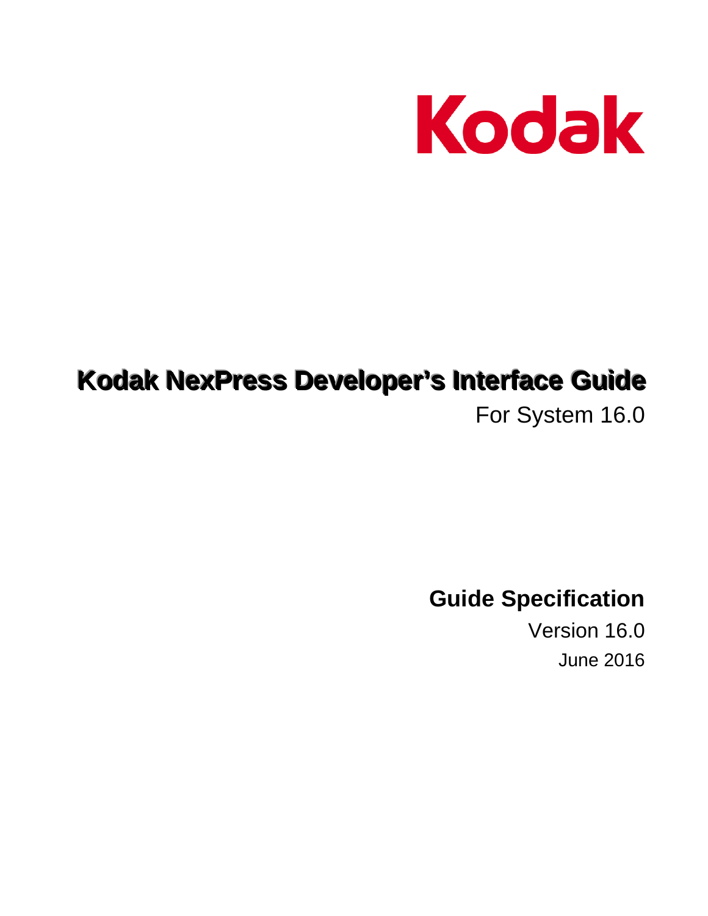Kodak

# Kodak NexPress Developer's Interface Guide

For System 16.0

**Guide Specification**

Version 16.0

June 2016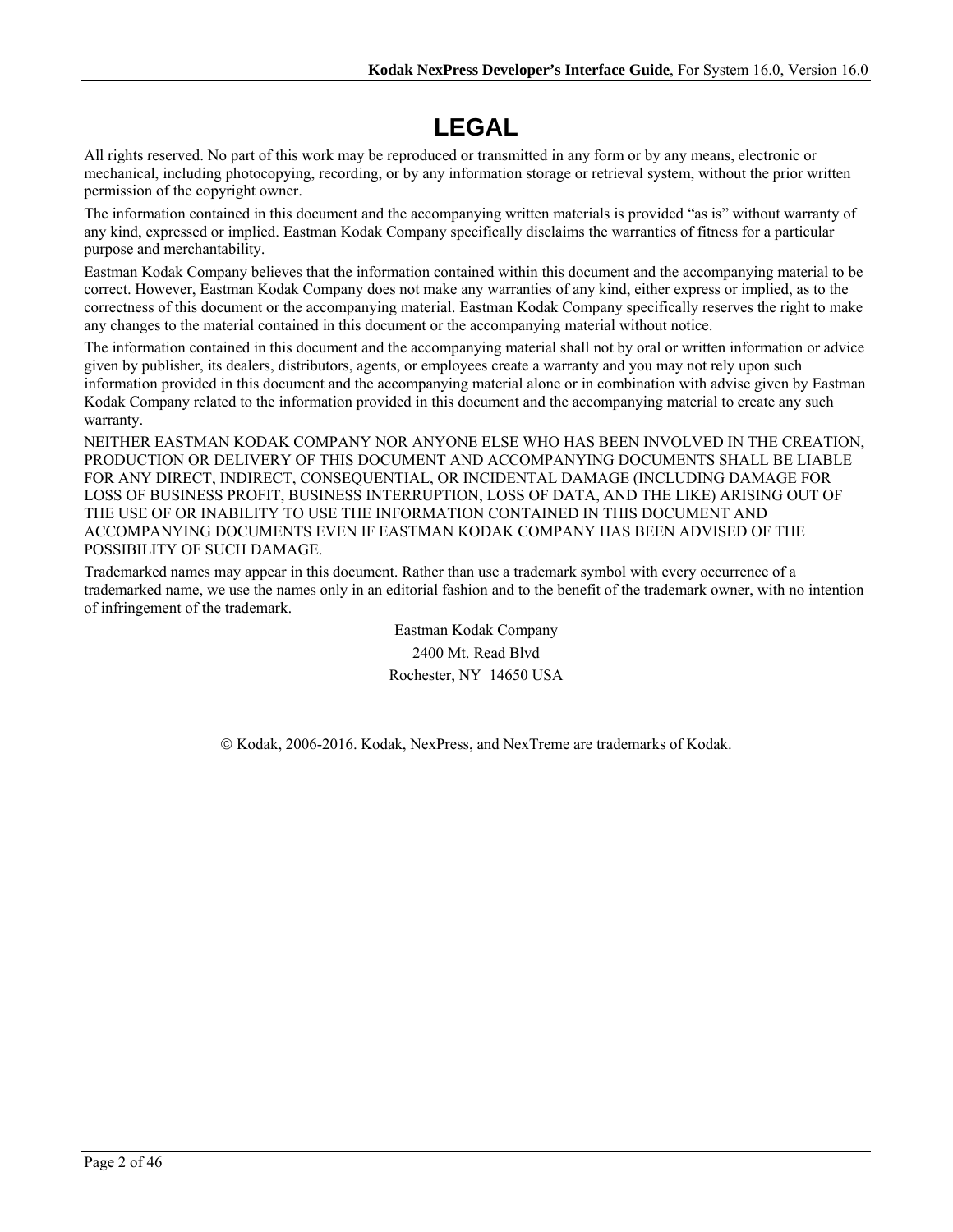# LEGAL

All rights reserved. No part of this work may be reproduced or transmitted in any form or by any means, electronic or mechanical, including photocopying, recording, or by any information storage or retrieval system, without the prior written permission of the copyright owner.

The information contained in this document and the accompanying written materials is provided "as is" without warranty of any kind, expressed or implied. Eastman Kodak Company specifically disclaims the warranties of fitness for a particular purpose and merchantability.

Eastman Kodak Company believes that the information contained within this document and the accompanying material to be correct. However, Eastman Kodak Company does not make any warranties of any kind, either express or implied, as to the correctness of this document or the accompanying material. Eastman Kodak Company specifically reserves the right to make any changes to the material contained in this document or the accompanying material without notice.

The information contained in this document and the accompanying material shall not by oral or written information or advice given by publisher, its dealers, distributors, agents, or employees create a warranty and you may not rely upon such information provided in this document and the accompanying material alone or in combination with advise given by Eastman Kodak Company related to the information provided in this document and the accompanying material to create any such warranty.

NEITHER EASTMAN KODAK COMPANY NOR ANYONE ELSE WHO HAS BEEN INVOLVED IN THE CREATION, PRODUCTION OR DELIVERY OF THIS DOCUMENT AND ACCOMPANYING DOCUMENTS SHALL BE LIABLE FOR ANY DIRECT, INDIRECT, CONSEQUENTIAL, OR INCIDENTAL DAMAGE (INCLUDING DAMAGE FOR LOSS OF BUSINESS PROFIT, BUSINESS INTERRUPTION, LOSS OF DATA, AND THE LIKE) ARISING OUT OF THE USE OF OR INABILITY TO USE THE INFORMATION CONTAINED IN THIS DOCUMENT AND ACCOMPANYING DOCUMENTS EVEN IF EASTMAN KODAK COMPANY HAS BEEN ADVISED OF THE POSSIBILITY OF SUCH DAMAGE.

Trademarked names may appear in this document. Rather than use a trademark symbol with every occurrence of a trademarked name, we use the names only in an editorial fashion and to the benefit of the trademark owner, with no intention of infringement of the trademark.

Eastman Kodak Company  
2400 Mt. Read Blvd  
Rochester, NY 14650 USA

© Kodak, 2006-2016. Kodak, NexPress, and NexTreme are trademarks of Kodak.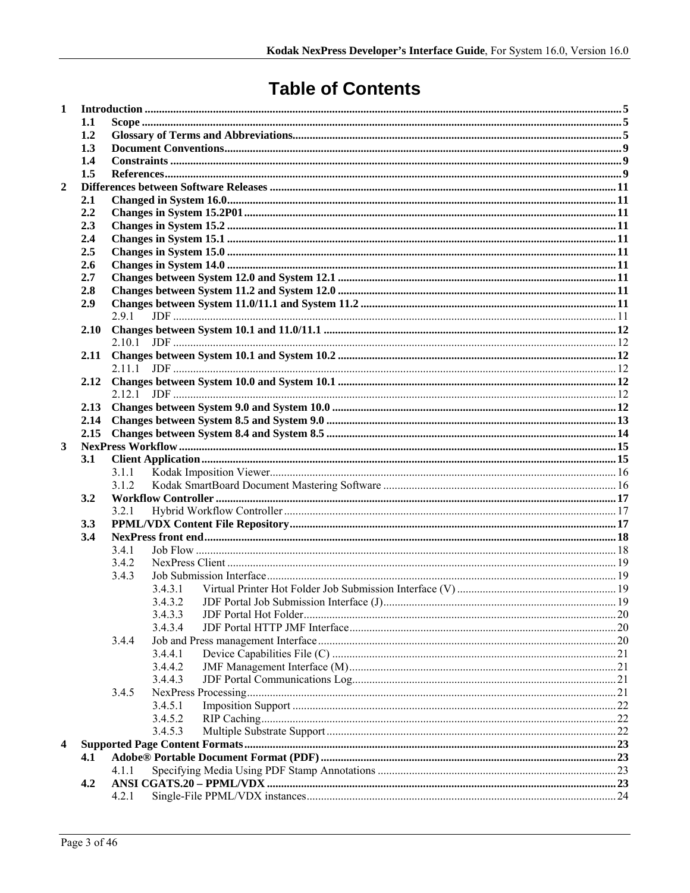# Table of Contents

1 Introduction ..... 5
- 1.1 Scope ..... 5
- 1.2 Glossary of Terms and Abbreviations ..... 5
- 1.3 Document Conventions ..... 9
- 1.4 Constraints ..... 9
- 1.5 References ..... 9

2 Differences between Software Releases ..... 11
- 2.1 Changed in System 16.0 ..... 11
- 2.2 Changes in System 15.2P01 ..... 11
- 2.3 Changes in System 15.2 ..... 11
- 2.4 Changes in System 15.1 ..... 11
- 2.5 Changes in System 15.0 ..... 11
- 2.6 Changes in System 14.0 ..... 11
- 2.7 Changes between System 12.0 and System 12.1 ..... 11
- 2.8 Changes between System 11.2 and System 12.0 ..... 11
- 2.9 Changes between System 11.0/11.1 and System 11.2 ..... 11
  - 2.9.1 JDF ..... 11
- 2.10 Changes between System 10.1 and 11.0/11.1 ..... 12
  - 2.10.1 JDF ..... 12
- 2.11 Changes between System 10.1 and System 10.2 ..... 12
  - 2.11.1 JDF ..... 12
- 2.12 Changes between System 10.0 and System 10.1 ..... 12
  - 2.12.1 JDF ..... 12
- 2.13 Changes between System 9.0 and System 10.0 ..... 12
- 2.14 Changes between System 8.5 and System 9.0 ..... 13
- 2.15 Changes between System 8.4 and System 8.5 ..... 14

3 NexPress Workflow ..... 15
- 3.1 Client Application ..... 15
  - 3.1.1 Kodak Imposition Viewer ..... 16
  - 3.1.2 Kodak SmartBoard Document Mastering Software ..... 16
- 3.2 Workflow Controller ..... 17
  - 3.2.1 Hybrid Workflow Controller ..... 17
- 3.3 PPML/VDX Content File Repository ..... 17
- 3.4 NexPress front end ..... 18
  - 3.4.1 Job Flow ..... 18
  - 3.4.2 NexPress Client ..... 19
  - 3.4.3 Job Submission Interface ..... 19
    - 3.4.3.1 Virtual Printer Hot Folder Job Submission Interface (V) ..... 19
    - 3.4.3.2 JDF Portal Job Submission Interface (J) ..... 19
    - 3.4.3.3 JDF Portal Hot Folder ..... 20
    - 3.4.3.4 JDF Portal HTTP JMF Interface ..... 20
  - 3.4.4 Job and Press management Interface ..... 20
    - 3.4.4.1 Device Capabilities File (C) ..... 21
    - 3.4.4.2 JMF Management Interface (M) ..... 21
    - 3.4.4.3 JDF Portal Communications Log ..... 21
  - 3.4.5 NexPress Processing ..... 21
    - 3.4.5.1 Imposition Support ..... 22
    - 3.4.5.2 RIP Caching ..... 22
    - 3.4.5.3 Multiple Substrate Support ..... 22

4 Supported Page Content Formats ..... 23
- 4.1 Adobe® Portable Document Format (PDF) ..... 23
  - 4.1.1 Specifying Media Using PDF Stamp Annotations ..... 23
- 4.2 ANSI CGATS.20 – PPML/VDX ..... 23
  - 4.2.1 Single-File PPML/VDX instances ..... 24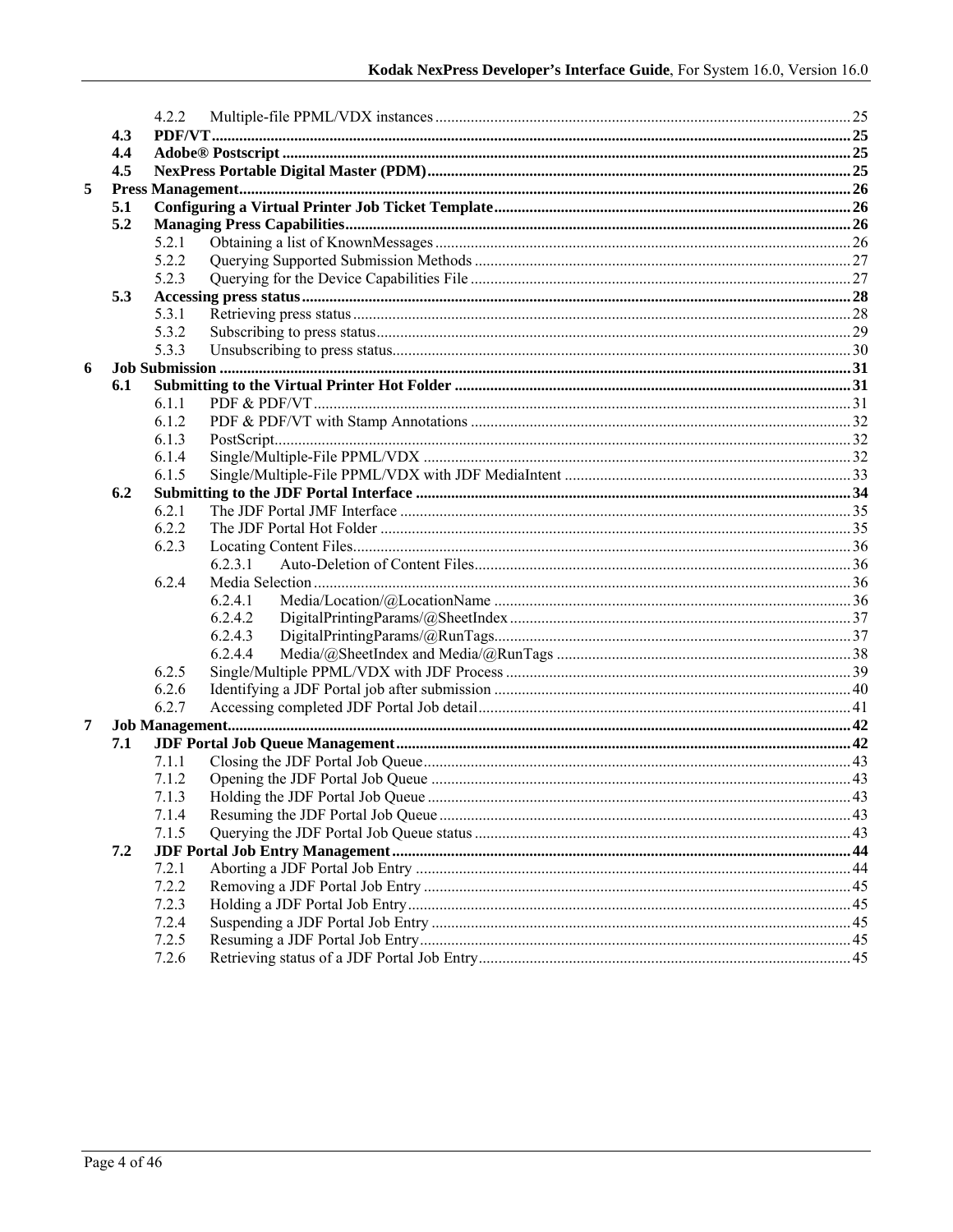- 4.2.2 Multiple-file PPML/VDX instances ... 25
- **4.3 PDF/VT ... 25**
- **4.4 Adobe® Postscript ... 25**
- **4.5 NexPress Portable Digital Master (PDM) ... 25**

**5 Press Management ... 26**

- **5.1 Configuring a Virtual Printer Job Ticket Template ... 26**
- **5.2 Managing Press Capabilities ... 26**
  - 5.2.1 Obtaining a list of KnownMessages ... 26
  - 5.2.2 Querying Supported Submission Methods ... 27
  - 5.2.3 Querying for the Device Capabilities File ... 27
- **5.3 Accessing press status ... 28**
  - 5.3.1 Retrieving press status ... 28
  - 5.3.2 Subscribing to press status ... 29
  - 5.3.3 Unsubscribing to press status ... 30

**6 Job Submission ... 31**

- **6.1 Submitting to the Virtual Printer Hot Folder ... 31**
  - 6.1.1 PDF & PDF/VT ... 31
  - 6.1.2 PDF & PDF/VT with Stamp Annotations ... 32
  - 6.1.3 PostScript ... 32
  - 6.1.4 Single/Multiple-File PPML/VDX ... 32
  - 6.1.5 Single/Multiple-File PPML/VDX with JDF MediaIntent ... 33
- **6.2 Submitting to the JDF Portal Interface ... 34**
  - 6.2.1 The JDF Portal JMF Interface ... 35
  - 6.2.2 The JDF Portal Hot Folder ... 35
  - 6.2.3 Locating Content Files ... 36
    - 6.2.3.1 Auto-Deletion of Content Files ... 36
  - 6.2.4 Media Selection ... 36
    - 6.2.4.1 Media/Location/@LocationName ... 36
    - 6.2.4.2 DigitalPrintingParams/@SheetIndex ... 37
    - 6.2.4.3 DigitalPrintingParams/@RunTags ... 37
    - 6.2.4.4 Media/@SheetIndex and Media/@RunTags ... 38
  - 6.2.5 Single/Multiple PPML/VDX with JDF Process ... 39
  - 6.2.6 Identifying a JDF Portal job after submission ... 40
  - 6.2.7 Accessing completed JDF Portal Job detail ... 41

**7 Job Management ... 42**

- **7.1 JDF Portal Job Queue Management ... 42**
  - 7.1.1 Closing the JDF Portal Job Queue ... 43
  - 7.1.2 Opening the JDF Portal Job Queue ... 43
  - 7.1.3 Holding the JDF Portal Job Queue ... 43
  - 7.1.4 Resuming the JDF Portal Job Queue ... 43
  - 7.1.5 Querying the JDF Portal Job Queue status ... 43
- **7.2 JDF Portal Job Entry Management ... 44**
  - 7.2.1 Aborting a JDF Portal Job Entry ... 44
  - 7.2.2 Removing a JDF Portal Job Entry ... 45
  - 7.2.3 Holding a JDF Portal Job Entry ... 45
  - 7.2.4 Suspending a JDF Portal Job Entry ... 45
  - 7.2.5 Resuming a JDF Portal Job Entry ... 45
  - 7.2.6 Retrieving status of a JDF Portal Job Entry ... 45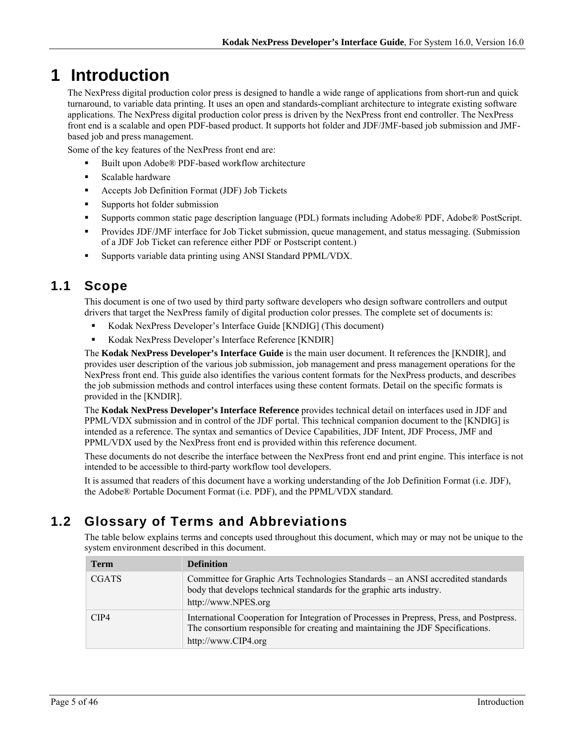# 1 Introduction

The NexPress digital production color press is designed to handle a wide range of applications from short-run and quick turnaround, to variable data printing. It uses an open and standards-compliant architecture to integrate existing software applications. The NexPress digital production color press is driven by the NexPress front end controller. The NexPress front end is a scalable and open PDF-based product. It supports hot folder and JDF/JMF-based job submission and JMF-based job and press management.

Some of the key features of the NexPress front end are:

- Built upon Adobe® PDF-based workflow architecture
- Scalable hardware
- Accepts Job Definition Format (JDF) Job Tickets
- Supports hot folder submission
- Supports common static page description language (PDL) formats including Adobe® PDF, Adobe® PostScript.
- Provides JDF/JMF interface for Job Ticket submission, queue management, and status messaging. (Submission of a JDF Job Ticket can reference either PDF or Postscript content.)
- Supports variable data printing using ANSI Standard PPML/VDX.

## 1.1 Scope

This document is one of two used by third party software developers who design software controllers and output drivers that target the NexPress family of digital production color presses. The complete set of documents is:

- Kodak NexPress Developer's Interface Guide [KNDIG] (This document)
- Kodak NexPress Developer's Interface Reference [KNDIR]

The **Kodak NexPress Developer's Interface Guide** is the main user document. It references the [KNDIR], and provides user description of the various job submission, job management and press management operations for the NexPress front end. This guide also identifies the various content formats for the NexPress products, and describes the job submission methods and control interfaces using these content formats. Detail on the specific formats is provided in the [KNDIR].

The **Kodak NexPress Developer's Interface Reference** provides technical detail on interfaces used in JDF and PPML/VDX submission and in control of the JDF portal. This technical companion document to the [KNDIG] is intended as a reference. The syntax and semantics of Device Capabilities, JDF Intent, JDF Process, JMF and PPML/VDX used by the NexPress front end is provided within this reference document.

These documents do not describe the interface between the NexPress front end and print engine. This interface is not intended to be accessible to third-party workflow tool developers.

It is assumed that readers of this document have a working understanding of the Job Definition Format (i.e. JDF), the Adobe® Portable Document Format (i.e. PDF), and the PPML/VDX standard.

## 1.2 Glossary of Terms and Abbreviations

The table below explains terms and concepts used throughout this document, which may or may not be unique to the system environment described in this document.

| Term | Definition |
|---|---|
| CGATS | Committee for Graphic Arts Technologies Standards – an ANSI accredited standards body that develops technical standards for the graphic arts industry. http://www.NPES.org |
| CIP4 | International Cooperation for Integration of Processes in Prepress, Press, and Postpress. The consortium responsible for creating and maintaining the JDF Specifications. http://www.CIP4.org |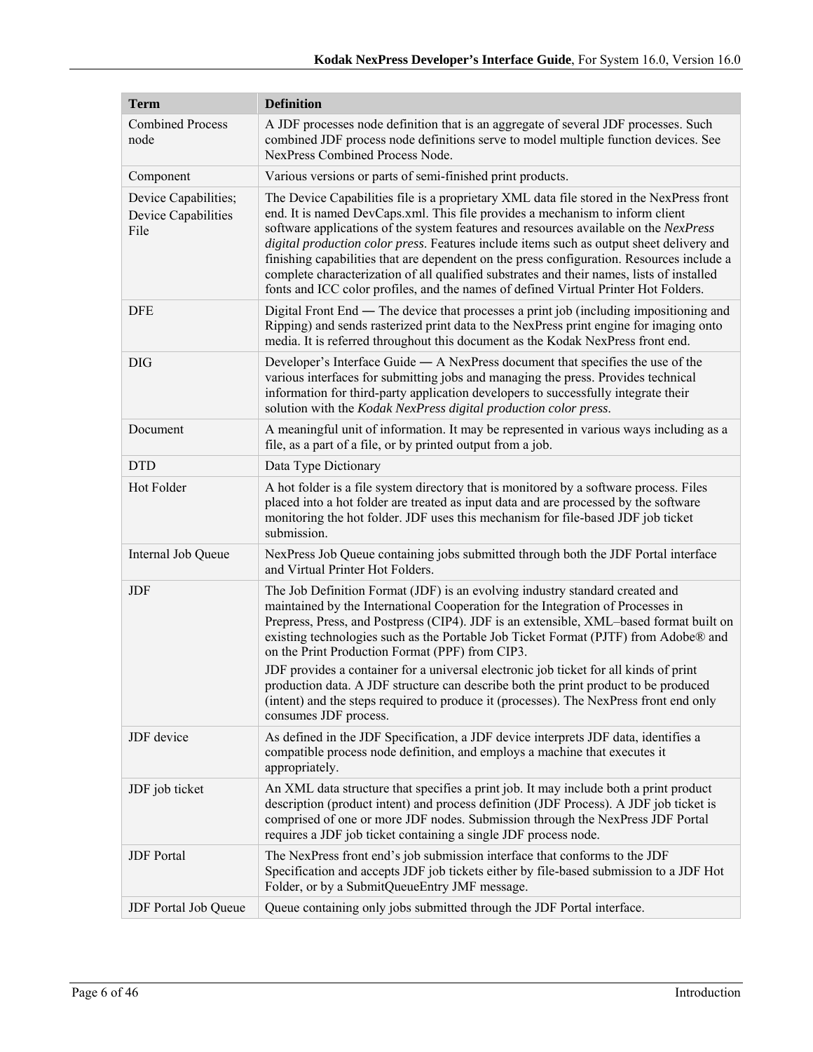| Term | Definition |
| --- | --- |
| Combined Process node | A JDF processes node definition that is an aggregate of several JDF processes. Such combined JDF process node definitions serve to model multiple function devices. See NexPress Combined Process Node. |
| Component | Various versions or parts of semi-finished print products. |
| Device Capabilities; Device Capabilities File | The Device Capabilities file is a proprietary XML data file stored in the NexPress front end. It is named DevCaps.xml. This file provides a mechanism to inform client software applications of the system features and resources available on the *NexPress digital production color press*. Features include items such as output sheet delivery and finishing capabilities that are dependent on the press configuration. Resources include a complete characterization of all qualified substrates and their names, lists of installed fonts and ICC color profiles, and the names of defined Virtual Printer Hot Folders. |
| DFE | Digital Front End — The device that processes a print job (including impositioning and Ripping) and sends rasterized print data to the NexPress print engine for imaging onto media. It is referred throughout this document as the Kodak NexPress front end. |
| DIG | Developer's Interface Guide — A NexPress document that specifies the use of the various interfaces for submitting jobs and managing the press. Provides technical information for third-party application developers to successfully integrate their solution with the *Kodak NexPress digital production color press*. |
| Document | A meaningful unit of information. It may be represented in various ways including as a file, as a part of a file, or by printed output from a job. |
| DTD | Data Type Dictionary |
| Hot Folder | A hot folder is a file system directory that is monitored by a software process. Files placed into a hot folder are treated as input data and are processed by the software monitoring the hot folder. JDF uses this mechanism for file-based JDF job ticket submission. |
| Internal Job Queue | NexPress Job Queue containing jobs submitted through both the JDF Portal interface and Virtual Printer Hot Folders. |
| JDF | The Job Definition Format (JDF) is an evolving industry standard created and maintained by the International Cooperation for the Integration of Processes in Prepress, Press, and Postpress (CIP4). JDF is an extensible, XML–based format built on existing technologies such as the Portable Job Ticket Format (PJTF) from Adobe® and on the Print Production Format (PPF) from CIP3.<br>JDF provides a container for a universal electronic job ticket for all kinds of print production data. A JDF structure can describe both the print product to be produced (intent) and the steps required to produce it (processes). The NexPress front end only consumes JDF process. |
| JDF device | As defined in the JDF Specification, a JDF device interprets JDF data, identifies a compatible process node definition, and employs a machine that executes it appropriately. |
| JDF job ticket | An XML data structure that specifies a print job. It may include both a print product description (product intent) and process definition (JDF Process). A JDF job ticket is comprised of one or more JDF nodes. Submission through the NexPress JDF Portal requires a JDF job ticket containing a single JDF process node. |
| JDF Portal | The NexPress front end's job submission interface that conforms to the JDF Specification and accepts JDF job tickets either by file-based submission to a JDF Hot Folder, or by a SubmitQueueEntry JMF message. |
| JDF Portal Job Queue | Queue containing only jobs submitted through the JDF Portal interface. |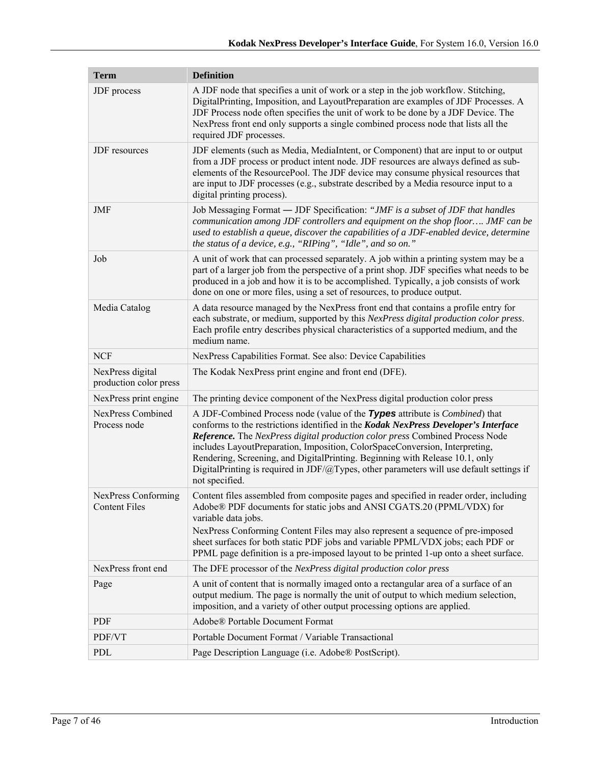| Term | Definition |
|---|---|
| JDF process | A JDF node that specifies a unit of work or a step in the job workflow. Stitching, DigitalPrinting, Imposition, and LayoutPreparation are examples of JDF Processes. A JDF Process node often specifies the unit of work to be done by a JDF Device. The NexPress front end only supports a single combined process node that lists all the required JDF processes. |
| JDF resources | JDF elements (such as Media, MediaIntent, or Component) that are input to or output from a JDF process or product intent node. JDF resources are always defined as sub-elements of the ResourcePool. The JDF device may consume physical resources that are input to JDF processes (e.g., substrate described by a Media resource input to a digital printing process). |
| JMF | Job Messaging Format — JDF Specification: *"JMF is a subset of JDF that handles communication among JDF controllers and equipment on the shop floor…. JMF can be used to establish a queue, discover the capabilities of a JDF-enabled device, determine the status of a device, e.g., "RIPing", "Idle", and so on."* |
| Job | A unit of work that can processed separately. A job within a printing system may be a part of a larger job from the perspective of a print shop. JDF specifies what needs to be produced in a job and how it is to be accomplished. Typically, a job consists of work done on one or more files, using a set of resources, to produce output. |
| Media Catalog | A data resource managed by the NexPress front end that contains a profile entry for each substrate, or medium, supported by this *NexPress digital production color press*. Each profile entry describes physical characteristics of a supported medium, and the medium name. |
| NCF | NexPress Capabilities Format. See also: Device Capabilities |
| NexPress digital production color press | The Kodak NexPress print engine and front end (DFE). |
| NexPress print engine | The printing device component of the NexPress digital production color press |
| NexPress Combined Process node | A JDF-Combined Process node (value of the ***Types*** attribute is *Combined*) that conforms to the restrictions identified in the ***Kodak NexPress Developer's Interface Reference.*** The *NexPress digital production color press* Combined Process Node includes LayoutPreparation, Imposition, ColorSpaceConversion, Interpreting, Rendering, Screening, and DigitalPrinting. Beginning with Release 10.1, only DigitalPrinting is required in JDF/@Types, other parameters will use default settings if not specified. |
| NexPress Conforming Content Files | Content files assembled from composite pages and specified in reader order, including Adobe® PDF documents for static jobs and ANSI CGATS.20 (PPML/VDX) for variable data jobs.<br>NexPress Conforming Content Files may also represent a sequence of pre-imposed sheet surfaces for both static PDF jobs and variable PPML/VDX jobs; each PDF or PPML page definition is a pre-imposed layout to be printed 1-up onto a sheet surface. |
| NexPress front end | The DFE processor of the *NexPress digital production color press* |
| Page | A unit of content that is normally imaged onto a rectangular area of a surface of an output medium. The page is normally the unit of output to which medium selection, imposition, and a variety of other output processing options are applied. |
| PDF | Adobe® Portable Document Format |
| PDF/VT | Portable Document Format / Variable Transactional |
| PDL | Page Description Language (i.e. Adobe® PostScript). |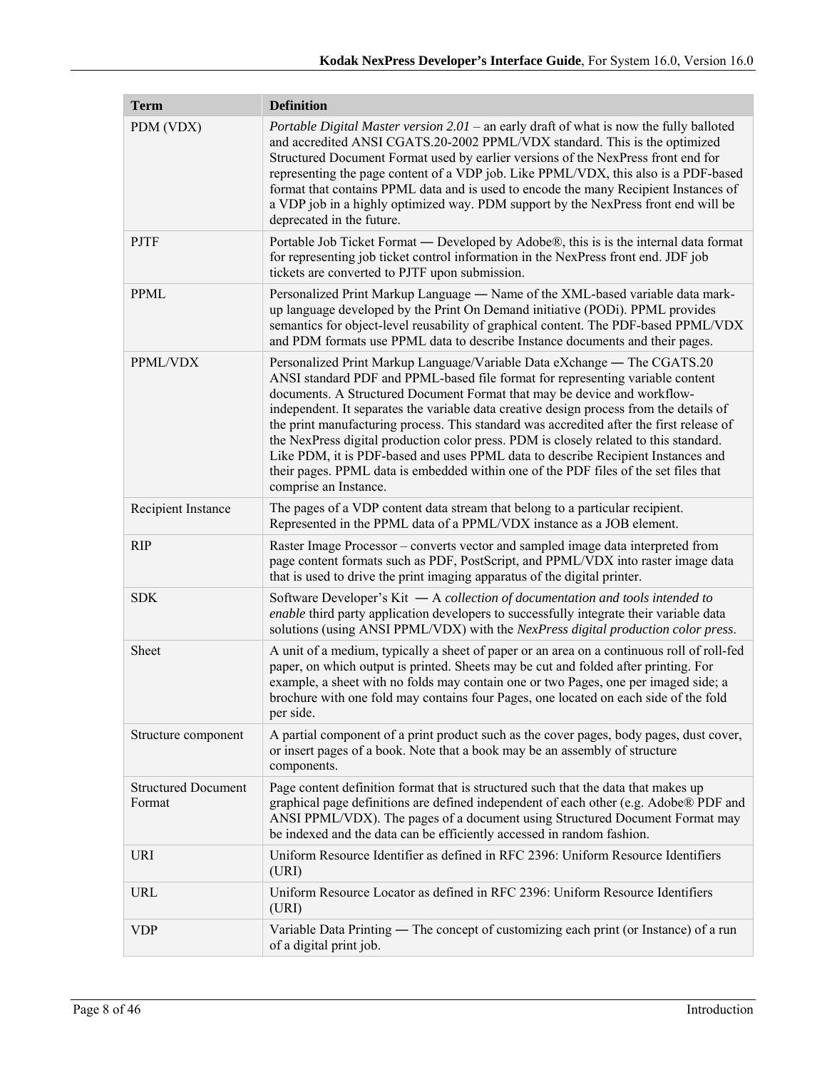| Term | Definition |
|---|---|
| PDM (VDX) | *Portable Digital Master version 2.01* – an early draft of what is now the fully balloted and accredited ANSI CGATS.20-2002 PPML/VDX standard. This is the optimized Structured Document Format used by earlier versions of the NexPress front end for representing the page content of a VDP job. Like PPML/VDX, this also is a PDF-based format that contains PPML data and is used to encode the many Recipient Instances of a VDP job in a highly optimized way. PDM support by the NexPress front end will be deprecated in the future. |
| PJTF | Portable Job Ticket Format — Developed by Adobe®, this is is the internal data format for representing job ticket control information in the NexPress front end. JDF job tickets are converted to PJTF upon submission. |
| PPML | Personalized Print Markup Language — Name of the XML-based variable data mark-up language developed by the Print On Demand initiative (PODi). PPML provides semantics for object-level reusability of graphical content. The PDF-based PPML/VDX and PDM formats use PPML data to describe Instance documents and their pages. |
| PPML/VDX | Personalized Print Markup Language/Variable Data eXchange — The CGATS.20 ANSI standard PDF and PPML-based file format for representing variable content documents. A Structured Document Format that may be device and workflow-independent. It separates the variable data creative design process from the details of the print manufacturing process. This standard was accredited after the first release of the NexPress digital production color press. PDM is closely related to this standard. Like PDM, it is PDF-based and uses PPML data to describe Recipient Instances and their pages. PPML data is embedded within one of the PDF files of the set files that comprise an Instance. |
| Recipient Instance | The pages of a VDP content data stream that belong to a particular recipient. Represented in the PPML data of a PPML/VDX instance as a JOB element. |
| RIP | Raster Image Processor – converts vector and sampled image data interpreted from page content formats such as PDF, PostScript, and PPML/VDX into raster image data that is used to drive the print imaging apparatus of the digital printer. |
| SDK | Software Developer's Kit — A *collection of documentation and tools intended to enable* third party application developers to successfully integrate their variable data solutions (using ANSI PPML/VDX) with the *NexPress digital production color press*. |
| Sheet | A unit of a medium, typically a sheet of paper or an area on a continuous roll of roll-fed paper, on which output is printed. Sheets may be cut and folded after printing. For example, a sheet with no folds may contain one or two Pages, one per imaged side; a brochure with one fold may contains four Pages, one located on each side of the fold per side. |
| Structure component | A partial component of a print product such as the cover pages, body pages, dust cover, or insert pages of a book. Note that a book may be an assembly of structure components. |
| Structured Document Format | Page content definition format that is structured such that the data that makes up graphical page definitions are defined independent of each other (e.g. Adobe® PDF and ANSI PPML/VDX). The pages of a document using Structured Document Format may be indexed and the data can be efficiently accessed in random fashion. |
| URI | Uniform Resource Identifier as defined in RFC 2396: Uniform Resource Identifiers (URI) |
| URL | Uniform Resource Locator as defined in RFC 2396: Uniform Resource Identifiers (URI) |
| VDP | Variable Data Printing — The concept of customizing each print (or Instance) of a run of a digital print job. |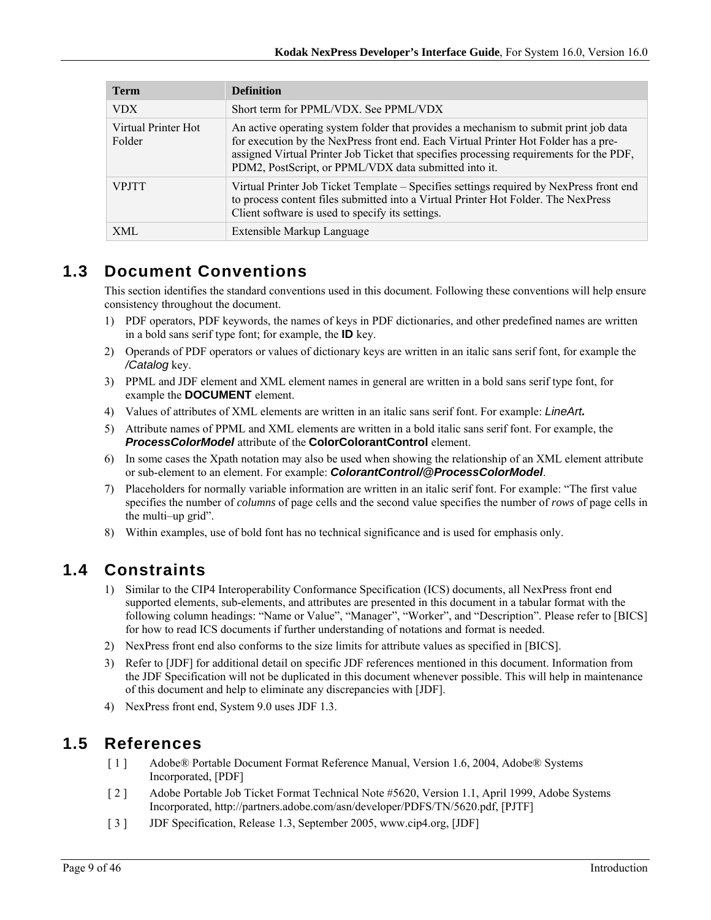| Term | Definition |
|---|---|
| VDX | Short term for PPML/VDX. See PPML/VDX |
| Virtual Printer Hot Folder | An active operating system folder that provides a mechanism to submit print job data for execution by the NexPress front end. Each Virtual Printer Hot Folder has a pre-assigned Virtual Printer Job Ticket that specifies processing requirements for the PDF, PDM2, PostScript, or PPML/VDX data submitted into it. |
| VPJTT | Virtual Printer Job Ticket Template – Specifies settings required by NexPress front end to process content files submitted into a Virtual Printer Hot Folder. The NexPress Client software is used to specify its settings. |
| XML | Extensible Markup Language |

## 1.3 Document Conventions

This section identifies the standard conventions used in this document. Following these conventions will help ensure consistency throughout the document.

1) PDF operators, PDF keywords, the names of keys in PDF dictionaries, and other predefined names are written in a bold sans serif type font; for example, the **ID** key.
2) Operands of PDF operators or values of dictionary keys are written in an italic sans serif font, for example the */Catalog* key.
3) PPML and JDF element and XML element names in general are written in a bold sans serif type font, for example the **DOCUMENT** element.
4) Values of attributes of XML elements are written in an italic sans serif font. For example: *LineArt.*
5) Attribute names of PPML and XML elements are written in a bold italic sans serif font. For example, the ***ProcessColorModel*** attribute of the **ColorColorantControl** element.
6) In some cases the Xpath notation may also be used when showing the relationship of an XML element attribute or sub-element to an element. For example: ***ColorantControl/@ProcessColorModel***.
7) Placeholders for normally variable information are written in an italic serif font. For example: "The first value specifies the number of *columns* of page cells and the second value specifies the number of *rows* of page cells in the multi–up grid".
8) Within examples, use of bold font has no technical significance and is used for emphasis only.

## 1.4 Constraints

1) Similar to the CIP4 Interoperability Conformance Specification (ICS) documents, all NexPress front end supported elements, sub-elements, and attributes are presented in this document in a tabular format with the following column headings: "Name or Value", "Manager", "Worker", and "Description". Please refer to [BICS] for how to read ICS documents if further understanding of notations and format is needed.
2) NexPress front end also conforms to the size limits for attribute values as specified in [BICS].
3) Refer to [JDF] for additional detail on specific JDF references mentioned in this document. Information from the JDF Specification will not be duplicated in this document whenever possible. This will help in maintenance of this document and help to eliminate any discrepancies with [JDF].
4) NexPress front end, System 9.0 uses JDF 1.3.

## 1.5 References

[ 1 ] Adobe® Portable Document Format Reference Manual, Version 1.6, 2004, Adobe® Systems Incorporated, [PDF]

[ 2 ] Adobe Portable Job Ticket Format Technical Note #5620, Version 1.1, April 1999, Adobe Systems Incorporated, http://partners.adobe.com/asn/developer/PDFS/TN/5620.pdf, [PJTF]

[ 3 ] JDF Specification, Release 1.3, September 2005, www.cip4.org, [JDF]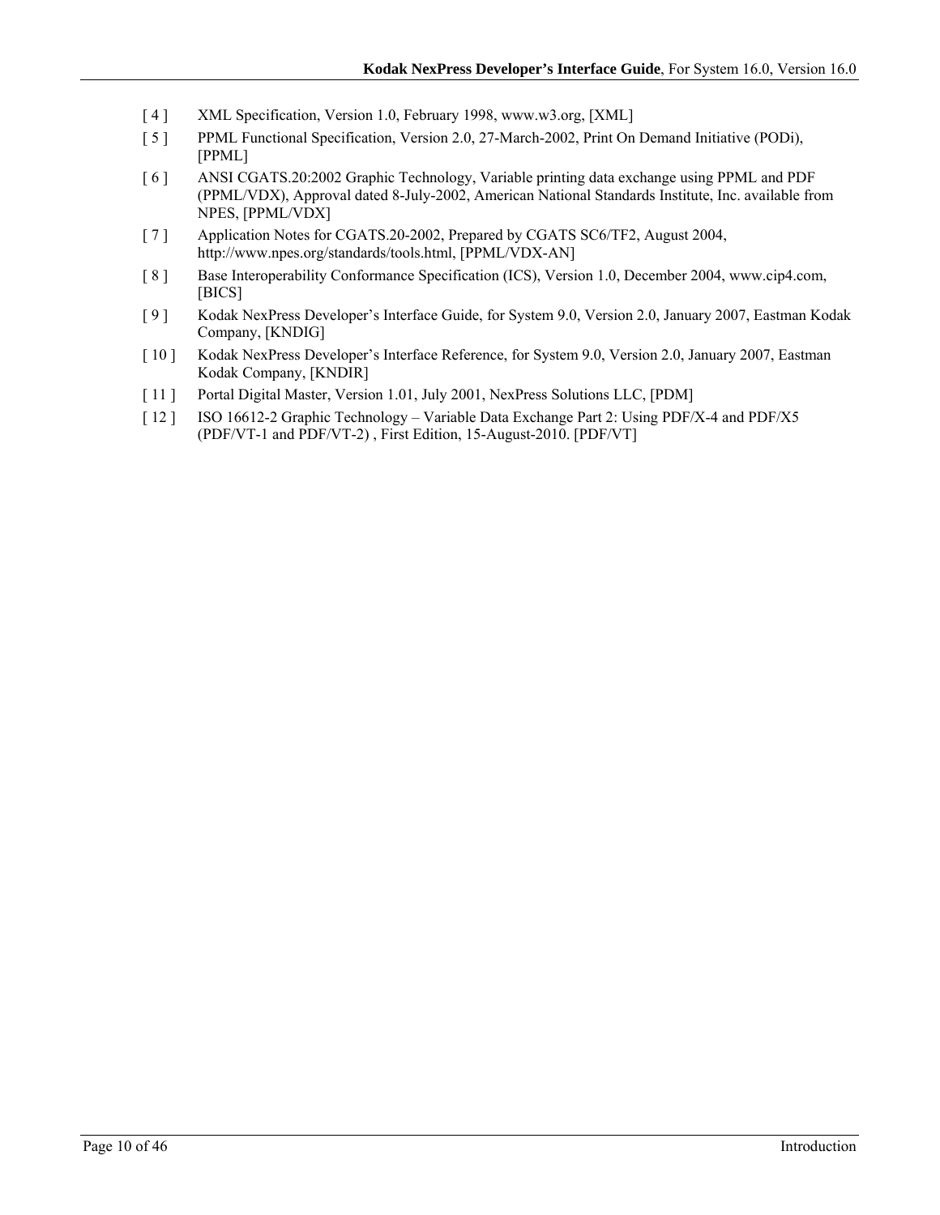[ 4 ] XML Specification, Version 1.0, February 1998, www.w3.org, [XML]

[ 5 ] PPML Functional Specification, Version 2.0, 27-March-2002, Print On Demand Initiative (PODi), [PPML]

[ 6 ] ANSI CGATS.20:2002 Graphic Technology, Variable printing data exchange using PPML and PDF (PPML/VDX), Approval dated 8-July-2002, American National Standards Institute, Inc. available from NPES, [PPML/VDX]

[ 7 ] Application Notes for CGATS.20-2002, Prepared by CGATS SC6/TF2, August 2004, http://www.npes.org/standards/tools.html, [PPML/VDX-AN]

[ 8 ] Base Interoperability Conformance Specification (ICS), Version 1.0, December 2004, www.cip4.com, [BICS]

[ 9 ] Kodak NexPress Developer's Interface Guide, for System 9.0, Version 2.0, January 2007, Eastman Kodak Company, [KNDIG]

[ 10 ] Kodak NexPress Developer's Interface Reference, for System 9.0, Version 2.0, January 2007, Eastman Kodak Company, [KNDIR]

[ 11 ] Portal Digital Master, Version 1.01, July 2001, NexPress Solutions LLC, [PDM]

[ 12 ] ISO 16612-2 Graphic Technology – Variable Data Exchange Part 2: Using PDF/X-4 and PDF/X5 (PDF/VT-1 and PDF/VT-2) , First Edition, 15-August-2010. [PDF/VT]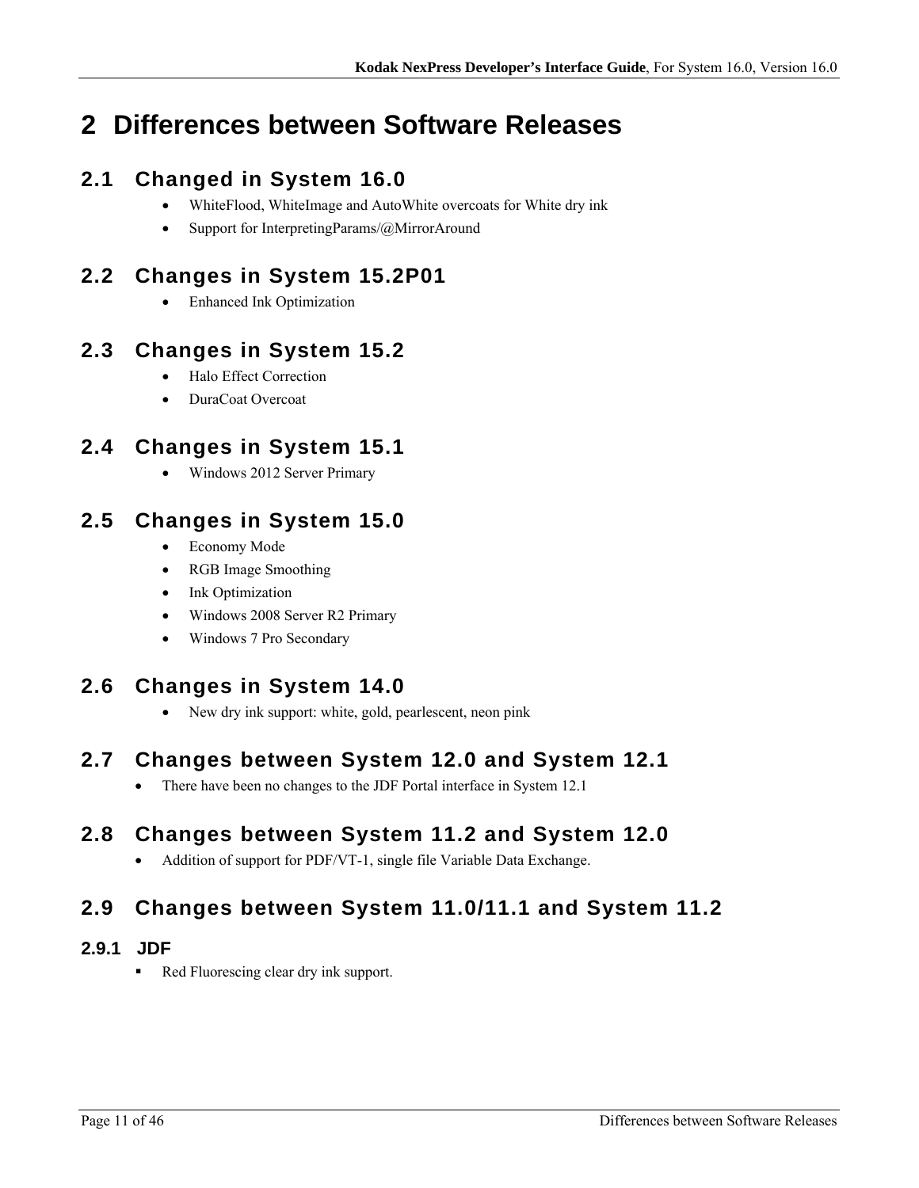# 2 Differences between Software Releases

## 2.1 Changed in System 16.0

- WhiteFlood, WhiteImage and AutoWhite overcoats for White dry ink
- Support for InterpretingParams/@MirrorAround

## 2.2 Changes in System 15.2P01

- Enhanced Ink Optimization

## 2.3 Changes in System 15.2

- Halo Effect Correction
- DuraCoat Overcoat

## 2.4 Changes in System 15.1

- Windows 2012 Server Primary

## 2.5 Changes in System 15.0

- Economy Mode
- RGB Image Smoothing
- Ink Optimization
- Windows 2008 Server R2 Primary
- Windows 7 Pro Secondary

## 2.6 Changes in System 14.0

- New dry ink support: white, gold, pearlescent, neon pink

## 2.7 Changes between System 12.0 and System 12.1

- There have been no changes to the JDF Portal interface in System 12.1

## 2.8 Changes between System 11.2 and System 12.0

- Addition of support for PDF/VT-1, single file Variable Data Exchange.

## 2.9 Changes between System 11.0/11.1 and System 11.2

### 2.9.1 JDF

- Red Fluorescing clear dry ink support.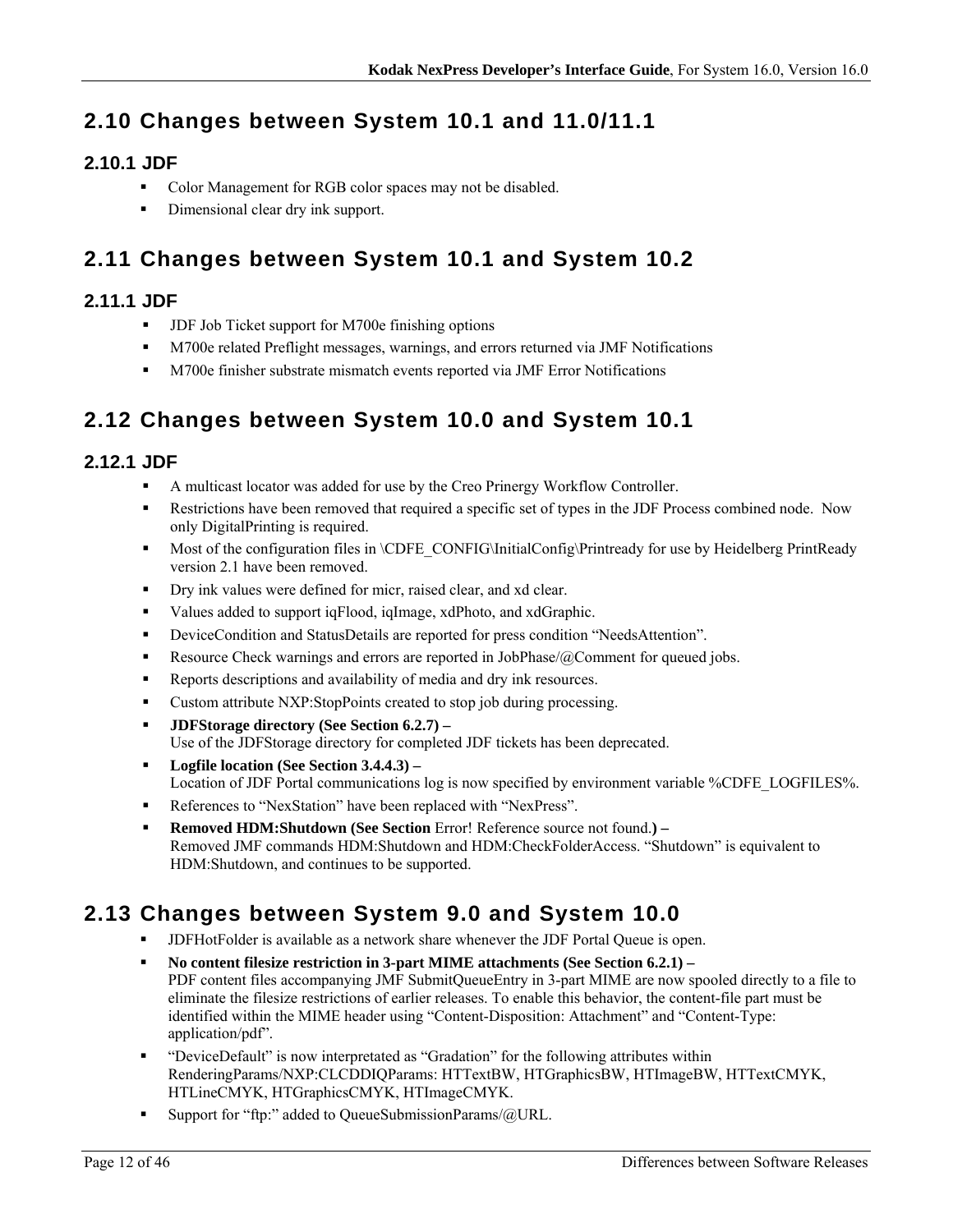## 2.10 Changes between System 10.1 and 11.0/11.1

### 2.10.1 JDF

- Color Management for RGB color spaces may not be disabled.
- Dimensional clear dry ink support.

## 2.11 Changes between System 10.1 and System 10.2

### 2.11.1 JDF

- JDF Job Ticket support for M700e finishing options
- M700e related Preflight messages, warnings, and errors returned via JMF Notifications
- M700e finisher substrate mismatch events reported via JMF Error Notifications

## 2.12 Changes between System 10.0 and System 10.1

### 2.12.1 JDF

- A multicast locator was added for use by the Creo Prinergy Workflow Controller.
- Restrictions have been removed that required a specific set of types in the JDF Process combined node. Now only DigitalPrinting is required.
- Most of the configuration files in \CDFE_CONFIG\InitialConfig\Printready for use by Heidelberg PrintReady version 2.1 have been removed.
- Dry ink values were defined for micr, raised clear, and xd clear.
- Values added to support iqFlood, iqImage, xdPhoto, and xdGraphic.
- DeviceCondition and StatusDetails are reported for press condition "NeedsAttention".
- Resource Check warnings and errors are reported in JobPhase/@Comment for queued jobs.
- Reports descriptions and availability of media and dry ink resources.
- Custom attribute NXP:StopPoints created to stop job during processing.
- **JDFStorage directory (See Section 6.2.7) –**
  Use of the JDFStorage directory for completed JDF tickets has been deprecated.
- **Logfile location (See Section 3.4.4.3) –**
  Location of JDF Portal communications log is now specified by environment variable %CDFE_LOGFILES%.
- References to "NexStation" have been replaced with "NexPress".
- **Removed HDM:Shutdown (See Section** Error! Reference source not found.**) –**
  Removed JMF commands HDM:Shutdown and HDM:CheckFolderAccess. "Shutdown" is equivalent to HDM:Shutdown, and continues to be supported.

## 2.13 Changes between System 9.0 and System 10.0

- JDFHotFolder is available as a network share whenever the JDF Portal Queue is open.
- **No content filesize restriction in 3-part MIME attachments (See Section 6.2.1) –**
  PDF content files accompanying JMF SubmitQueueEntry in 3-part MIME are now spooled directly to a file to eliminate the filesize restrictions of earlier releases. To enable this behavior, the content-file part must be identified within the MIME header using "Content-Disposition: Attachment" and "Content-Type: application/pdf".
- "DeviceDefault" is now interpretated as "Gradation" for the following attributes within RenderingParams/NXP:CLCDDIQParams: HTTextBW, HTGraphicsBW, HTImageBW, HTTextCMYK, HTLineCMYK, HTGraphicsCMYK, HTImageCMYK.
- Support for "ftp:" added to QueueSubmissionParams/@URL.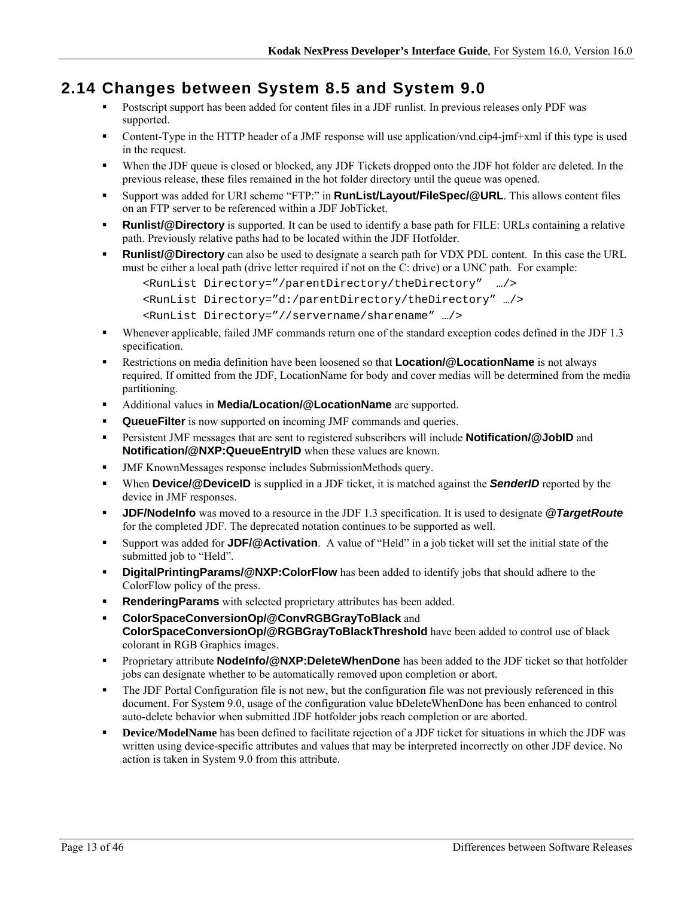## 2.14 Changes between System 8.5 and System 9.0

- Postscript support has been added for content files in a JDF runlist. In previous releases only PDF was supported.
- Content-Type in the HTTP header of a JMF response will use application/vnd.cip4-jmf+xml if this type is used in the request.
- When the JDF queue is closed or blocked, any JDF Tickets dropped onto the JDF hot folder are deleted. In the previous release, these files remained in the hot folder directory until the queue was opened.
- Support was added for URI scheme “FTP:” in **RunList/Layout/FileSpec/@URL**. This allows content files on an FTP server to be referenced within a JDF JobTicket.
- **Runlist/@Directory** is supported. It can be used to identify a base path for FILE: URLs containing a relative path. Previously relative paths had to be located within the JDF Hotfolder.
- **Runlist/@Directory** can also be used to designate a search path for VDX PDL content. In this case the URL must be either a local path (drive letter required if not on the C: drive) or a UNC path. For example:

```
<RunList Directory=”/parentDirectory/theDirectory”  …/>
<RunList Directory=”d:/parentDirectory/theDirectory” …/>
<RunList Directory=”//servername/sharename” …/>
```

- Whenever applicable, failed JMF commands return one of the standard exception codes defined in the JDF 1.3 specification.
- Restrictions on media definition have been loosened so that **Location/@LocationName** is not always required. If omitted from the JDF, LocationName for body and cover medias will be determined from the media partitioning.
- Additional values in **Media/Location/@LocationName** are supported.
- **QueueFilter** is now supported on incoming JMF commands and queries.
- Persistent JMF messages that are sent to registered subscribers will include **Notification/@JobID** and **Notification/@NXP:QueueEntryID** when these values are known.
- JMF KnownMessages response includes SubmissionMethods query.
- When **Device/@DeviceID** is supplied in a JDF ticket, it is matched against the ***SenderID*** reported by the device in JMF responses.
- **JDF/NodeInfo** was moved to a resource in the JDF 1.3 specification. It is used to designate ***@TargetRoute*** for the completed JDF. The deprecated notation continues to be supported as well.
- Support was added for **JDF/@Activation**. A value of “Held” in a job ticket will set the initial state of the submitted job to “Held”.
- **DigitalPrintingParams/@NXP:ColorFlow** has been added to identify jobs that should adhere to the ColorFlow policy of the press.
- **RenderingParams** with selected proprietary attributes has been added.
- **ColorSpaceConversionOp/@ConvRGBGrayToBlack** and **ColorSpaceConversionOp/@RGBGrayToBlackThreshold** have been added to control use of black colorant in RGB Graphics images.
- Proprietary attribute **NodeInfo/@NXP:DeleteWhenDone** has been added to the JDF ticket so that hotfolder jobs can designate whether to be automatically removed upon completion or abort.
- The JDF Portal Configuration file is not new, but the configuration file was not previously referenced in this document. For System 9.0, usage of the configuration value bDeleteWhenDone has been enhanced to control auto-delete behavior when submitted JDF hotfolder jobs reach completion or are aborted.
- **Device/ModelName** has been defined to facilitate rejection of a JDF ticket for situations in which the JDF was written using device-specific attributes and values that may be interpreted incorrectly on other JDF device. No action is taken in System 9.0 from this attribute.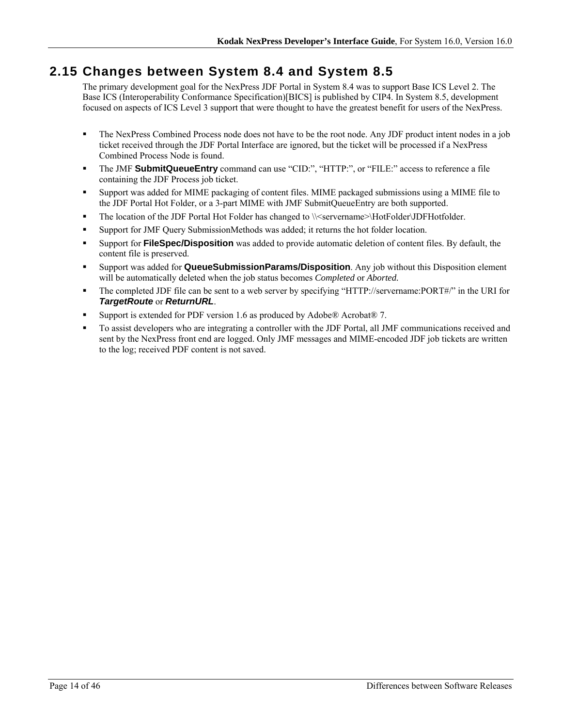## 2.15 Changes between System 8.4 and System 8.5

The primary development goal for the NexPress JDF Portal in System 8.4 was to support Base ICS Level 2. The Base ICS (Interoperability Conformance Specification)[BICS] is published by CIP4. In System 8.5, development focused on aspects of ICS Level 3 support that were thought to have the greatest benefit for users of the NexPress.

- The NexPress Combined Process node does not have to be the root node. Any JDF product intent nodes in a job ticket received through the JDF Portal Interface are ignored, but the ticket will be processed if a NexPress Combined Process Node is found.
- The JMF **SubmitQueueEntry** command can use "CID:", "HTTP:", or "FILE:" access to reference a file containing the JDF Process job ticket.
- Support was added for MIME packaging of content files. MIME packaged submissions using a MIME file to the JDF Portal Hot Folder, or a 3-part MIME with JMF SubmitQueueEntry are both supported.
- The location of the JDF Portal Hot Folder has changed to \\<servername>\HotFolder\JDFHotfolder.
- Support for JMF Query SubmissionMethods was added; it returns the hot folder location.
- Support for **FileSpec/Disposition** was added to provide automatic deletion of content files. By default, the content file is preserved.
- Support was added for **QueueSubmissionParams/Disposition**. Any job without this Disposition element will be automatically deleted when the job status becomes *Completed* or *Aborted.*
- The completed JDF file can be sent to a web server by specifying "HTTP://servername:PORT#/" in the URI for ***TargetRoute*** or ***ReturnURL***.
- Support is extended for PDF version 1.6 as produced by Adobe® Acrobat® 7.
- To assist developers who are integrating a controller with the JDF Portal, all JMF communications received and sent by the NexPress front end are logged. Only JMF messages and MIME-encoded JDF job tickets are written to the log; received PDF content is not saved.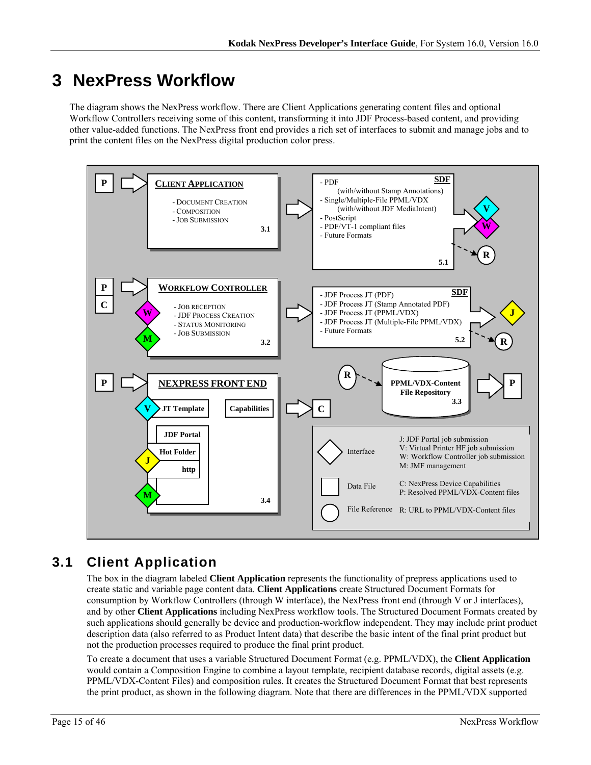# 3 NexPress Workflow

The diagram shows the NexPress workflow. There are Client Applications generating content files and optional Workflow Controllers receiving some of this content, transforming it into JDF Process-based content, and providing other value-added functions. The NexPress front end provides a rich set of interfaces to submit and manage jobs and to print the content files on the NexPress digital production color press.

**CLIENT APPLICATION** (3.1)

- DOCUMENT CREATION
- COMPOSITION
- JOB SUBMISSION

**SDF** (5.1)

- PDF (with/without Stamp Annotations)
- Single/Multiple-File PPML/VDX (with/without JDF MediaIntent)
- PostScript
- PDF/VT-1 compliant files
- Future Formats

**WORKFLOW CONTROLLER** (3.2)

- JOB RECEPTION
- JDF PROCESS CREATION
- STATUS MONITORING
- JOB SUBMISSION

**SDF** (5.2)

- JDF Process JT (PDF)
- JDF Process JT (Stamp Annotated PDF)
- JDF Process JT (PPML/VDX)
- JDF Process JT (Multiple-File PPML/VDX)
- Future Formats

**NEXPRESS FRONT END** (3.4)

JT Template, Capabilities, JDF Portal, Hot Folder, http

**PPML/VDX-Content File Repository** (3.3)

| Symbol | Type | Meaning |
| --- | --- | --- |
| Diamond | Interface | J: JDF Portal job submission<br>V: Virtual Printer HF job submission<br>W: Workflow Controller job submission<br>M: JMF management |
| Square | Data File | C: NexPress Device Capabilities<br>P: Resolved PPML/VDX-Content files |
| Circle | File Reference | R: URL to PPML/VDX-Content files |

## 3.1 Client Application

The box in the diagram labeled **Client Application** represents the functionality of prepress applications used to create static and variable page content data. **Client Applications** create Structured Document Formats for consumption by Workflow Controllers (through W interface), the NexPress front end (through V or J interfaces), and by other **Client Applications** including NexPress workflow tools. The Structured Document Formats created by such applications should generally be device and production-workflow independent. They may include print product description data (also referred to as Product Intent data) that describe the basic intent of the final print product but not the production processes required to produce the final print product.

To create a document that uses a variable Structured Document Format (e.g. PPML/VDX), the **Client Application** would contain a Composition Engine to combine a layout template, recipient database records, digital assets (e.g. PPML/VDX-Content Files) and composition rules. It creates the Structured Document Format that best represents the print product, as shown in the following diagram. Note that there are differences in the PPML/VDX supported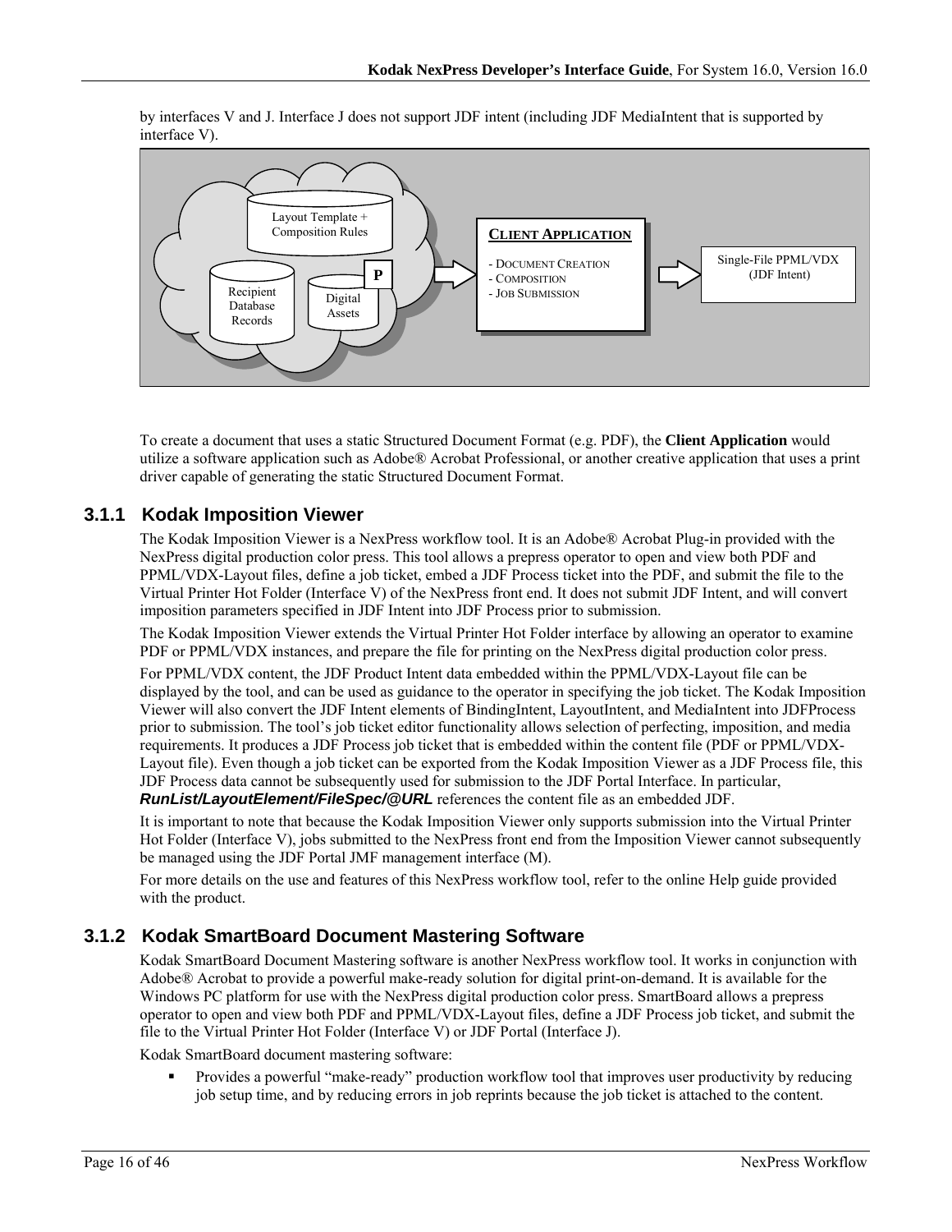by interfaces V and J. Interface J does not support JDF intent (including JDF MediaIntent that is supported by interface V).

Layout Template + Composition Rules

Recipient Database Records

Digital Assets

P

**CLIENT APPLICATION**

- DOCUMENT CREATION
- COMPOSITION
- JOB SUBMISSION

Single-File PPML/VDX (JDF Intent)

To create a document that uses a static Structured Document Format (e.g. PDF), the **Client Application** would utilize a software application such as Adobe® Acrobat Professional, or another creative application that uses a print driver capable of generating the static Structured Document Format.

### 3.1.1 Kodak Imposition Viewer

The Kodak Imposition Viewer is a NexPress workflow tool. It is an Adobe® Acrobat Plug-in provided with the NexPress digital production color press. This tool allows a prepress operator to open and view both PDF and PPML/VDX-Layout files, define a job ticket, embed a JDF Process ticket into the PDF, and submit the file to the Virtual Printer Hot Folder (Interface V) of the NexPress front end. It does not submit JDF Intent, and will convert imposition parameters specified in JDF Intent into JDF Process prior to submission.

The Kodak Imposition Viewer extends the Virtual Printer Hot Folder interface by allowing an operator to examine PDF or PPML/VDX instances, and prepare the file for printing on the NexPress digital production color press.

For PPML/VDX content, the JDF Product Intent data embedded within the PPML/VDX-Layout file can be displayed by the tool, and can be used as guidance to the operator in specifying the job ticket. The Kodak Imposition Viewer will also convert the JDF Intent elements of BindingIntent, LayoutIntent, and MediaIntent into JDFProcess prior to submission. The tool's job ticket editor functionality allows selection of perfecting, imposition, and media requirements. It produces a JDF Process job ticket that is embedded within the content file (PDF or PPML/VDX-Layout file). Even though a job ticket can be exported from the Kodak Imposition Viewer as a JDF Process file, this JDF Process data cannot be subsequently used for submission to the JDF Portal Interface. In particular, ***RunList/LayoutElement/FileSpec/@URL*** references the content file as an embedded JDF.

It is important to note that because the Kodak Imposition Viewer only supports submission into the Virtual Printer Hot Folder (Interface V), jobs submitted to the NexPress front end from the Imposition Viewer cannot subsequently be managed using the JDF Portal JMF management interface (M).

For more details on the use and features of this NexPress workflow tool, refer to the online Help guide provided with the product.

### 3.1.2 Kodak SmartBoard Document Mastering Software

Kodak SmartBoard Document Mastering software is another NexPress workflow tool. It works in conjunction with Adobe® Acrobat to provide a powerful make-ready solution for digital print-on-demand. It is available for the Windows PC platform for use with the NexPress digital production color press. SmartBoard allows a prepress operator to open and view both PDF and PPML/VDX-Layout files, define a JDF Process job ticket, and submit the file to the Virtual Printer Hot Folder (Interface V) or JDF Portal (Interface J).

Kodak SmartBoard document mastering software:

- Provides a powerful "make-ready" production workflow tool that improves user productivity by reducing job setup time, and by reducing errors in job reprints because the job ticket is attached to the content.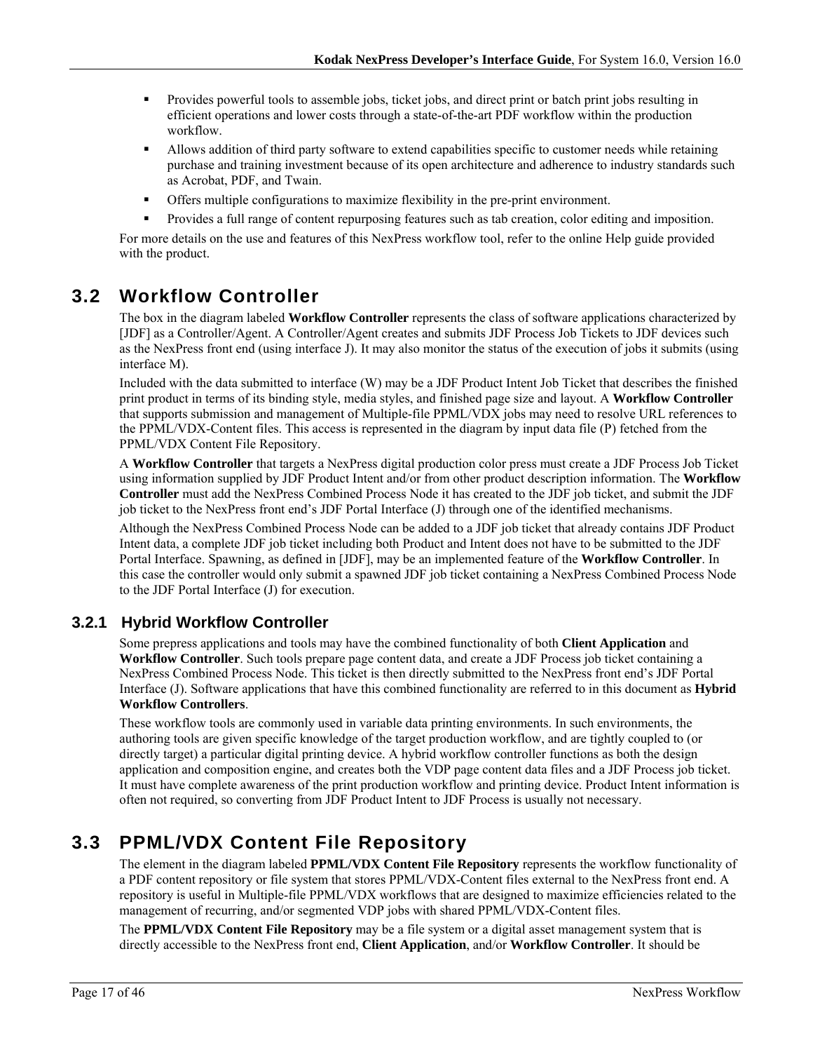- Provides powerful tools to assemble jobs, ticket jobs, and direct print or batch print jobs resulting in efficient operations and lower costs through a state-of-the-art PDF workflow within the production workflow.
- Allows addition of third party software to extend capabilities specific to customer needs while retaining purchase and training investment because of its open architecture and adherence to industry standards such as Acrobat, PDF, and Twain.
- Offers multiple configurations to maximize flexibility in the pre-print environment.
- Provides a full range of content repurposing features such as tab creation, color editing and imposition.

For more details on the use and features of this NexPress workflow tool, refer to the online Help guide provided with the product.

## 3.2 Workflow Controller

The box in the diagram labeled **Workflow Controller** represents the class of software applications characterized by [JDF] as a Controller/Agent. A Controller/Agent creates and submits JDF Process Job Tickets to JDF devices such as the NexPress front end (using interface J). It may also monitor the status of the execution of jobs it submits (using interface M).

Included with the data submitted to interface (W) may be a JDF Product Intent Job Ticket that describes the finished print product in terms of its binding style, media styles, and finished page size and layout. A **Workflow Controller** that supports submission and management of Multiple-file PPML/VDX jobs may need to resolve URL references to the PPML/VDX-Content files. This access is represented in the diagram by input data file (P) fetched from the PPML/VDX Content File Repository.

A **Workflow Controller** that targets a NexPress digital production color press must create a JDF Process Job Ticket using information supplied by JDF Product Intent and/or from other product description information. The **Workflow Controller** must add the NexPress Combined Process Node it has created to the JDF job ticket, and submit the JDF job ticket to the NexPress front end's JDF Portal Interface (J) through one of the identified mechanisms.

Although the NexPress Combined Process Node can be added to a JDF job ticket that already contains JDF Product Intent data, a complete JDF job ticket including both Product and Intent does not have to be submitted to the JDF Portal Interface. Spawning, as defined in [JDF], may be an implemented feature of the **Workflow Controller**. In this case the controller would only submit a spawned JDF job ticket containing a NexPress Combined Process Node to the JDF Portal Interface (J) for execution.

### 3.2.1 Hybrid Workflow Controller

Some prepress applications and tools may have the combined functionality of both **Client Application** and **Workflow Controller**. Such tools prepare page content data, and create a JDF Process job ticket containing a NexPress Combined Process Node. This ticket is then directly submitted to the NexPress front end's JDF Portal Interface (J). Software applications that have this combined functionality are referred to in this document as **Hybrid Workflow Controllers**.

These workflow tools are commonly used in variable data printing environments. In such environments, the authoring tools are given specific knowledge of the target production workflow, and are tightly coupled to (or directly target) a particular digital printing device. A hybrid workflow controller functions as both the design application and composition engine, and creates both the VDP page content data files and a JDF Process job ticket. It must have complete awareness of the print production workflow and printing device. Product Intent information is often not required, so converting from JDF Product Intent to JDF Process is usually not necessary.

## 3.3 PPML/VDX Content File Repository

The element in the diagram labeled **PPML/VDX Content File Repository** represents the workflow functionality of a PDF content repository or file system that stores PPML/VDX-Content files external to the NexPress front end. A repository is useful in Multiple-file PPML/VDX workflows that are designed to maximize efficiencies related to the management of recurring, and/or segmented VDP jobs with shared PPML/VDX-Content files.

The **PPML/VDX Content File Repository** may be a file system or a digital asset management system that is directly accessible to the NexPress front end, **Client Application**, and/or **Workflow Controller**. It should be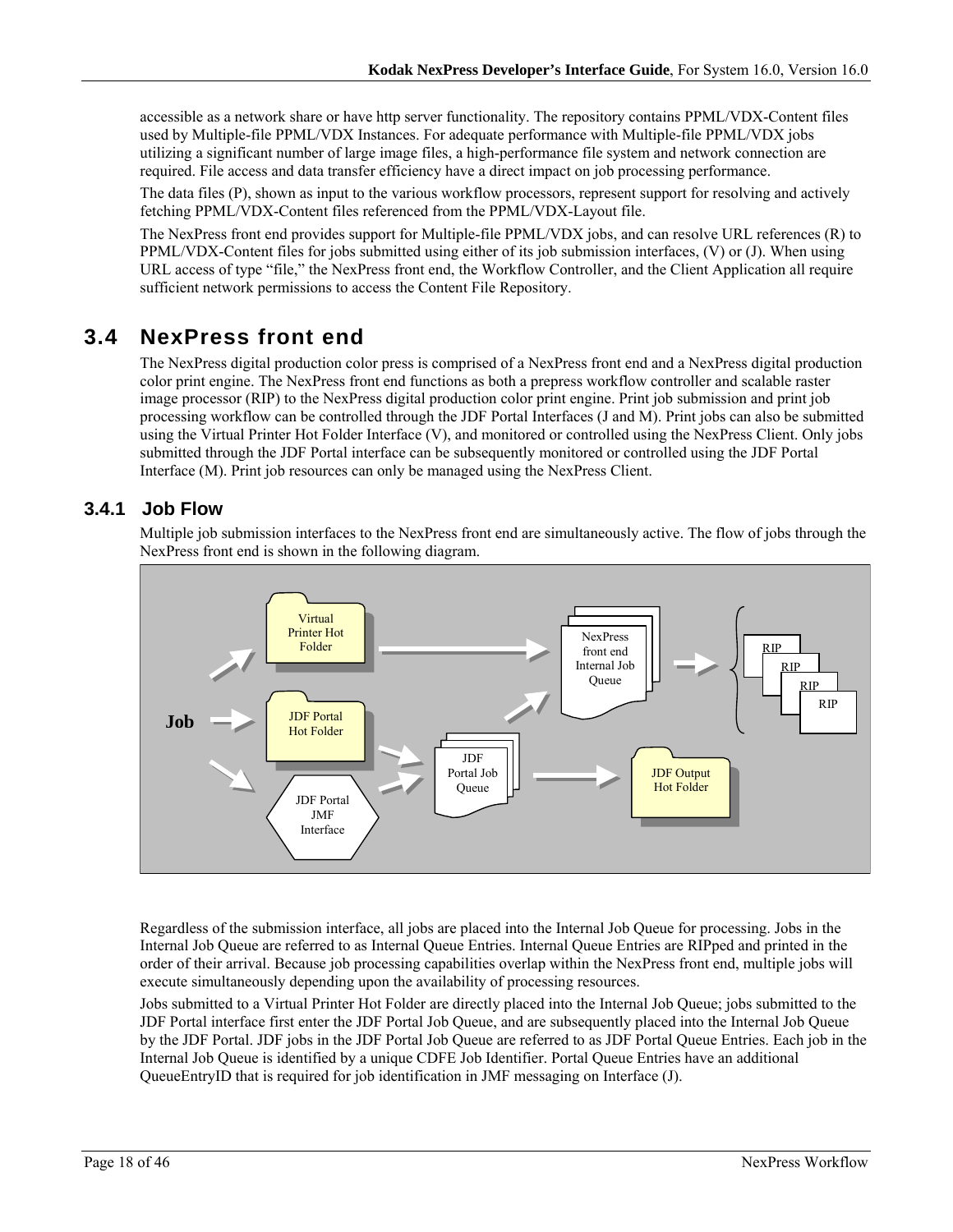accessible as a network share or have http server functionality. The repository contains PPML/VDX-Content files used by Multiple-file PPML/VDX Instances. For adequate performance with Multiple-file PPML/VDX jobs utilizing a significant number of large image files, a high-performance file system and network connection are required. File access and data transfer efficiency have a direct impact on job processing performance.

The data files (P), shown as input to the various workflow processors, represent support for resolving and actively fetching PPML/VDX-Content files referenced from the PPML/VDX-Layout file.

The NexPress front end provides support for Multiple-file PPML/VDX jobs, and can resolve URL references (R) to PPML/VDX-Content files for jobs submitted using either of its job submission interfaces, (V) or (J). When using URL access of type "file," the NexPress front end, the Workflow Controller, and the Client Application all require sufficient network permissions to access the Content File Repository.

## 3.4 NexPress front end

The NexPress digital production color press is comprised of a NexPress front end and a NexPress digital production color print engine. The NexPress front end functions as both a prepress workflow controller and scalable raster image processor (RIP) to the NexPress digital production color print engine. Print job submission and print job processing workflow can be controlled through the JDF Portal Interfaces (J and M). Print jobs can also be submitted using the Virtual Printer Hot Folder Interface (V), and monitored or controlled using the NexPress Client. Only jobs submitted through the JDF Portal interface can be subsequently monitored or controlled using the JDF Portal Interface (M). Print job resources can only be managed using the NexPress Client.

### 3.4.1 Job Flow

Multiple job submission interfaces to the NexPress front end are simultaneously active. The flow of jobs through the NexPress front end is shown in the following diagram.

Job → Virtual Printer Hot Folder → NexPress front end Internal Job Queue → RIP / RIP / RIP / RIP

Job → JDF Portal Hot Folder → JDF Portal Job Queue

Job → JDF Portal JMF Interface → JDF Portal Job Queue

JDF Portal Job Queue → NexPress front end Internal Job Queue

JDF Portal Job Queue → JDF Output Hot Folder

Regardless of the submission interface, all jobs are placed into the Internal Job Queue for processing. Jobs in the Internal Job Queue are referred to as Internal Queue Entries. Internal Queue Entries are RIPped and printed in the order of their arrival. Because job processing capabilities overlap within the NexPress front end, multiple jobs will execute simultaneously depending upon the availability of processing resources.

Jobs submitted to a Virtual Printer Hot Folder are directly placed into the Internal Job Queue; jobs submitted to the JDF Portal interface first enter the JDF Portal Job Queue, and are subsequently placed into the Internal Job Queue by the JDF Portal. JDF jobs in the JDF Portal Job Queue are referred to as JDF Portal Queue Entries. Each job in the Internal Job Queue is identified by a unique CDFE Job Identifier. Portal Queue Entries have an additional QueueEntryID that is required for job identification in JMF messaging on Interface (J).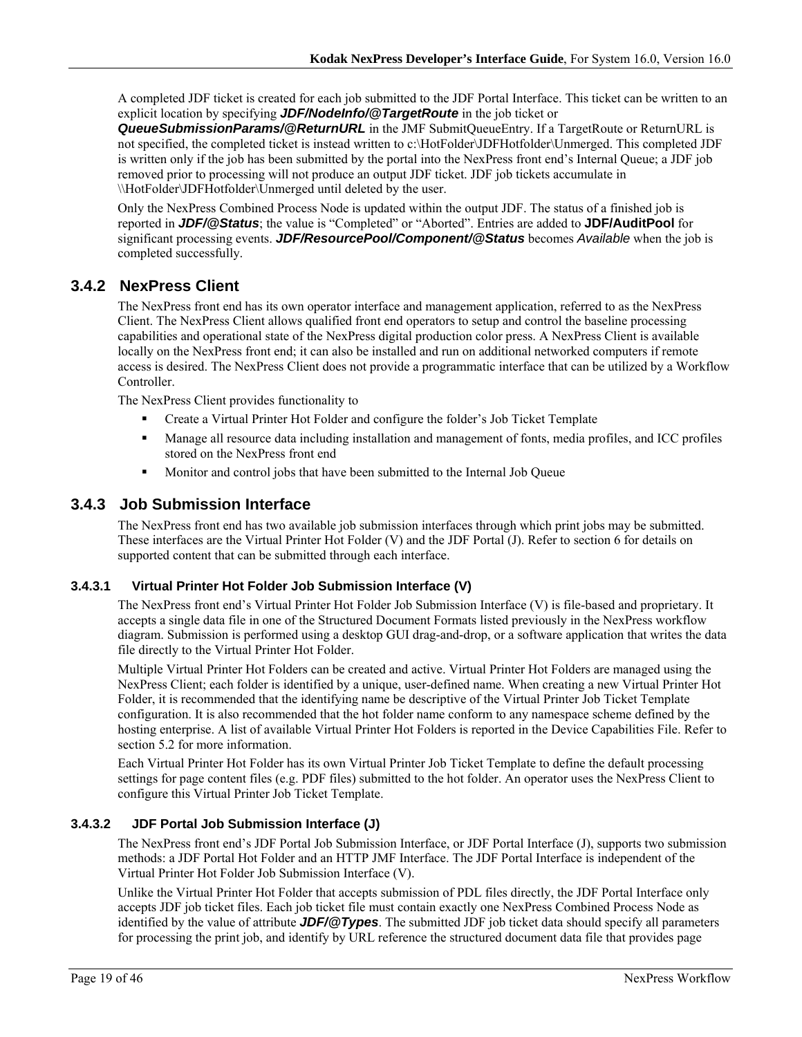A completed JDF ticket is created for each job submitted to the JDF Portal Interface. This ticket can be written to an explicit location by specifying ***JDF/NodeInfo/@TargetRoute*** in the job ticket or ***QueueSubmissionParams/@ReturnURL*** in the JMF SubmitQueueEntry. If a TargetRoute or ReturnURL is not specified, the completed ticket is instead written to c:\HotFolder\JDFHotfolder\Unmerged. This completed JDF is written only if the job has been submitted by the portal into the NexPress front end's Internal Queue; a JDF job removed prior to processing will not produce an output JDF ticket. JDF job tickets accumulate in \\HotFolder\JDFHotfolder\Unmerged until deleted by the user.

Only the NexPress Combined Process Node is updated within the output JDF. The status of a finished job is reported in ***JDF/@Status***; the value is "Completed" or "Aborted". Entries are added to **JDF/AuditPool** for significant processing events. ***JDF/ResourcePool/Component/@Status*** becomes *Available* when the job is completed successfully.

### 3.4.2 NexPress Client

The NexPress front end has its own operator interface and management application, referred to as the NexPress Client. The NexPress Client allows qualified front end operators to setup and control the baseline processing capabilities and operational state of the NexPress digital production color press. A NexPress Client is available locally on the NexPress front end; it can also be installed and run on additional networked computers if remote access is desired. The NexPress Client does not provide a programmatic interface that can be utilized by a Workflow Controller.

The NexPress Client provides functionality to

- Create a Virtual Printer Hot Folder and configure the folder's Job Ticket Template
- Manage all resource data including installation and management of fonts, media profiles, and ICC profiles stored on the NexPress front end
- Monitor and control jobs that have been submitted to the Internal Job Queue

### 3.4.3 Job Submission Interface

The NexPress front end has two available job submission interfaces through which print jobs may be submitted. These interfaces are the Virtual Printer Hot Folder (V) and the JDF Portal (J). Refer to section 6 for details on supported content that can be submitted through each interface.

#### 3.4.3.1 Virtual Printer Hot Folder Job Submission Interface (V)

The NexPress front end's Virtual Printer Hot Folder Job Submission Interface (V) is file-based and proprietary. It accepts a single data file in one of the Structured Document Formats listed previously in the NexPress workflow diagram. Submission is performed using a desktop GUI drag-and-drop, or a software application that writes the data file directly to the Virtual Printer Hot Folder.

Multiple Virtual Printer Hot Folders can be created and active. Virtual Printer Hot Folders are managed using the NexPress Client; each folder is identified by a unique, user-defined name. When creating a new Virtual Printer Hot Folder, it is recommended that the identifying name be descriptive of the Virtual Printer Job Ticket Template configuration. It is also recommended that the hot folder name conform to any namespace scheme defined by the hosting enterprise. A list of available Virtual Printer Hot Folders is reported in the Device Capabilities File. Refer to section 5.2 for more information.

Each Virtual Printer Hot Folder has its own Virtual Printer Job Ticket Template to define the default processing settings for page content files (e.g. PDF files) submitted to the hot folder. An operator uses the NexPress Client to configure this Virtual Printer Job Ticket Template.

#### 3.4.3.2 JDF Portal Job Submission Interface (J)

The NexPress front end's JDF Portal Job Submission Interface, or JDF Portal Interface (J), supports two submission methods: a JDF Portal Hot Folder and an HTTP JMF Interface. The JDF Portal Interface is independent of the Virtual Printer Hot Folder Job Submission Interface (V).

Unlike the Virtual Printer Hot Folder that accepts submission of PDL files directly, the JDF Portal Interface only accepts JDF job ticket files. Each job ticket file must contain exactly one NexPress Combined Process Node as identified by the value of attribute ***JDF/@Types***. The submitted JDF job ticket data should specify all parameters for processing the print job, and identify by URL reference the structured document data file that provides page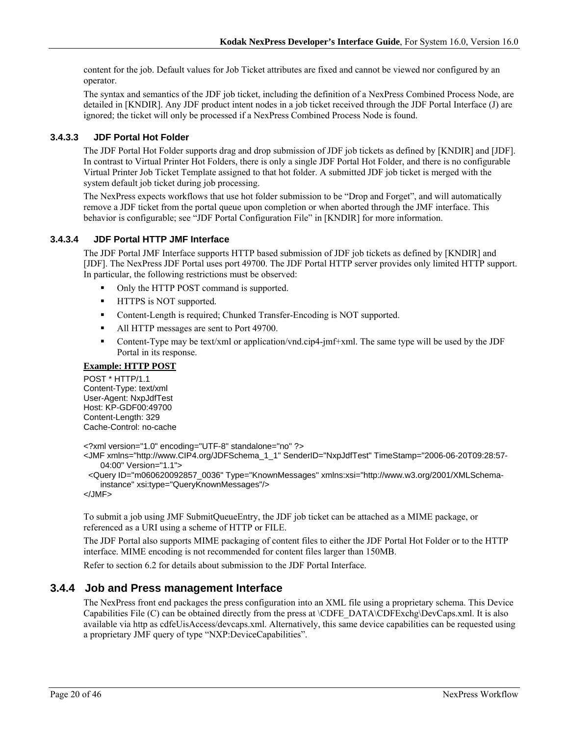content for the job. Default values for Job Ticket attributes are fixed and cannot be viewed nor configured by an operator.

The syntax and semantics of the JDF job ticket, including the definition of a NexPress Combined Process Node, are detailed in [KNDIR]. Any JDF product intent nodes in a job ticket received through the JDF Portal Interface (J) are ignored; the ticket will only be processed if a NexPress Combined Process Node is found.

#### 3.4.3.3 JDF Portal Hot Folder

The JDF Portal Hot Folder supports drag and drop submission of JDF job tickets as defined by [KNDIR] and [JDF]. In contrast to Virtual Printer Hot Folders, there is only a single JDF Portal Hot Folder, and there is no configurable Virtual Printer Job Ticket Template assigned to that hot folder. A submitted JDF job ticket is merged with the system default job ticket during job processing.

The NexPress expects workflows that use hot folder submission to be "Drop and Forget", and will automatically remove a JDF ticket from the portal queue upon completion or when aborted through the JMF interface. This behavior is configurable; see "JDF Portal Configuration File" in [KNDIR] for more information.

#### 3.4.3.4 JDF Portal HTTP JMF Interface

The JDF Portal JMF Interface supports HTTP based submission of JDF job tickets as defined by [KNDIR] and [JDF]. The NexPress JDF Portal uses port 49700. The JDF Portal HTTP server provides only limited HTTP support. In particular, the following restrictions must be observed:

- Only the HTTP POST command is supported.
- HTTPS is NOT supported.
- Content-Length is required; Chunked Transfer-Encoding is NOT supported.
- All HTTP messages are sent to Port 49700.
- Content-Type may be text/xml or application/vnd.cip4-jmf+xml. The same type will be used by the JDF Portal in its response.

**Example: HTTP POST**

```
POST * HTTP/1.1
Content-Type: text/xml
User-Agent: NxpJdfTest
Host: KP-GDF00:49700
Content-Length: 329
Cache-Control: no-cache

<?xml version="1.0" encoding="UTF-8" standalone="no" ?>
<JMF xmlns="http://www.CIP4.org/JDFSchema_1_1" SenderID="NxpJdfTest" TimeStamp="2006-06-20T09:28:57-
    04:00" Version="1.1">
  <Query ID="m060620092857_0036" Type="KnownMessages" xmlns:xsi="http://www.w3.org/2001/XMLSchema-
    instance" xsi:type="QueryKnownMessages"/>
</JMF>
```

To submit a job using JMF SubmitQueueEntry, the JDF job ticket can be attached as a MIME package, or referenced as a URI using a scheme of HTTP or FILE.

The JDF Portal also supports MIME packaging of content files to either the JDF Portal Hot Folder or to the HTTP interface. MIME encoding is not recommended for content files larger than 150MB.

Refer to section 6.2 for details about submission to the JDF Portal Interface.

### 3.4.4 Job and Press management Interface

The NexPress front end packages the press configuration into an XML file using a proprietary schema. This Device Capabilities File (C) can be obtained directly from the press at \CDFE_DATA\CDFExchg\DevCaps.xml. It is also available via http as cdfeUisAccess/devcaps.xml. Alternatively, this same device capabilities can be requested using a proprietary JMF query of type "NXP:DeviceCapabilities".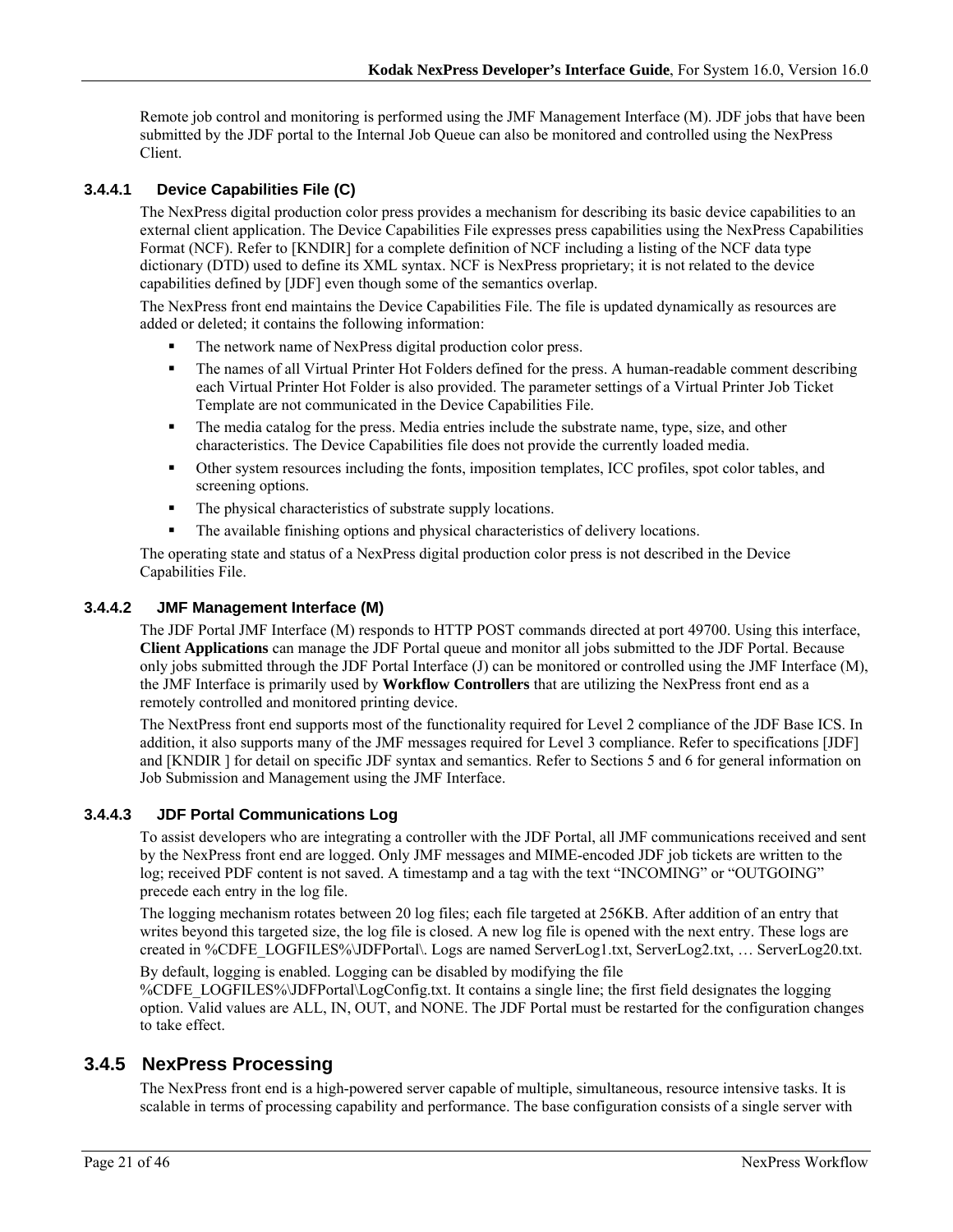Remote job control and monitoring is performed using the JMF Management Interface (M). JDF jobs that have been submitted by the JDF portal to the Internal Job Queue can also be monitored and controlled using the NexPress Client.

#### 3.4.4.1 Device Capabilities File (C)

The NexPress digital production color press provides a mechanism for describing its basic device capabilities to an external client application. The Device Capabilities File expresses press capabilities using the NexPress Capabilities Format (NCF). Refer to [KNDIR] for a complete definition of NCF including a listing of the NCF data type dictionary (DTD) used to define its XML syntax. NCF is NexPress proprietary; it is not related to the device capabilities defined by [JDF] even though some of the semantics overlap.

The NexPress front end maintains the Device Capabilities File. The file is updated dynamically as resources are added or deleted; it contains the following information:

- The network name of NexPress digital production color press.
- The names of all Virtual Printer Hot Folders defined for the press. A human-readable comment describing each Virtual Printer Hot Folder is also provided. The parameter settings of a Virtual Printer Job Ticket Template are not communicated in the Device Capabilities File.
- The media catalog for the press. Media entries include the substrate name, type, size, and other characteristics. The Device Capabilities file does not provide the currently loaded media.
- Other system resources including the fonts, imposition templates, ICC profiles, spot color tables, and screening options.
- The physical characteristics of substrate supply locations.
- The available finishing options and physical characteristics of delivery locations.

The operating state and status of a NexPress digital production color press is not described in the Device Capabilities File.

#### 3.4.4.2 JMF Management Interface (M)

The JDF Portal JMF Interface (M) responds to HTTP POST commands directed at port 49700. Using this interface, **Client Applications** can manage the JDF Portal queue and monitor all jobs submitted to the JDF Portal. Because only jobs submitted through the JDF Portal Interface (J) can be monitored or controlled using the JMF Interface (M), the JMF Interface is primarily used by **Workflow Controllers** that are utilizing the NexPress front end as a remotely controlled and monitored printing device.

The NextPress front end supports most of the functionality required for Level 2 compliance of the JDF Base ICS. In addition, it also supports many of the JMF messages required for Level 3 compliance. Refer to specifications [JDF] and [KNDIR ] for detail on specific JDF syntax and semantics. Refer to Sections 5 and 6 for general information on Job Submission and Management using the JMF Interface.

#### 3.4.4.3 JDF Portal Communications Log

To assist developers who are integrating a controller with the JDF Portal, all JMF communications received and sent by the NexPress front end are logged. Only JMF messages and MIME-encoded JDF job tickets are written to the log; received PDF content is not saved. A timestamp and a tag with the text “INCOMING” or “OUTGOING” precede each entry in the log file.

The logging mechanism rotates between 20 log files; each file targeted at 256KB. After addition of an entry that writes beyond this targeted size, the log file is closed. A new log file is opened with the next entry. These logs are created in %CDFE_LOGFILES%\JDFPortal\. Logs are named ServerLog1.txt, ServerLog2.txt, … ServerLog20.txt.

By default, logging is enabled. Logging can be disabled by modifying the file %CDFE_LOGFILES%\JDFPortal\LogConfig.txt. It contains a single line; the first field designates the logging option. Valid values are ALL, IN, OUT, and NONE. The JDF Portal must be restarted for the configuration changes to take effect.

### 3.4.5 NexPress Processing

The NexPress front end is a high-powered server capable of multiple, simultaneous, resource intensive tasks. It is scalable in terms of processing capability and performance. The base configuration consists of a single server with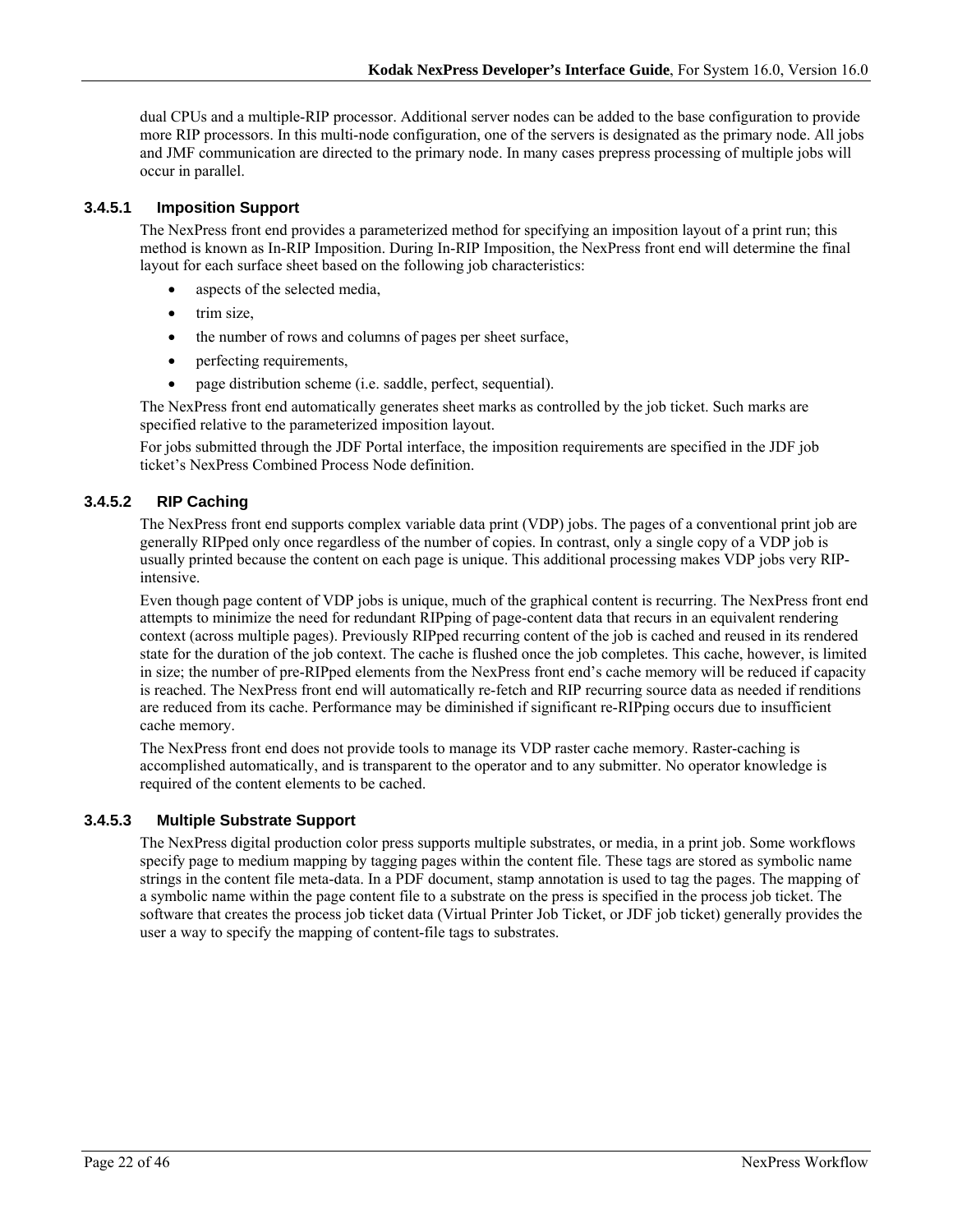dual CPUs and a multiple-RIP processor. Additional server nodes can be added to the base configuration to provide more RIP processors. In this multi-node configuration, one of the servers is designated as the primary node. All jobs and JMF communication are directed to the primary node. In many cases prepress processing of multiple jobs will occur in parallel.

#### 3.4.5.1 Imposition Support

The NexPress front end provides a parameterized method for specifying an imposition layout of a print run; this method is known as In-RIP Imposition. During In-RIP Imposition, the NexPress front end will determine the final layout for each surface sheet based on the following job characteristics:

- aspects of the selected media,
- trim size,
- the number of rows and columns of pages per sheet surface,
- perfecting requirements,
- page distribution scheme (i.e. saddle, perfect, sequential).

The NexPress front end automatically generates sheet marks as controlled by the job ticket. Such marks are specified relative to the parameterized imposition layout.

For jobs submitted through the JDF Portal interface, the imposition requirements are specified in the JDF job ticket's NexPress Combined Process Node definition.

#### 3.4.5.2 RIP Caching

The NexPress front end supports complex variable data print (VDP) jobs. The pages of a conventional print job are generally RIPped only once regardless of the number of copies. In contrast, only a single copy of a VDP job is usually printed because the content on each page is unique. This additional processing makes VDP jobs very RIP-intensive.

Even though page content of VDP jobs is unique, much of the graphical content is recurring. The NexPress front end attempts to minimize the need for redundant RIPping of page-content data that recurs in an equivalent rendering context (across multiple pages). Previously RIPped recurring content of the job is cached and reused in its rendered state for the duration of the job context. The cache is flushed once the job completes. This cache, however, is limited in size; the number of pre-RIPped elements from the NexPress front end's cache memory will be reduced if capacity is reached. The NexPress front end will automatically re-fetch and RIP recurring source data as needed if renditions are reduced from its cache. Performance may be diminished if significant re-RIPping occurs due to insufficient cache memory.

The NexPress front end does not provide tools to manage its VDP raster cache memory. Raster-caching is accomplished automatically, and is transparent to the operator and to any submitter. No operator knowledge is required of the content elements to be cached.

#### 3.4.5.3 Multiple Substrate Support

The NexPress digital production color press supports multiple substrates, or media, in a print job. Some workflows specify page to medium mapping by tagging pages within the content file. These tags are stored as symbolic name strings in the content file meta-data. In a PDF document, stamp annotation is used to tag the pages. The mapping of a symbolic name within the page content file to a substrate on the press is specified in the process job ticket. The software that creates the process job ticket data (Virtual Printer Job Ticket, or JDF job ticket) generally provides the user a way to specify the mapping of content-file tags to substrates.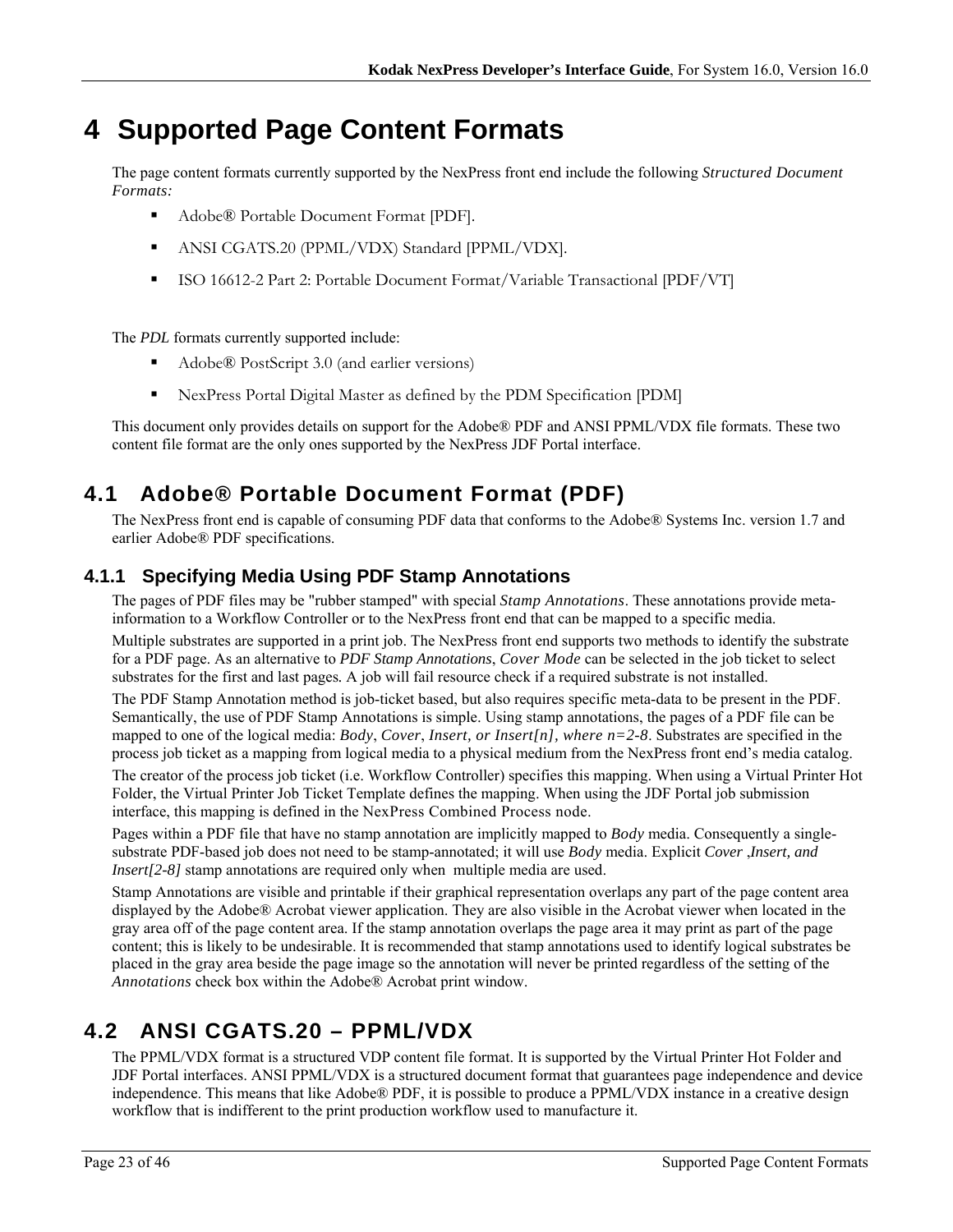# 4 Supported Page Content Formats

The page content formats currently supported by the NexPress front end include the following *Structured Document Formats:*

- Adobe® Portable Document Format [PDF].
- ANSI CGATS.20 (PPML/VDX) Standard [PPML/VDX].
- ISO 16612-2 Part 2: Portable Document Format/Variable Transactional [PDF/VT]

The *PDL* formats currently supported include:

- Adobe® PostScript 3.0 (and earlier versions)
- NexPress Portal Digital Master as defined by the PDM Specification [PDM]

This document only provides details on support for the Adobe® PDF and ANSI PPML/VDX file formats. These two content file format are the only ones supported by the NexPress JDF Portal interface.

## 4.1 Adobe® Portable Document Format (PDF)

The NexPress front end is capable of consuming PDF data that conforms to the Adobe® Systems Inc. version 1.7 and earlier Adobe® PDF specifications.

### 4.1.1 Specifying Media Using PDF Stamp Annotations

The pages of PDF files may be "rubber stamped" with special *Stamp Annotations*. These annotations provide meta-information to a Workflow Controller or to the NexPress front end that can be mapped to a specific media.

Multiple substrates are supported in a print job. The NexPress front end supports two methods to identify the substrate for a PDF page. As an alternative to *PDF Stamp Annotations*, *Cover Mode* can be selected in the job ticket to select substrates for the first and last pages. A job will fail resource check if a required substrate is not installed.

The PDF Stamp Annotation method is job-ticket based, but also requires specific meta-data to be present in the PDF. Semantically, the use of PDF Stamp Annotations is simple. Using stamp annotations, the pages of a PDF file can be mapped to one of the logical media: *Body*, *Cover*, *Insert, or Insert[n], where n=2-8*. Substrates are specified in the process job ticket as a mapping from logical media to a physical medium from the NexPress front end's media catalog.

The creator of the process job ticket (i.e. Workflow Controller) specifies this mapping. When using a Virtual Printer Hot Folder, the Virtual Printer Job Ticket Template defines the mapping. When using the JDF Portal job submission interface, this mapping is defined in the NexPress Combined Process node.

Pages within a PDF file that have no stamp annotation are implicitly mapped to *Body* media. Consequently a single-substrate PDF-based job does not need to be stamp-annotated; it will use *Body* media. Explicit *Cover ,Insert, and Insert[2-8]* stamp annotations are required only when multiple media are used.

Stamp Annotations are visible and printable if their graphical representation overlaps any part of the page content area displayed by the Adobe® Acrobat viewer application. They are also visible in the Acrobat viewer when located in the gray area off of the page content area. If the stamp annotation overlaps the page area it may print as part of the page content; this is likely to be undesirable. It is recommended that stamp annotations used to identify logical substrates be placed in the gray area beside the page image so the annotation will never be printed regardless of the setting of the *Annotations* check box within the Adobe® Acrobat print window.

## 4.2 ANSI CGATS.20 – PPML/VDX

The PPML/VDX format is a structured VDP content file format. It is supported by the Virtual Printer Hot Folder and JDF Portal interfaces. ANSI PPML/VDX is a structured document format that guarantees page independence and device independence. This means that like Adobe® PDF, it is possible to produce a PPML/VDX instance in a creative design workflow that is indifferent to the print production workflow used to manufacture it.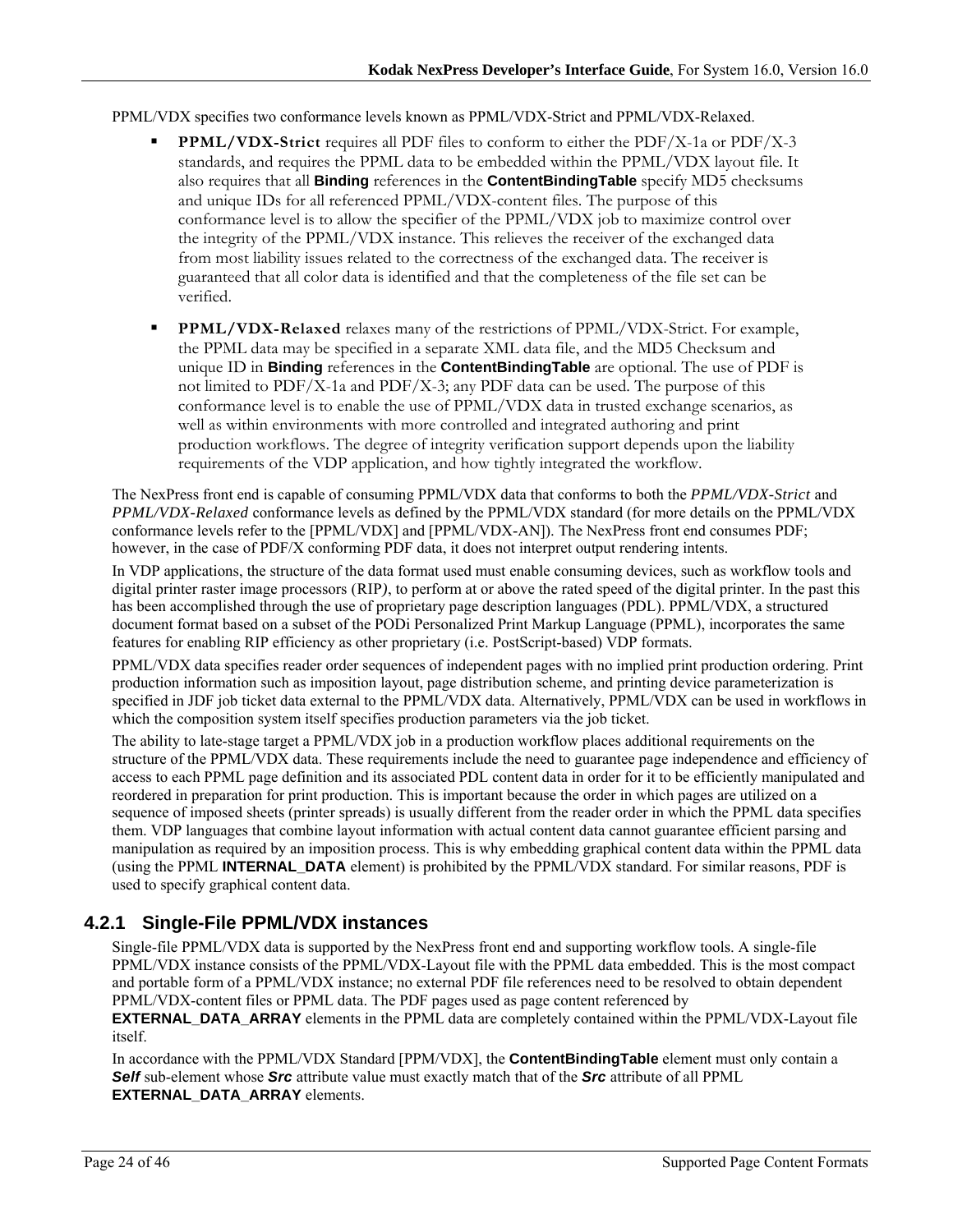PPML/VDX specifies two conformance levels known as PPML/VDX-Strict and PPML/VDX-Relaxed.

- **PPML/VDX-Strict** requires all PDF files to conform to either the PDF/X-1a or PDF/X-3 standards, and requires the PPML data to be embedded within the PPML/VDX layout file. It also requires that all **Binding** references in the **ContentBindingTable** specify MD5 checksums and unique IDs for all referenced PPML/VDX-content files. The purpose of this conformance level is to allow the specifier of the PPML/VDX job to maximize control over the integrity of the PPML/VDX instance. This relieves the receiver of the exchanged data from most liability issues related to the correctness of the exchanged data. The receiver is guaranteed that all color data is identified and that the completeness of the file set can be verified.

- **PPML/VDX-Relaxed** relaxes many of the restrictions of PPML/VDX-Strict. For example, the PPML data may be specified in a separate XML data file, and the MD5 Checksum and unique ID in **Binding** references in the **ContentBindingTable** are optional. The use of PDF is not limited to PDF/X-1a and PDF/X-3; any PDF data can be used. The purpose of this conformance level is to enable the use of PPML/VDX data in trusted exchange scenarios, as well as within environments with more controlled and integrated authoring and print production workflows. The degree of integrity verification support depends upon the liability requirements of the VDP application, and how tightly integrated the workflow.

The NexPress front end is capable of consuming PPML/VDX data that conforms to both the *PPML/VDX-Strict* and *PPML/VDX-Relaxed* conformance levels as defined by the PPML/VDX standard (for more details on the PPML/VDX conformance levels refer to the [PPML/VDX] and [PPML/VDX-AN]). The NexPress front end consumes PDF; however, in the case of PDF/X conforming PDF data, it does not interpret output rendering intents.

In VDP applications, the structure of the data format used must enable consuming devices, such as workflow tools and digital printer raster image processors (RIP*)*, to perform at or above the rated speed of the digital printer. In the past this has been accomplished through the use of proprietary page description languages (PDL). PPML/VDX, a structured document format based on a subset of the PODi Personalized Print Markup Language (PPML), incorporates the same features for enabling RIP efficiency as other proprietary (i.e. PostScript-based) VDP formats.

PPML/VDX data specifies reader order sequences of independent pages with no implied print production ordering. Print production information such as imposition layout, page distribution scheme, and printing device parameterization is specified in JDF job ticket data external to the PPML/VDX data. Alternatively, PPML/VDX can be used in workflows in which the composition system itself specifies production parameters via the job ticket.

The ability to late-stage target a PPML/VDX job in a production workflow places additional requirements on the structure of the PPML/VDX data. These requirements include the need to guarantee page independence and efficiency of access to each PPML page definition and its associated PDL content data in order for it to be efficiently manipulated and reordered in preparation for print production. This is important because the order in which pages are utilized on a sequence of imposed sheets (printer spreads) is usually different from the reader order in which the PPML data specifies them. VDP languages that combine layout information with actual content data cannot guarantee efficient parsing and manipulation as required by an imposition process. This is why embedding graphical content data within the PPML data (using the PPML **INTERNAL_DATA** element) is prohibited by the PPML/VDX standard. For similar reasons, PDF is used to specify graphical content data.

### 4.2.1 Single-File PPML/VDX instances

Single-file PPML/VDX data is supported by the NexPress front end and supporting workflow tools. A single-file PPML/VDX instance consists of the PPML/VDX-Layout file with the PPML data embedded. This is the most compact and portable form of a PPML/VDX instance; no external PDF file references need to be resolved to obtain dependent PPML/VDX-content files or PPML data. The PDF pages used as page content referenced by **EXTERNAL_DATA_ARRAY** elements in the PPML data are completely contained within the PPML/VDX-Layout file itself.

In accordance with the PPML/VDX Standard [PPM/VDX], the **ContentBindingTable** element must only contain a ***Self*** sub-element whose ***Src*** attribute value must exactly match that of the ***Src*** attribute of all PPML **EXTERNAL_DATA_ARRAY** elements.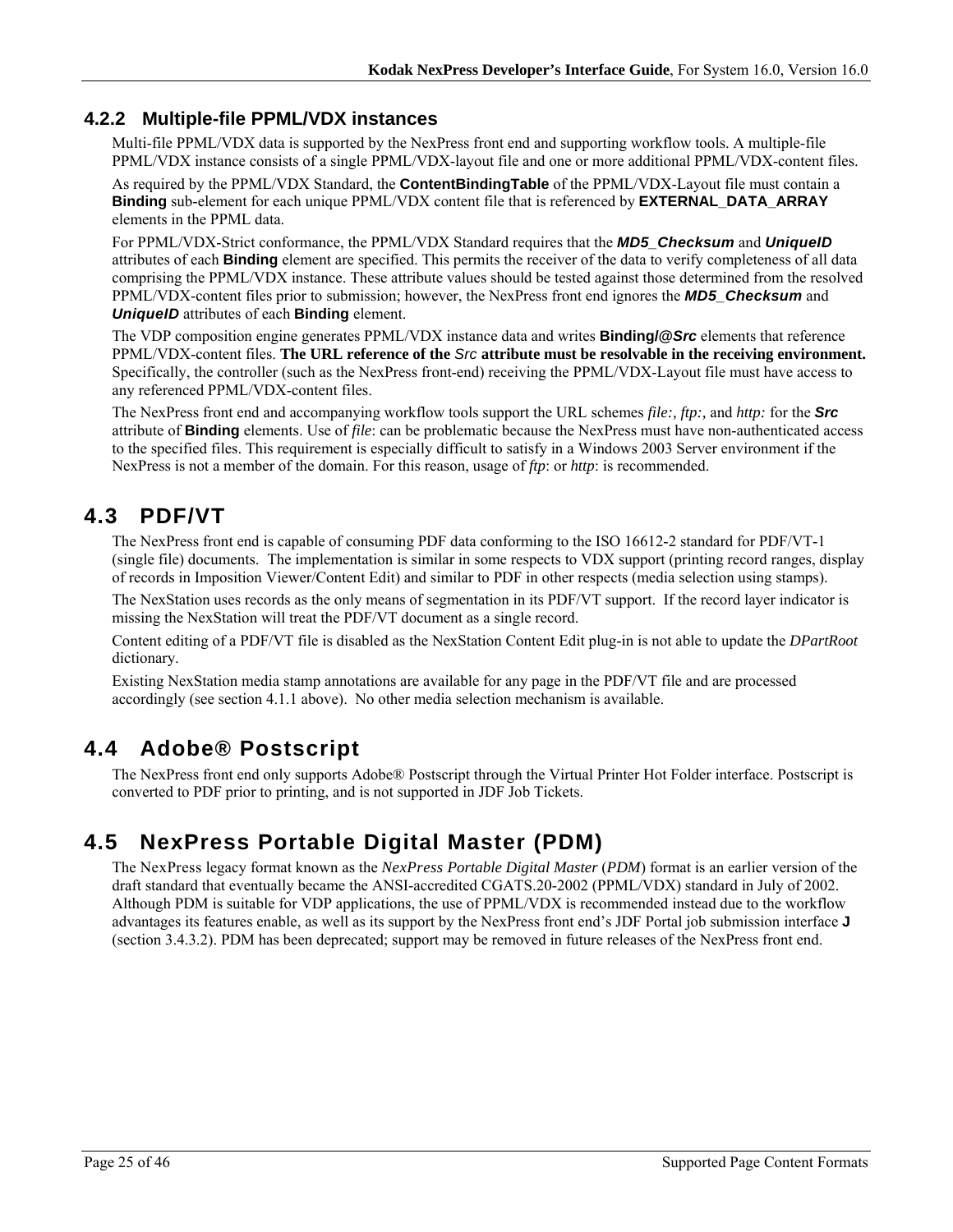### 4.2.2 Multiple-file PPML/VDX instances

Multi-file PPML/VDX data is supported by the NexPress front end and supporting workflow tools. A multiple-file PPML/VDX instance consists of a single PPML/VDX-layout file and one or more additional PPML/VDX-content files.

As required by the PPML/VDX Standard, the **ContentBindingTable** of the PPML/VDX-Layout file must contain a **Binding** sub-element for each unique PPML/VDX content file that is referenced by **EXTERNAL_DATA_ARRAY** elements in the PPML data.

For PPML/VDX-Strict conformance, the PPML/VDX Standard requires that the ***MD5_Checksum*** and ***UniqueID*** attributes of each **Binding** element are specified. This permits the receiver of the data to verify completeness of all data comprising the PPML/VDX instance. These attribute values should be tested against those determined from the resolved PPML/VDX-content files prior to submission; however, the NexPress front end ignores the ***MD5_Checksum*** and ***UniqueID*** attributes of each **Binding** element.

The VDP composition engine generates PPML/VDX instance data and writes **Binding/@*Src*** elements that reference PPML/VDX-content files. **The URL reference of the *Src* attribute must be resolvable in the receiving environment.** Specifically, the controller (such as the NexPress front-end) receiving the PPML/VDX-Layout file must have access to any referenced PPML/VDX-content files.

The NexPress front end and accompanying workflow tools support the URL schemes *file:, ftp:,* and *http:* for the ***Src*** attribute of **Binding** elements. Use of *file*: can be problematic because the NexPress must have non-authenticated access to the specified files. This requirement is especially difficult to satisfy in a Windows 2003 Server environment if the NexPress is not a member of the domain. For this reason, usage of *ftp*: or *http*: is recommended.

## 4.3 PDF/VT

The NexPress front end is capable of consuming PDF data conforming to the ISO 16612-2 standard for PDF/VT-1 (single file) documents. The implementation is similar in some respects to VDX support (printing record ranges, display of records in Imposition Viewer/Content Edit) and similar to PDF in other respects (media selection using stamps).

The NexStation uses records as the only means of segmentation in its PDF/VT support. If the record layer indicator is missing the NexStation will treat the PDF/VT document as a single record.

Content editing of a PDF/VT file is disabled as the NexStation Content Edit plug-in is not able to update the *DPartRoot* dictionary.

Existing NexStation media stamp annotations are available for any page in the PDF/VT file and are processed accordingly (see section 4.1.1 above). No other media selection mechanism is available.

## 4.4 Adobe® Postscript

The NexPress front end only supports Adobe® Postscript through the Virtual Printer Hot Folder interface. Postscript is converted to PDF prior to printing, and is not supported in JDF Job Tickets.

## 4.5 NexPress Portable Digital Master (PDM)

The NexPress legacy format known as the *NexPress Portable Digital Master* (*PDM*) format is an earlier version of the draft standard that eventually became the ANSI-accredited CGATS.20-2002 (PPML/VDX) standard in July of 2002. Although PDM is suitable for VDP applications, the use of PPML/VDX is recommended instead due to the workflow advantages its features enable, as well as its support by the NexPress front end's JDF Portal job submission interface **J** (section 3.4.3.2). PDM has been deprecated; support may be removed in future releases of the NexPress front end.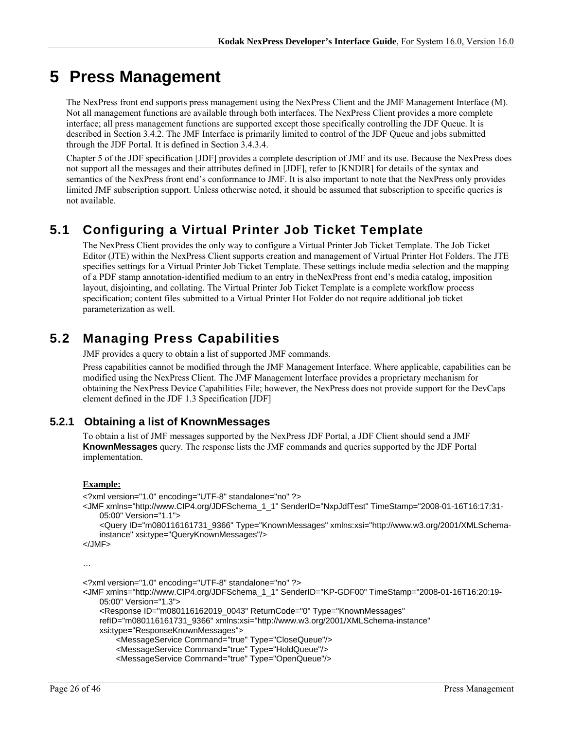# 5 Press Management

The NexPress front end supports press management using the NexPress Client and the JMF Management Interface (M). Not all management functions are available through both interfaces. The NexPress Client provides a more complete interface; all press management functions are supported except those specifically controlling the JDF Queue. It is described in Section 3.4.2. The JMF Interface is primarily limited to control of the JDF Queue and jobs submitted through the JDF Portal. It is defined in Section 3.4.3.4.

Chapter 5 of the JDF specification [JDF] provides a complete description of JMF and its use. Because the NexPress does not support all the messages and their attributes defined in [JDF], refer to [KNDIR] for details of the syntax and semantics of the NexPress front end's conformance to JMF. It is also important to note that the NexPress only provides limited JMF subscription support. Unless otherwise noted, it should be assumed that subscription to specific queries is not available.

## 5.1 Configuring a Virtual Printer Job Ticket Template

The NexPress Client provides the only way to configure a Virtual Printer Job Ticket Template. The Job Ticket Editor (JTE) within the NexPress Client supports creation and management of Virtual Printer Hot Folders. The JTE specifies settings for a Virtual Printer Job Ticket Template. These settings include media selection and the mapping of a PDF stamp annotation-identified medium to an entry in theNexPress front end's media catalog, imposition layout, disjointing, and collating. The Virtual Printer Job Ticket Template is a complete workflow process specification; content files submitted to a Virtual Printer Hot Folder do not require additional job ticket parameterization as well.

## 5.2 Managing Press Capabilities

JMF provides a query to obtain a list of supported JMF commands.

Press capabilities cannot be modified through the JMF Management Interface. Where applicable, capabilities can be modified using the NexPress Client. The JMF Management Interface provides a proprietary mechanism for obtaining the NexPress Device Capabilities File; however, the NexPress does not provide support for the DevCaps element defined in the JDF 1.3 Specification [JDF]

### 5.2.1 Obtaining a list of KnownMessages

To obtain a list of JMF messages supported by the NexPress JDF Portal, a JDF Client should send a JMF **KnownMessages** query. The response lists the JMF commands and queries supported by the JDF Portal implementation.

**Example:**

```
<?xml version="1.0" encoding="UTF-8" standalone="no" ?>
<JMF xmlns="http://www.CIP4.org/JDFSchema_1_1" SenderID="NxpJdfTest" TimeStamp="2008-01-16T16:17:31-
    05:00" Version="1.1">
    <Query ID="m080116161731_9366" Type="KnownMessages" xmlns:xsi="http://www.w3.org/2001/XMLSchema-
    instance" xsi:type="QueryKnownMessages"/>
</JMF>

…

<?xml version="1.0" encoding="UTF-8" standalone="no" ?>
<JMF xmlns="http://www.CIP4.org/JDFSchema_1_1" SenderID="KP-GDF00" TimeStamp="2008-01-16T16:20:19-
    05:00" Version="1.3">
    <Response ID="m080116162019_0043" ReturnCode="0" Type="KnownMessages"
    refID="m080116161731_9366" xmlns:xsi="http://www.w3.org/2001/XMLSchema-instance"
    xsi:type="ResponseKnownMessages">
        <MessageService Command="true" Type="CloseQueue"/>
        <MessageService Command="true" Type="HoldQueue"/>
        <MessageService Command="true" Type="OpenQueue"/>
```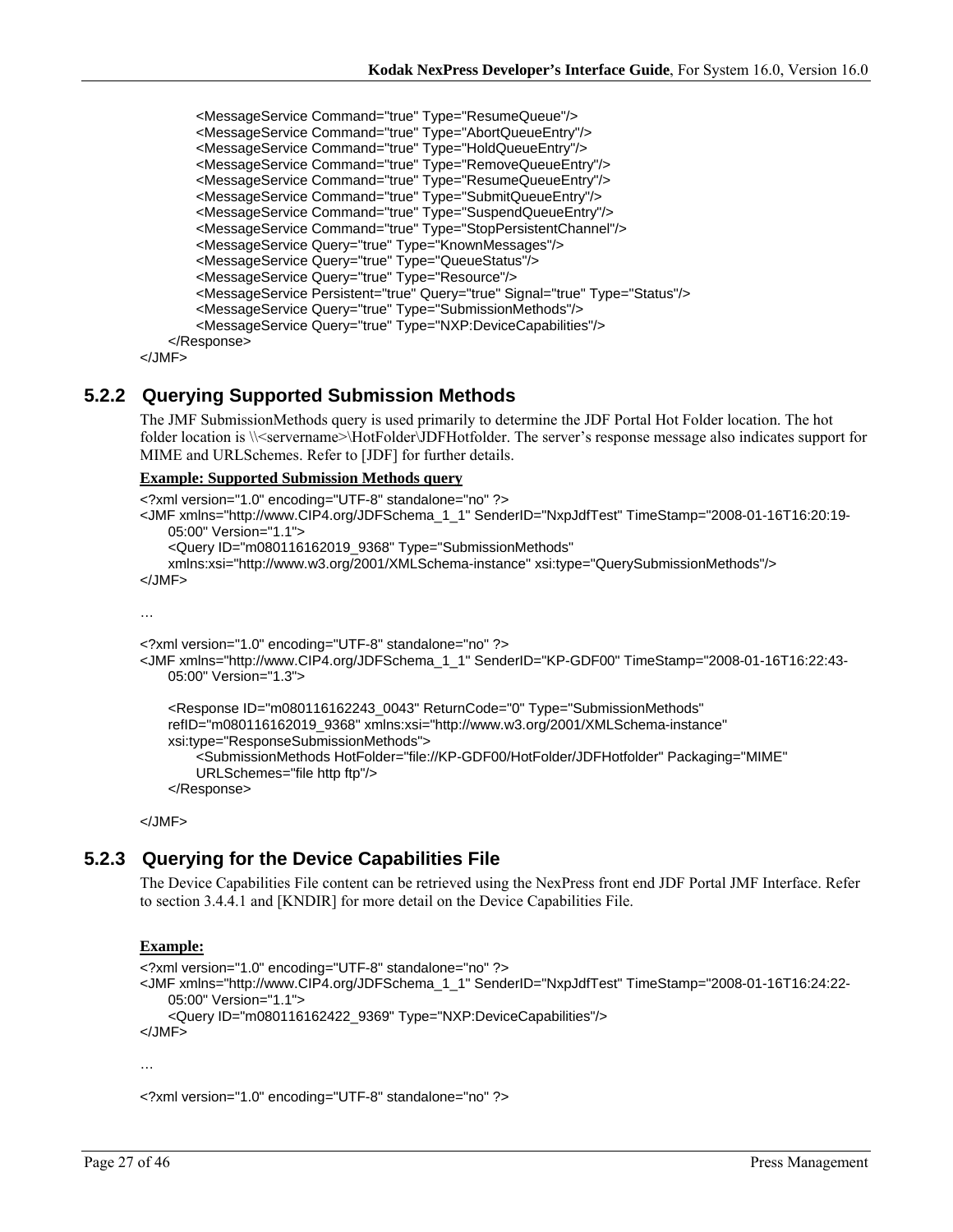```
            <MessageService Command="true" Type="ResumeQueue"/>
            <MessageService Command="true" Type="AbortQueueEntry"/>
            <MessageService Command="true" Type="HoldQueueEntry"/>
            <MessageService Command="true" Type="RemoveQueueEntry"/>
            <MessageService Command="true" Type="ResumeQueueEntry"/>
            <MessageService Command="true" Type="SubmitQueueEntry"/>
            <MessageService Command="true" Type="SuspendQueueEntry"/>
            <MessageService Command="true" Type="StopPersistentChannel"/>
            <MessageService Query="true" Type="KnownMessages"/>
            <MessageService Query="true" Type="QueueStatus"/>
            <MessageService Query="true" Type="Resource"/>
            <MessageService Persistent="true" Query="true" Signal="true" Type="Status"/>
            <MessageService Query="true" Type="SubmissionMethods"/>
            <MessageService Query="true" Type="NXP:DeviceCapabilities"/>
      </Response>
</JMF>
```

### 5.2.2 Querying Supported Submission Methods

The JMF SubmissionMethods query is used primarily to determine the JDF Portal Hot Folder location. The hot folder location is \\<servername>\HotFolder\JDFHotfolder. The server's response message also indicates support for MIME and URLSchemes. Refer to [JDF] for further details.

**Example: Supported Submission Methods query**

```
<?xml version="1.0" encoding="UTF-8" standalone="no" ?>
<JMF xmlns="http://www.CIP4.org/JDFSchema_1_1" SenderID="NxpJdfTest" TimeStamp="2008-01-16T16:20:19-
      05:00" Version="1.1">
      <Query ID="m080116162019_9368" Type="SubmissionMethods"
      xmlns:xsi="http://www.w3.org/2001/XMLSchema-instance" xsi:type="QuerySubmissionMethods"/>
</JMF>

…

<?xml version="1.0" encoding="UTF-8" standalone="no" ?>
<JMF xmlns="http://www.CIP4.org/JDFSchema_1_1" SenderID="KP-GDF00" TimeStamp="2008-01-16T16:22:43-
      05:00" Version="1.3">

      <Response ID="m080116162243_0043" ReturnCode="0" Type="SubmissionMethods"
      refID="m080116162019_9368" xmlns:xsi="http://www.w3.org/2001/XMLSchema-instance"
      xsi:type="ResponseSubmissionMethods">
            <SubmissionMethods HotFolder="file://KP-GDF00/HotFolder/JDFHotfolder" Packaging="MIME"
            URLSchemes="file http ftp"/>
      </Response>

</JMF>
```

### 5.2.3 Querying for the Device Capabilities File

The Device Capabilities File content can be retrieved using the NexPress front end JDF Portal JMF Interface. Refer to section 3.4.4.1 and [KNDIR] for more detail on the Device Capabilities File.

**Example:**

```
<?xml version="1.0" encoding="UTF-8" standalone="no" ?>
<JMF xmlns="http://www.CIP4.org/JDFSchema_1_1" SenderID="NxpJdfTest" TimeStamp="2008-01-16T16:24:22-
      05:00" Version="1.1">
      <Query ID="m080116162422_9369" Type="NXP:DeviceCapabilities"/>
</JMF>

…

<?xml version="1.0" encoding="UTF-8" standalone="no" ?>
```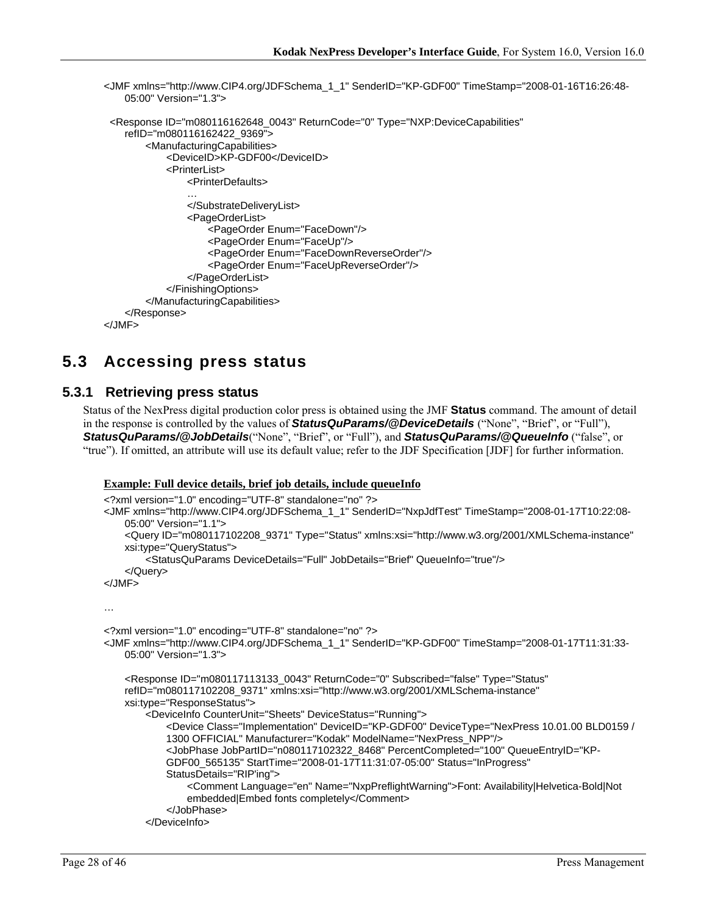```
<JMF xmlns="http://www.CIP4.org/JDFSchema_1_1" SenderID="KP-GDF00" TimeStamp="2008-01-16T16:26:48-
    05:00" Version="1.3">

  <Response ID="m080116162648_0043" ReturnCode="0" Type="NXP:DeviceCapabilities"
    refID="m080116162422_9369">
        <ManufacturingCapabilities>
            <DeviceID>KP-GDF00</DeviceID>
            <PrinterList>
                <PrinterDefaults>
                …
                </SubstrateDeliveryList>
                <PageOrderList>
                    <PageOrder Enum="FaceDown"/>
                    <PageOrder Enum="FaceUp"/>
                    <PageOrder Enum="FaceDownReverseOrder"/>
                    <PageOrder Enum="FaceUpReverseOrder"/>
                </PageOrderList>
            </FinishingOptions>
        </ManufacturingCapabilities>
    </Response>
</JMF>
```

## 5.3 Accessing press status

### 5.3.1 Retrieving press status

Status of the NexPress digital production color press is obtained using the JMF **Status** command. The amount of detail in the response is controlled by the values of ***StatusQuParams/@DeviceDetails*** ("None", "Brief", or "Full"), ***StatusQuParams/@JobDetails***("None", "Brief", or "Full"), and ***StatusQuParams/@QueueInfo*** ("false", or "true"). If omitted, an attribute will use its default value; refer to the JDF Specification [JDF] for further information.

**Example: Full device details, brief job details, include queueInfo**

```
<?xml version="1.0" encoding="UTF-8" standalone="no" ?>
<JMF xmlns="http://www.CIP4.org/JDFSchema_1_1" SenderID="NxpJdfTest" TimeStamp="2008-01-17T10:22:08-
    05:00" Version="1.1">
    <Query ID="m080117102208_9371" Type="Status" xmlns:xsi="http://www.w3.org/2001/XMLSchema-instance"
    xsi:type="QueryStatus">
        <StatusQuParams DeviceDetails="Full" JobDetails="Brief" QueueInfo="true"/>
    </Query>
</JMF>

…

<?xml version="1.0" encoding="UTF-8" standalone="no" ?>
<JMF xmlns="http://www.CIP4.org/JDFSchema_1_1" SenderID="KP-GDF00" TimeStamp="2008-01-17T11:31:33-
    05:00" Version="1.3">

    <Response ID="m080117113133_0043" ReturnCode="0" Subscribed="false" Type="Status"
    refID="m080117102208_9371" xmlns:xsi="http://www.w3.org/2001/XMLSchema-instance"
    xsi:type="ResponseStatus">
        <DeviceInfo CounterUnit="Sheets" DeviceStatus="Running">
            <Device Class="Implementation" DeviceID="KP-GDF00" DeviceType="NexPress 10.01.00 BLD0159 /
            1300 OFFICIAL" Manufacturer="Kodak" ModelName="NexPress_NPP"/>
            <JobPhase JobPartID="n080117102322_8468" PercentCompleted="100" QueueEntryID="KP-
            GDF00_565135" StartTime="2008-01-17T11:31:07-05:00" Status="InProgress"
            StatusDetails="RIP'ing">
                <Comment Language="en" Name="NxpPreflightWarning">Font: Availability|Helvetica-Bold|Not
                embedded|Embed fonts completely</Comment>
            </JobPhase>
        </DeviceInfo>
```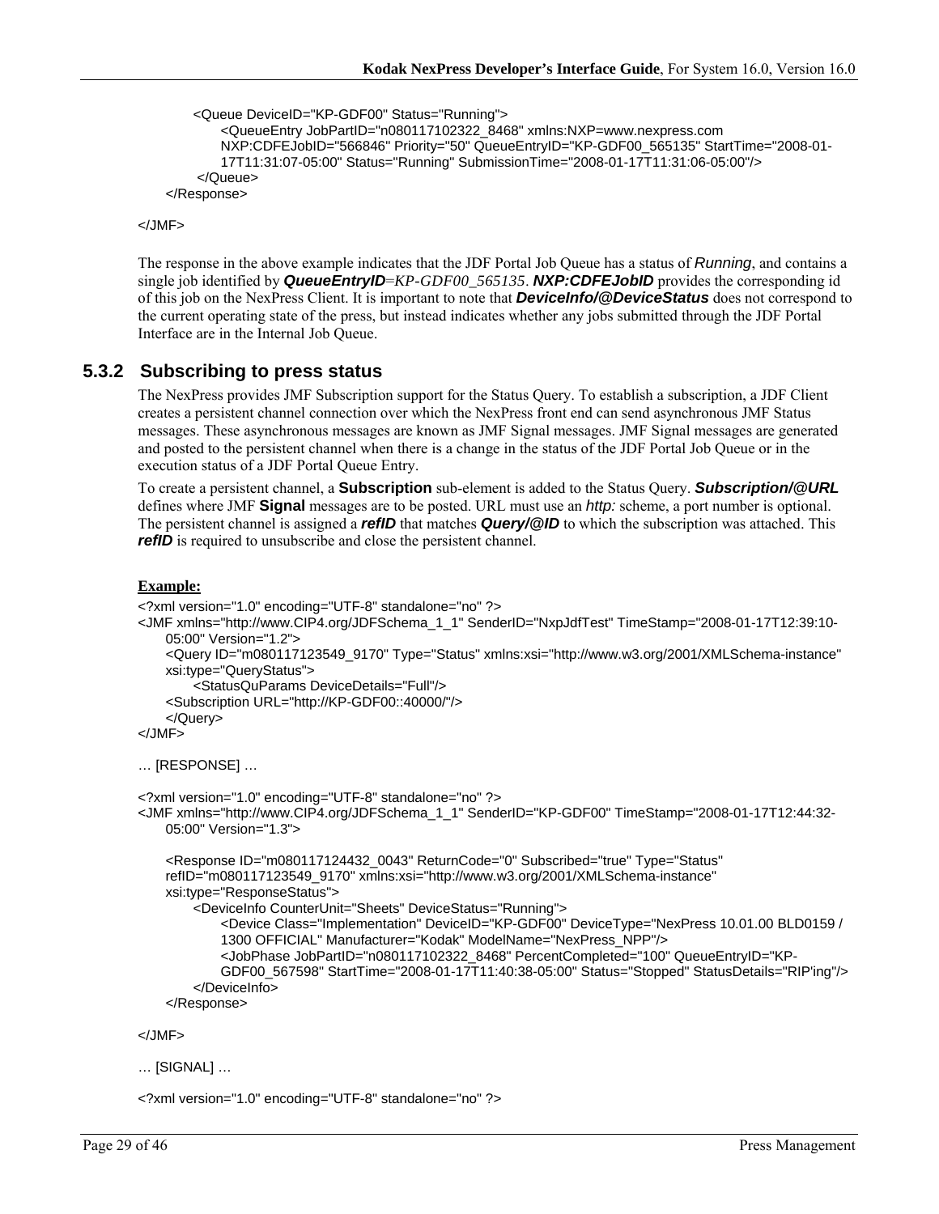```
      <Queue DeviceID="KP-GDF00" Status="Running">
         <QueueEntry JobPartID="n080117102322_8468" xmlns:NXP=www.nexpress.com
         NXP:CDFEJobID="566846" Priority="50" QueueEntryID="KP-GDF00_565135" StartTime="2008-01-
         17T11:31:07-05:00" Status="Running" SubmissionTime="2008-01-17T11:31:06-05:00"/>
      </Queue>
   </Response>

</JMF>
```

The response in the above example indicates that the JDF Portal Job Queue has a status of *Running*, and contains a single job identified by ***QueueEntryID****=KP-GDF00_565135*. ***NXP:CDFEJobID*** provides the corresponding id of this job on the NexPress Client. It is important to note that ***DeviceInfo/@DeviceStatus*** does not correspond to the current operating state of the press, but instead indicates whether any jobs submitted through the JDF Portal Interface are in the Internal Job Queue.

### 5.3.2 Subscribing to press status

The NexPress provides JMF Subscription support for the Status Query. To establish a subscription, a JDF Client creates a persistent channel connection over which the NexPress front end can send asynchronous JMF Status messages. These asynchronous messages are known as JMF Signal messages. JMF Signal messages are generated and posted to the persistent channel when there is a change in the status of the JDF Portal Job Queue or in the execution status of a JDF Portal Queue Entry.

To create a persistent channel, a **Subscription** sub-element is added to the Status Query. ***Subscription/@URL*** defines where JMF **Signal** messages are to be posted. URL must use an *http:* scheme, a port number is optional. The persistent channel is assigned a ***refID*** that matches ***Query/@ID*** to which the subscription was attached. This ***refID*** is required to unsubscribe and close the persistent channel.

**Example:**

```
<?xml version="1.0" encoding="UTF-8" standalone="no" ?>
<JMF xmlns="http://www.CIP4.org/JDFSchema_1_1" SenderID="NxpJdfTest" TimeStamp="2008-01-17T12:39:10-
   05:00" Version="1.2">
   <Query ID="m080117123549_9170" Type="Status" xmlns:xsi="http://www.w3.org/2001/XMLSchema-instance"
   xsi:type="QueryStatus">
      <StatusQuParams DeviceDetails="Full"/>
   <Subscription URL="http://KP-GDF00::40000/"/>
   </Query>
</JMF>

… [RESPONSE] …

<?xml version="1.0" encoding="UTF-8" standalone="no" ?>
<JMF xmlns="http://www.CIP4.org/JDFSchema_1_1" SenderID="KP-GDF00" TimeStamp="2008-01-17T12:44:32-
   05:00" Version="1.3">

   <Response ID="m080117124432_0043" ReturnCode="0" Subscribed="true" Type="Status"
   refID="m080117123549_9170" xmlns:xsi="http://www.w3.org/2001/XMLSchema-instance"
   xsi:type="ResponseStatus">
      <DeviceInfo CounterUnit="Sheets" DeviceStatus="Running">
         <Device Class="Implementation" DeviceID="KP-GDF00" DeviceType="NexPress 10.01.00 BLD0159 /
         1300 OFFICIAL" Manufacturer="Kodak" ModelName="NexPress_NPP"/>
         <JobPhase JobPartID="n080117102322_8468" PercentCompleted="100" QueueEntryID="KP-
         GDF00_567598" StartTime="2008-01-17T11:40:38-05:00" Status="Stopped" StatusDetails="RIP'ing"/>
      </DeviceInfo>
   </Response>

</JMF>

… [SIGNAL] …

<?xml version="1.0" encoding="UTF-8" standalone="no" ?>
```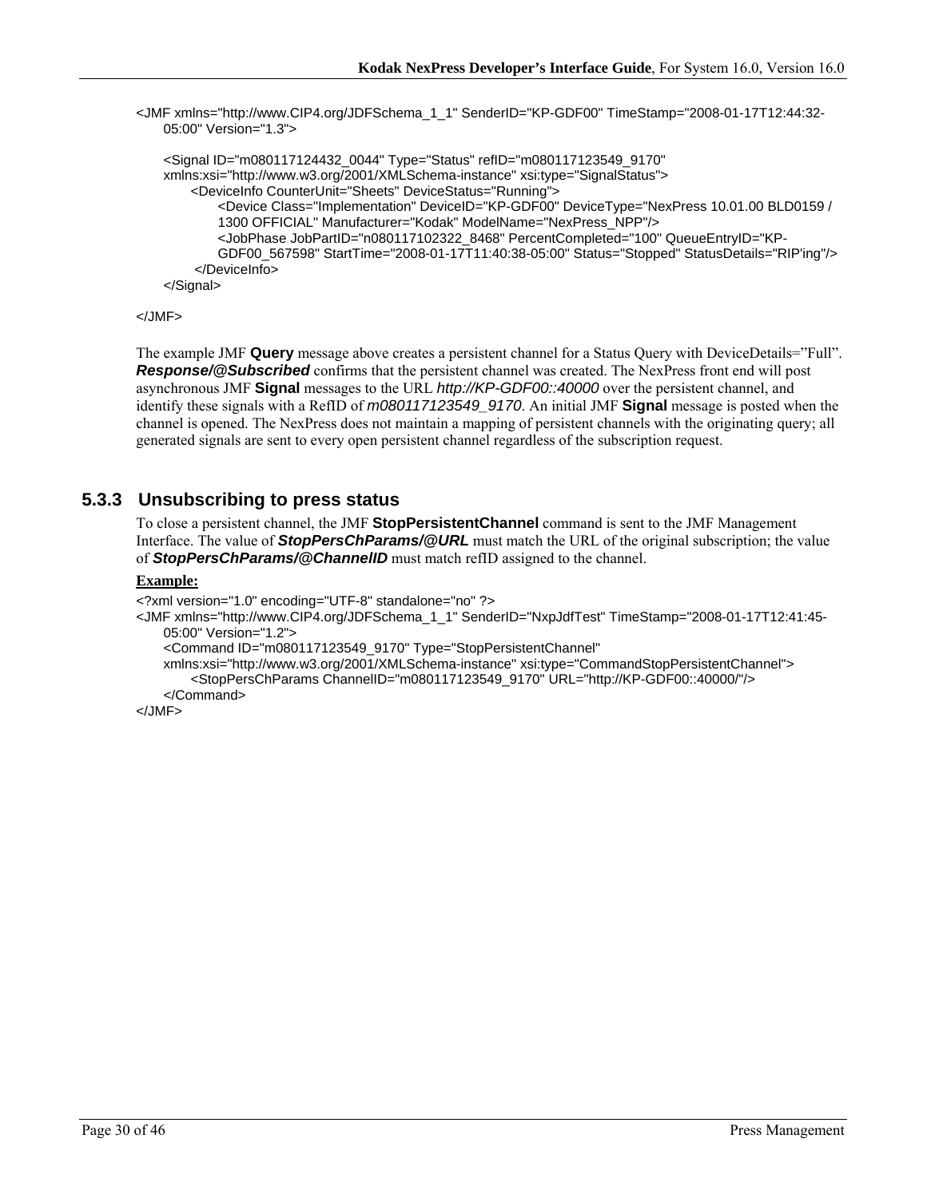```
<JMF xmlns="http://www.CIP4.org/JDFSchema_1_1" SenderID="KP-GDF00" TimeStamp="2008-01-17T12:44:32-05:00" Version="1.3">

    <Signal ID="m080117124432_0044" Type="Status" refID="m080117123549_9170"
    xmlns:xsi="http://www.w3.org/2001/XMLSchema-instance" xsi:type="SignalStatus">
        <DeviceInfo CounterUnit="Sheets" DeviceStatus="Running">
            <Device Class="Implementation" DeviceID="KP-GDF00" DeviceType="NexPress 10.01.00 BLD0159 / 1300 OFFICIAL" Manufacturer="Kodak" ModelName="NexPress_NPP"/>
            <JobPhase JobPartID="n080117102322_8468" PercentCompleted="100" QueueEntryID="KP-GDF00_567598" StartTime="2008-01-17T11:40:38-05:00" Status="Stopped" StatusDetails="RIP'ing"/>
        </DeviceInfo>
    </Signal>

</JMF>
```

The example JMF **Query** message above creates a persistent channel for a Status Query with DeviceDetails=”Full”. ***Response/@Subscribed*** confirms that the persistent channel was created. The NexPress front end will post asynchronous JMF **Signal** messages to the URL *http://KP-GDF00::40000* over the persistent channel, and identify these signals with a RefID of *m080117123549_9170*. An initial JMF **Signal** message is posted when the channel is opened. The NexPress does not maintain a mapping of persistent channels with the originating query; all generated signals are sent to every open persistent channel regardless of the subscription request.

### 5.3.3 Unsubscribing to press status

To close a persistent channel, the JMF **StopPersistentChannel** command is sent to the JMF Management Interface. The value of ***StopPersChParams/@URL*** must match the URL of the original subscription; the value of ***StopPersChParams/@ChannelID*** must match refID assigned to the channel.

**Example:**

```
<?xml version="1.0" encoding="UTF-8" standalone="no" ?>
<JMF xmlns="http://www.CIP4.org/JDFSchema_1_1" SenderID="NxpJdfTest" TimeStamp="2008-01-17T12:41:45-05:00" Version="1.2">
    <Command ID="m080117123549_9170" Type="StopPersistentChannel"
    xmlns:xsi="http://www.w3.org/2001/XMLSchema-instance" xsi:type="CommandStopPersistentChannel">
        <StopPersChParams ChannelID="m080117123549_9170" URL="http://KP-GDF00::40000/"/>
    </Command>
</JMF>
```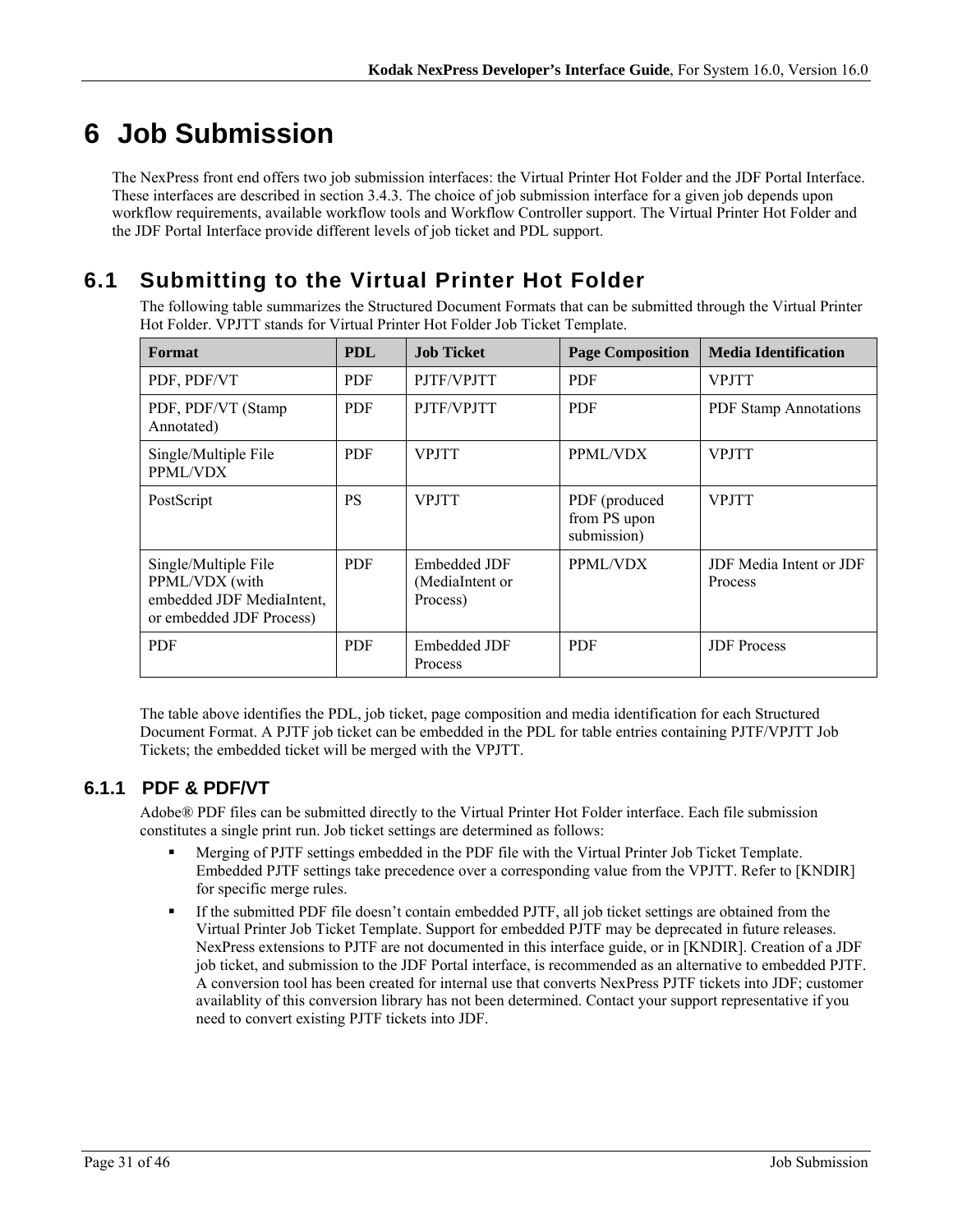# 6 Job Submission

The NexPress front end offers two job submission interfaces: the Virtual Printer Hot Folder and the JDF Portal Interface. These interfaces are described in section 3.4.3. The choice of job submission interface for a given job depends upon workflow requirements, available workflow tools and Workflow Controller support. The Virtual Printer Hot Folder and the JDF Portal Interface provide different levels of job ticket and PDL support.

## 6.1 Submitting to the Virtual Printer Hot Folder

The following table summarizes the Structured Document Formats that can be submitted through the Virtual Printer Hot Folder. VPJTT stands for Virtual Printer Hot Folder Job Ticket Template.

| Format | PDL | Job Ticket | Page Composition | Media Identification |
|---|---|---|---|---|
| PDF, PDF/VT | PDF | PJTF/VPJTT | PDF | VPJTT |
| PDF, PDF/VT (Stamp Annotated) | PDF | PJTF/VPJTT | PDF | PDF Stamp Annotations |
| Single/Multiple File PPML/VDX | PDF | VPJTT | PPML/VDX | VPJTT |
| PostScript | PS | VPJTT | PDF (produced from PS upon submission) | VPJTT |
| Single/Multiple File PPML/VDX (with embedded JDF MediaIntent, or embedded JDF Process) | PDF | Embedded JDF (MediaIntent or Process) | PPML/VDX | JDF Media Intent or JDF Process |
| PDF | PDF | Embedded JDF Process | PDF | JDF Process |

The table above identifies the PDL, job ticket, page composition and media identification for each Structured Document Format. A PJTF job ticket can be embedded in the PDL for table entries containing PJTF/VPJTT Job Tickets; the embedded ticket will be merged with the VPJTT.

### 6.1.1 PDF & PDF/VT

Adobe® PDF files can be submitted directly to the Virtual Printer Hot Folder interface. Each file submission constitutes a single print run. Job ticket settings are determined as follows:

- Merging of PJTF settings embedded in the PDF file with the Virtual Printer Job Ticket Template. Embedded PJTF settings take precedence over a corresponding value from the VPJTT. Refer to [KNDIR] for specific merge rules.
- If the submitted PDF file doesn't contain embedded PJTF, all job ticket settings are obtained from the Virtual Printer Job Ticket Template. Support for embedded PJTF may be deprecated in future releases. NexPress extensions to PJTF are not documented in this interface guide, or in [KNDIR]. Creation of a JDF job ticket, and submission to the JDF Portal interface, is recommended as an alternative to embedded PJTF. A conversion tool has been created for internal use that converts NexPress PJTF tickets into JDF; customer availablity of this conversion library has not been determined. Contact your support representative if you need to convert existing PJTF tickets into JDF.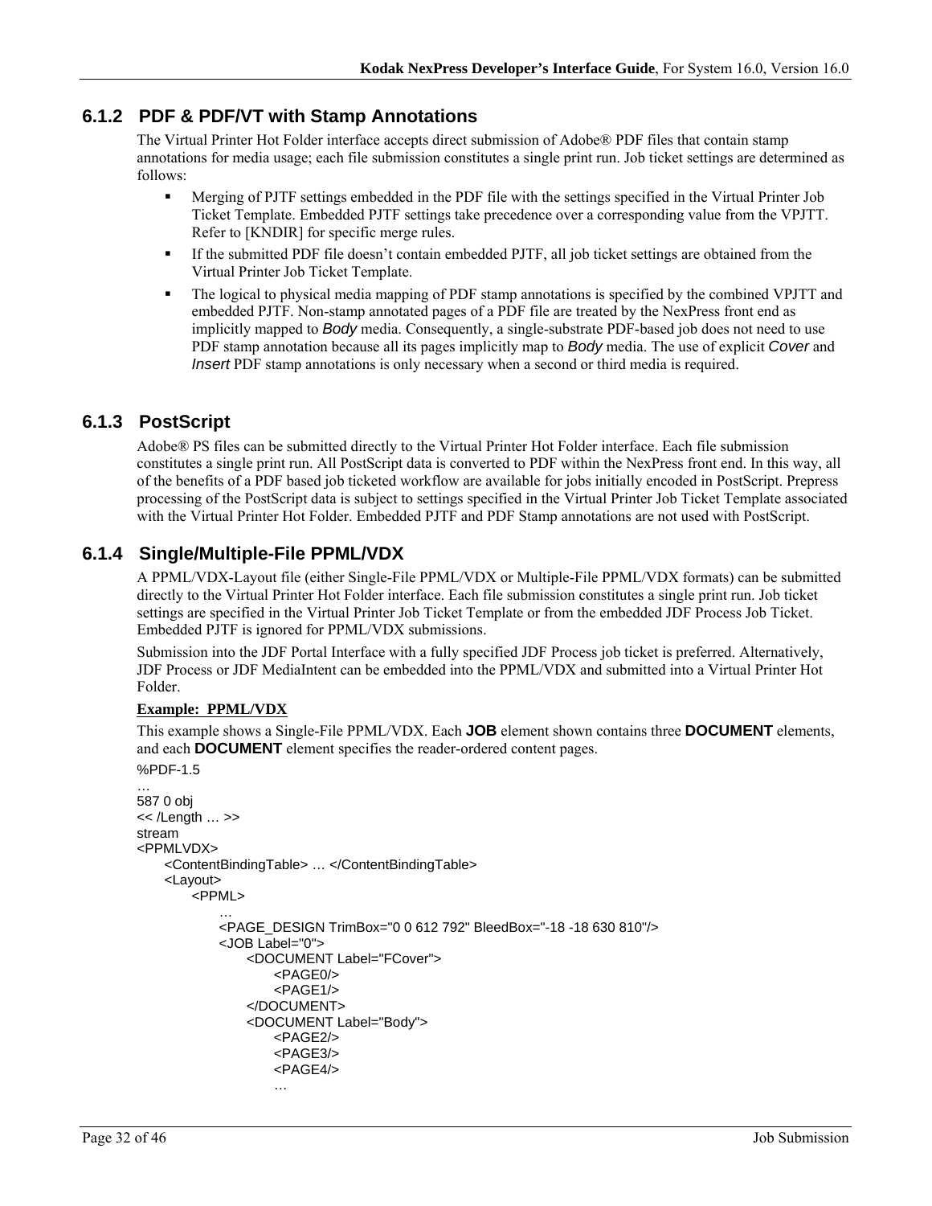### 6.1.2 PDF & PDF/VT with Stamp Annotations

The Virtual Printer Hot Folder interface accepts direct submission of Adobe® PDF files that contain stamp annotations for media usage; each file submission constitutes a single print run. Job ticket settings are determined as follows:

- Merging of PJTF settings embedded in the PDF file with the settings specified in the Virtual Printer Job Ticket Template. Embedded PJTF settings take precedence over a corresponding value from the VPJTT. Refer to [KNDIR] for specific merge rules.
- If the submitted PDF file doesn't contain embedded PJTF, all job ticket settings are obtained from the Virtual Printer Job Ticket Template.
- The logical to physical media mapping of PDF stamp annotations is specified by the combined VPJTT and embedded PJTF. Non-stamp annotated pages of a PDF file are treated by the NexPress front end as implicitly mapped to *Body* media. Consequently, a single-substrate PDF-based job does not need to use PDF stamp annotation because all its pages implicitly map to *Body* media. The use of explicit *Cover* and *Insert* PDF stamp annotations is only necessary when a second or third media is required.

### 6.1.3 PostScript

Adobe® PS files can be submitted directly to the Virtual Printer Hot Folder interface. Each file submission constitutes a single print run. All PostScript data is converted to PDF within the NexPress front end. In this way, all of the benefits of a PDF based job ticketed workflow are available for jobs initially encoded in PostScript. Prepress processing of the PostScript data is subject to settings specified in the Virtual Printer Job Ticket Template associated with the Virtual Printer Hot Folder. Embedded PJTF and PDF Stamp annotations are not used with PostScript.

### 6.1.4 Single/Multiple-File PPML/VDX

A PPML/VDX-Layout file (either Single-File PPML/VDX or Multiple-File PPML/VDX formats) can be submitted directly to the Virtual Printer Hot Folder interface. Each file submission constitutes a single print run. Job ticket settings are specified in the Virtual Printer Job Ticket Template or from the embedded JDF Process Job Ticket. Embedded PJTF is ignored for PPML/VDX submissions.

Submission into the JDF Portal Interface with a fully specified JDF Process job ticket is preferred. Alternatively, JDF Process or JDF MediaIntent can be embedded into the PPML/VDX and submitted into a Virtual Printer Hot Folder.

**Example: PPML/VDX**

This example shows a Single-File PPML/VDX. Each **JOB** element shown contains three **DOCUMENT** elements, and each **DOCUMENT** element specifies the reader-ordered content pages.

```
%PDF-1.5
…
587 0 obj
<< /Length … >>
stream
<PPMLVDX>
    <ContentBindingTable> … </ContentBindingTable>
    <Layout>
        <PPML>
            …
            <PAGE_DESIGN TrimBox="0 0 612 792" BleedBox="-18 -18 630 810"/>
            <JOB Label="0">
                <DOCUMENT Label="FCover">
                    <PAGE0/>
                    <PAGE1/>
                </DOCUMENT>
                <DOCUMENT Label="Body">
                    <PAGE2/>
                    <PAGE3/>
                    <PAGE4/>
                    …
```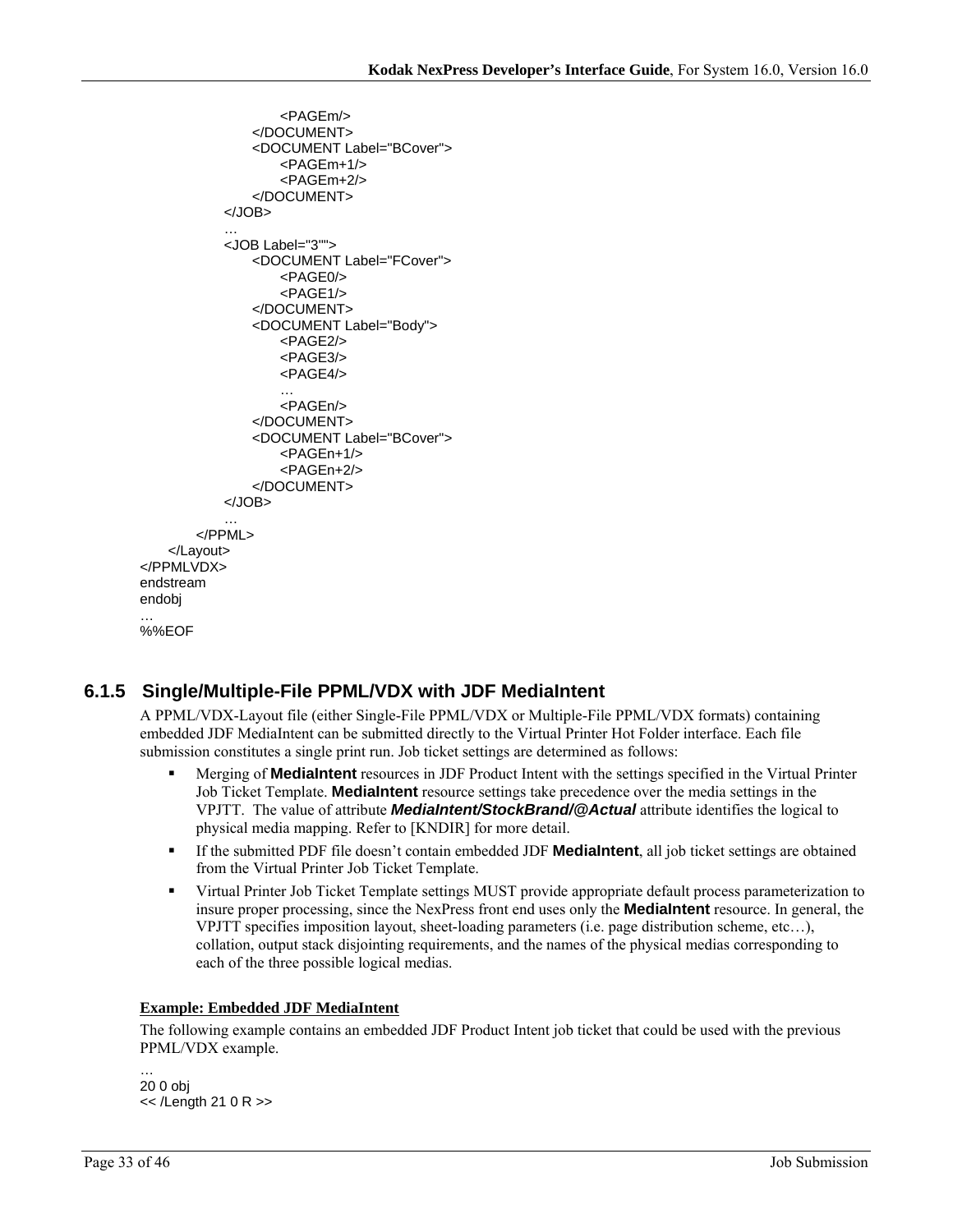```
                <PAGEm/>
            </DOCUMENT>
            <DOCUMENT Label="BCover">
                <PAGEm+1/>
                <PAGEm+2/>
            </DOCUMENT>
        </JOB>
        …
        <JOB Label="3"">
            <DOCUMENT Label="FCover">
                <PAGE0/>
                <PAGE1/>
            </DOCUMENT>
            <DOCUMENT Label="Body">
                <PAGE2/>
                <PAGE3/>
                <PAGE4/>
                …
                <PAGEn/>
            </DOCUMENT>
            <DOCUMENT Label="BCover">
                <PAGEn+1/>
                <PAGEn+2/>
            </DOCUMENT>
        </JOB>
        …
    </PPML>
  </Layout>
</PPMLVDX>
endstream
endobj
…
%%EOF
```

### 6.1.5 Single/Multiple-File PPML/VDX with JDF MediaIntent

A PPML/VDX-Layout file (either Single-File PPML/VDX or Multiple-File PPML/VDX formats) containing embedded JDF MediaIntent can be submitted directly to the Virtual Printer Hot Folder interface. Each file submission constitutes a single print run. Job ticket settings are determined as follows:

- Merging of **MediaIntent** resources in JDF Product Intent with the settings specified in the Virtual Printer Job Ticket Template. **MediaIntent** resource settings take precedence over the media settings in the VPJTT. The value of attribute ***MediaIntent/StockBrand/@Actual*** attribute identifies the logical to physical media mapping. Refer to [KNDIR] for more detail.
- If the submitted PDF file doesn't contain embedded JDF **MediaIntent**, all job ticket settings are obtained from the Virtual Printer Job Ticket Template.
- Virtual Printer Job Ticket Template settings MUST provide appropriate default process parameterization to insure proper processing, since the NexPress front end uses only the **MediaIntent** resource. In general, the VPJTT specifies imposition layout, sheet-loading parameters (i.e. page distribution scheme, etc…), collation, output stack disjointing requirements, and the names of the physical medias corresponding to each of the three possible logical medias.

**Example: Embedded JDF MediaIntent**

The following example contains an embedded JDF Product Intent job ticket that could be used with the previous PPML/VDX example.

```
…
20 0 obj
<< /Length 21 0 R >>
```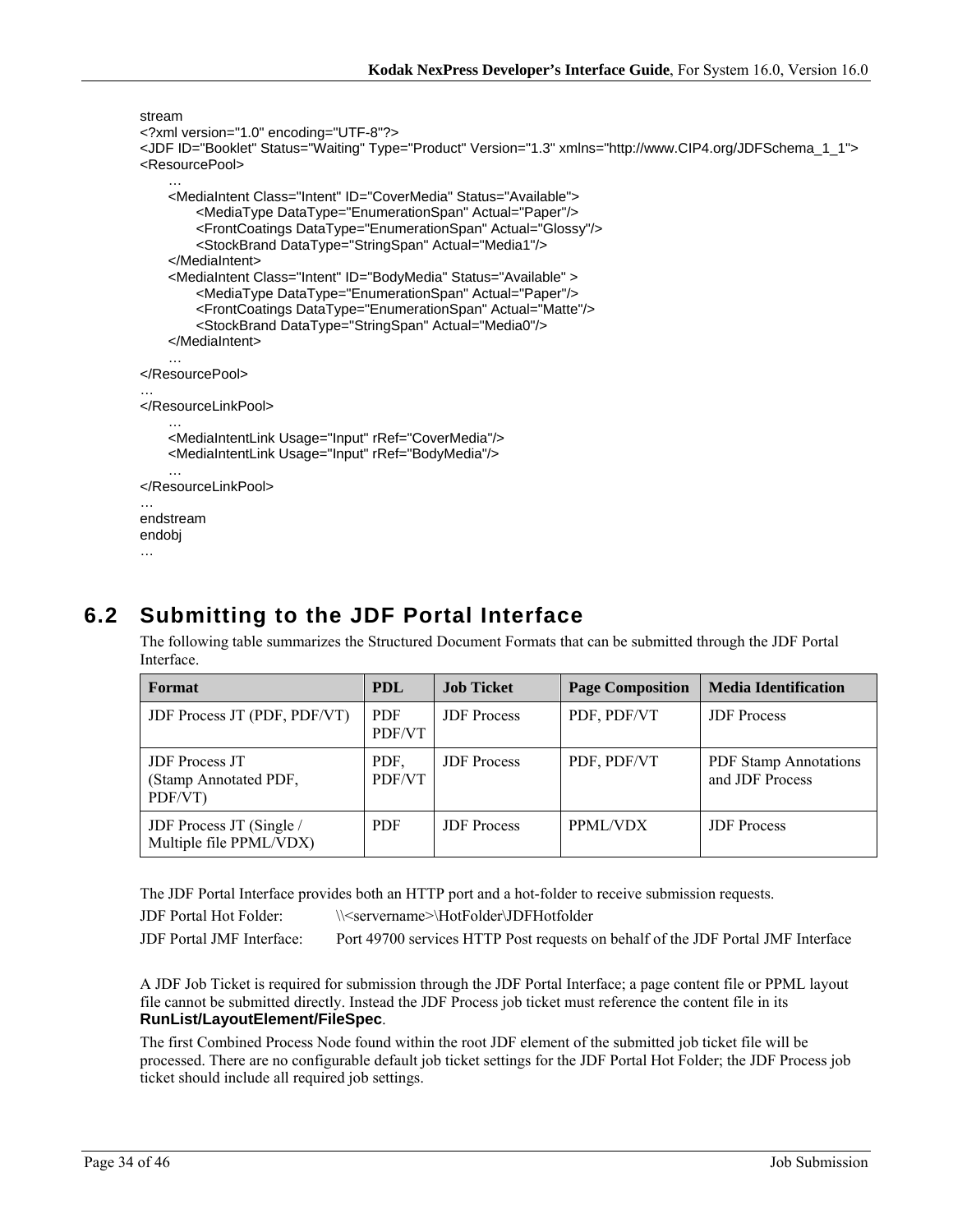```
stream
<?xml version="1.0" encoding="UTF-8"?>
<JDF ID="Booklet" Status="Waiting" Type="Product" Version="1.3" xmlns="http://www.CIP4.org/JDFSchema_1_1">
<ResourcePool>
      …
      <MediaIntent Class="Intent" ID="CoverMedia" Status="Available">
            <MediaType DataType="EnumerationSpan" Actual="Paper"/>
            <FrontCoatings DataType="EnumerationSpan" Actual="Glossy"/>
            <StockBrand DataType="StringSpan" Actual="Media1"/>
      </MediaIntent>
      <MediaIntent Class="Intent" ID="BodyMedia" Status="Available" >
            <MediaType DataType="EnumerationSpan" Actual="Paper"/>
            <FrontCoatings DataType="EnumerationSpan" Actual="Matte"/>
            <StockBrand DataType="StringSpan" Actual="Media0"/>
      </MediaIntent>
      …
</ResourcePool>
…
</ResourceLinkPool>
      …
      <MediaIntentLink Usage="Input" rRef="CoverMedia"/>
      <MediaIntentLink Usage="Input" rRef="BodyMedia"/>
      …
</ResourceLinkPool>
…
endstream
endobj
…
```

## 6.2 Submitting to the JDF Portal Interface

The following table summarizes the Structured Document Formats that can be submitted through the JDF Portal Interface.

| Format | PDL | Job Ticket | Page Composition | Media Identification |
|---|---|---|---|---|
| JDF Process JT (PDF, PDF/VT) | PDF PDF/VT | JDF Process | PDF, PDF/VT | JDF Process |
| JDF Process JT (Stamp Annotated PDF, PDF/VT) | PDF, PDF/VT | JDF Process | PDF, PDF/VT | PDF Stamp Annotations and JDF Process |
| JDF Process JT (Single / Multiple file PPML/VDX) | PDF | JDF Process | PPML/VDX | JDF Process |

The JDF Portal Interface provides both an HTTP port and a hot-folder to receive submission requests.

JDF Portal Hot Folder: \\<servername>\HotFolder\JDFHotfolder

JDF Portal JMF Interface: Port 49700 services HTTP Post requests on behalf of the JDF Portal JMF Interface

A JDF Job Ticket is required for submission through the JDF Portal Interface; a page content file or PPML layout file cannot be submitted directly. Instead the JDF Process job ticket must reference the content file in its **RunList/LayoutElement/FileSpec**.

The first Combined Process Node found within the root JDF element of the submitted job ticket file will be processed. There are no configurable default job ticket settings for the JDF Portal Hot Folder; the JDF Process job ticket should include all required job settings.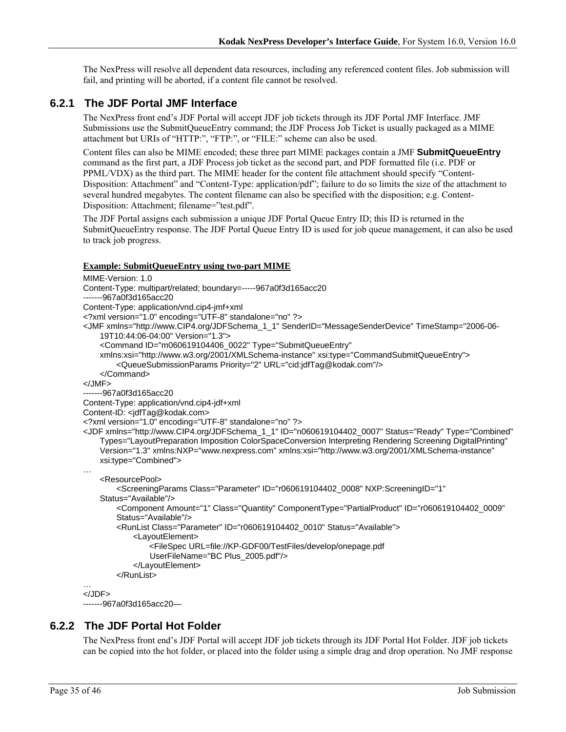The NexPress will resolve all dependent data resources, including any referenced content files. Job submission will fail, and printing will be aborted, if a content file cannot be resolved.

### 6.2.1 The JDF Portal JMF Interface

The NexPress front end's JDF Portal will accept JDF job tickets through its JDF Portal JMF Interface. JMF Submissions use the SubmitQueueEntry command; the JDF Process Job Ticket is usually packaged as a MIME attachment but URIs of "HTTP:", "FTP:", or "FILE:" scheme can also be used.

Content files can also be MIME encoded; these three part MIME packages contain a JMF **SubmitQueueEntry** command as the first part, a JDF Process job ticket as the second part, and PDF formatted file (i.e. PDF or PPML/VDX) as the third part. The MIME header for the content file attachment should specify "Content-Disposition: Attachment" and "Content-Type: application/pdf"; failure to do so limits the size of the attachment to several hundred megabytes. The content filename can also be specified with the disposition; e.g. Content-Disposition: Attachment; filename="test.pdf".

The JDF Portal assigns each submission a unique JDF Portal Queue Entry ID; this ID is returned in the SubmitQueueEntry response. The JDF Portal Queue Entry ID is used for job queue management, it can also be used to track job progress.

**Example: SubmitQueueEntry using two-part MIME**

```
MIME-Version: 1.0
Content-Type: multipart/related; boundary=-----967a0f3d165acc20
-------967a0f3d165acc20
Content-Type: application/vnd.cip4-jmf+xml
<?xml version="1.0" encoding="UTF-8" standalone="no" ?>
<JMF xmlns="http://www.CIP4.org/JDFSchema_1_1" SenderID="MessageSenderDevice" TimeStamp="2006-06-
    19T10:44:06-04:00" Version="1.3">
    <Command ID="m060619104406_0022" Type="SubmitQueueEntry"
    xmlns:xsi="http://www.w3.org/2001/XMLSchema-instance" xsi:type="CommandSubmitQueueEntry">
        <QueueSubmissionParams Priority="2" URL="cid:jdfTag@kodak.com"/>
    </Command>
</JMF>
-------967a0f3d165acc20
Content-Type: application/vnd.cip4-jdf+xml
Content-ID: <jdfTag@kodak.com>
<?xml version="1.0" encoding="UTF-8" standalone="no" ?>
<JDF xmlns="http://www.CIP4.org/JDFSchema_1_1" ID="n060619104402_0007" Status="Ready" Type="Combined"
    Types="LayoutPreparation Imposition ColorSpaceConversion Interpreting Rendering Screening DigitalPrinting"
    Version="1.3" xmlns:NXP="www.nexpress.com" xmlns:xsi="http://www.w3.org/2001/XMLSchema-instance"
    xsi:type="Combined">
…
    <ResourcePool>
        <ScreeningParams Class="Parameter" ID="r060619104402_0008" NXP:ScreeningID="1"
    Status="Available"/>
        <Component Amount="1" Class="Quantity" ComponentType="PartialProduct" ID="r060619104402_0009"
        Status="Available"/>
        <RunList Class="Parameter" ID="r060619104402_0010" Status="Available">
            <LayoutElement>
                <FileSpec URL=file://KP-GDF00/TestFiles/develop/onepage.pdf
                UserFileName="BC Plus_2005.pdf"/>
            </LayoutElement>
        </RunList>
…
</JDF>
-------967a0f3d165acc20—
```

### 6.2.2 The JDF Portal Hot Folder

The NexPress front end's JDF Portal will accept JDF job tickets through its JDF Portal Hot Folder. JDF job tickets can be copied into the hot folder, or placed into the folder using a simple drag and drop operation. No JMF response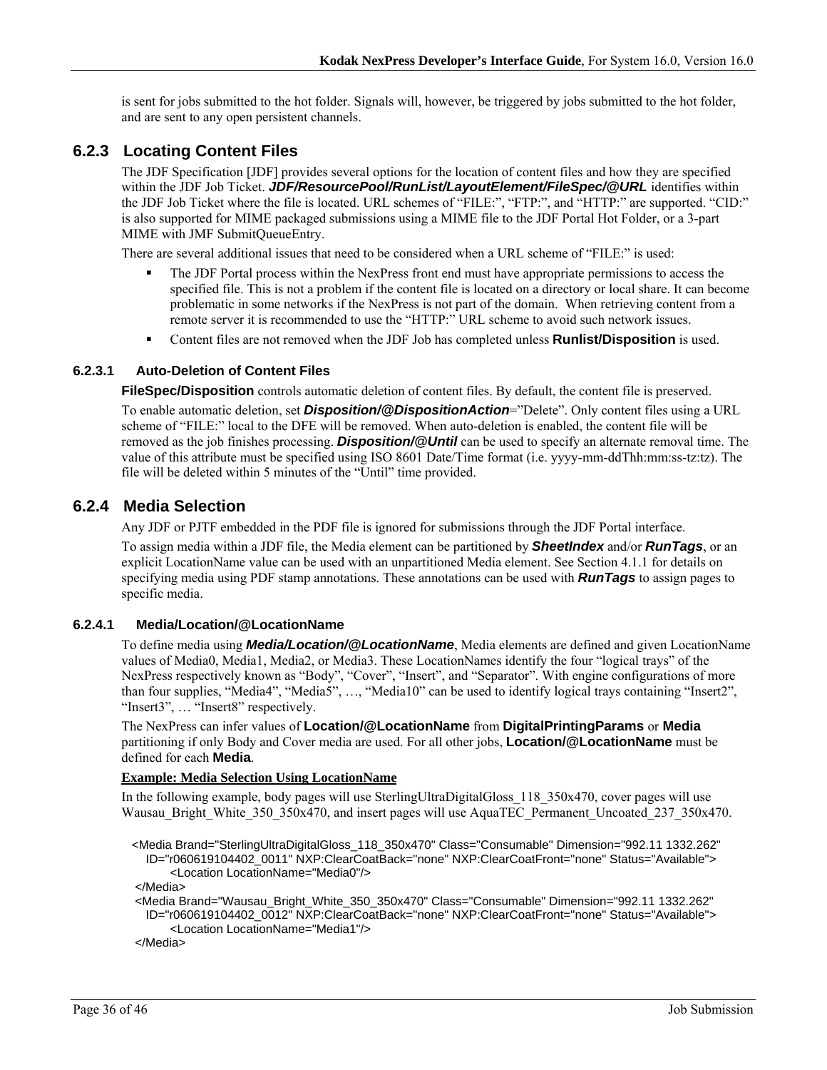is sent for jobs submitted to the hot folder. Signals will, however, be triggered by jobs submitted to the hot folder, and are sent to any open persistent channels.

### 6.2.3 Locating Content Files

The JDF Specification [JDF] provides several options for the location of content files and how they are specified within the JDF Job Ticket. ***JDF/ResourcePool/RunList/LayoutElement/FileSpec/@URL*** identifies within the JDF Job Ticket where the file is located. URL schemes of "FILE:", "FTP:", and "HTTP:" are supported. "CID:" is also supported for MIME packaged submissions using a MIME file to the JDF Portal Hot Folder, or a 3-part MIME with JMF SubmitQueueEntry.

There are several additional issues that need to be considered when a URL scheme of "FILE:" is used:

- The JDF Portal process within the NexPress front end must have appropriate permissions to access the specified file. This is not a problem if the content file is located on a directory or local share. It can become problematic in some networks if the NexPress is not part of the domain. When retrieving content from a remote server it is recommended to use the "HTTP:" URL scheme to avoid such network issues.
- Content files are not removed when the JDF Job has completed unless **Runlist/Disposition** is used.

#### 6.2.3.1 Auto-Deletion of Content Files

**FileSpec/Disposition** controls automatic deletion of content files. By default, the content file is preserved.

To enable automatic deletion, set ***Disposition/@DispositionAction***="Delete". Only content files using a URL scheme of "FILE:" local to the DFE will be removed. When auto-deletion is enabled, the content file will be removed as the job finishes processing. ***Disposition/@Until*** can be used to specify an alternate removal time. The value of this attribute must be specified using ISO 8601 Date/Time format (i.e. yyyy-mm-ddThh:mm:ss-tz:tz). The file will be deleted within 5 minutes of the "Until" time provided.

### 6.2.4 Media Selection

Any JDF or PJTF embedded in the PDF file is ignored for submissions through the JDF Portal interface.

To assign media within a JDF file, the Media element can be partitioned by ***SheetIndex*** and/or ***RunTags***, or an explicit LocationName value can be used with an unpartitioned Media element. See Section 4.1.1 for details on specifying media using PDF stamp annotations. These annotations can be used with ***RunTags*** to assign pages to specific media.

#### 6.2.4.1 Media/Location/@LocationName

To define media using ***Media/Location/@LocationName***, Media elements are defined and given LocationName values of Media0, Media1, Media2, or Media3. These LocationNames identify the four "logical trays" of the NexPress respectively known as "Body", "Cover", "Insert", and "Separator". With engine configurations of more than four supplies, "Media4", "Media5", …, "Media10" can be used to identify logical trays containing "Insert2", "Insert3", … "Insert8" respectively.

The NexPress can infer values of **Location/@LocationName** from **DigitalPrintingParams** or **Media** partitioning if only Body and Cover media are used. For all other jobs, **Location/@LocationName** must be defined for each **Media**.

**Example: Media Selection Using LocationName**

In the following example, body pages will use SterlingUltraDigitalGloss_118_350x470, cover pages will use Wausau_Bright_White_350_350x470, and insert pages will use AquaTEC_Permanent_Uncoated_237_350x470.

```
<Media Brand="SterlingUltraDigitalGloss_118_350x470" Class="Consumable" Dimension="992.11 1332.262"
   ID="r060619104402_0011" NXP:ClearCoatBack="none" NXP:ClearCoatFront="none" Status="Available">
      <Location LocationName="Media0"/>
</Media>
<Media Brand="Wausau_Bright_White_350_350x470" Class="Consumable" Dimension="992.11 1332.262"
   ID="r060619104402_0012" NXP:ClearCoatBack="none" NXP:ClearCoatFront="none" Status="Available">
      <Location LocationName="Media1"/>
</Media>
```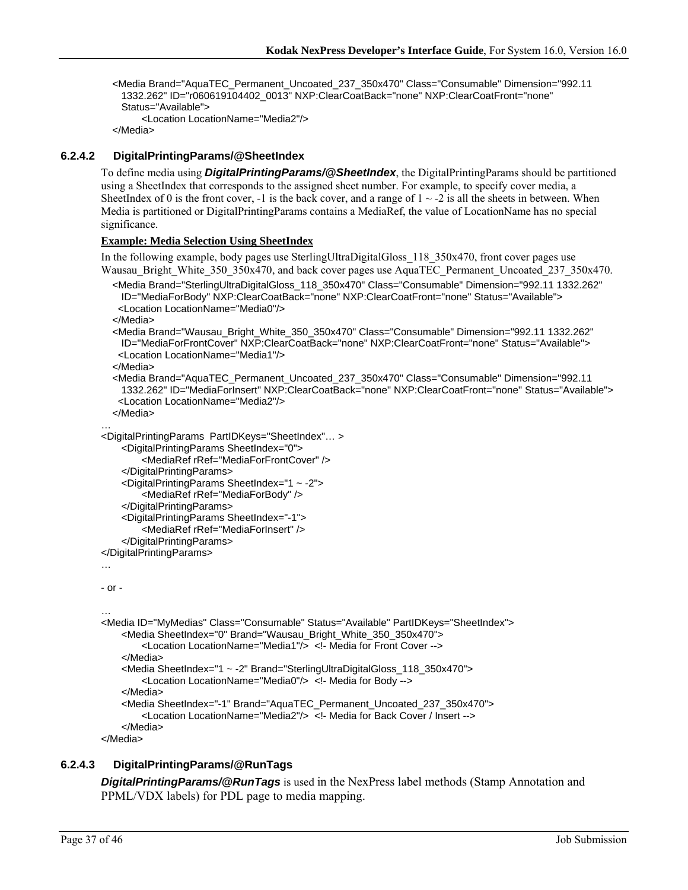```
<Media Brand="AquaTEC_Permanent_Uncoated_237_350x470" Class="Consumable" Dimension="992.11
  1332.262" ID="r060619104402_0013" NXP:ClearCoatBack="none" NXP:ClearCoatFront="none"
  Status="Available">
      <Location LocationName="Media2"/>
</Media>
```

#### 6.2.4.2 DigitalPrintingParams/@SheetIndex

To define media using ***DigitalPrintingParams/@SheetIndex***, the DigitalPrintingParams should be partitioned using a SheetIndex that corresponds to the assigned sheet number. For example, to specify cover media, a SheetIndex of 0 is the front cover, -1 is the back cover, and a range of 1 ~ -2 is all the sheets in between. When Media is partitioned or DigitalPrintingParams contains a MediaRef, the value of LocationName has no special significance.

**Example: Media Selection Using SheetIndex**

In the following example, body pages use SterlingUltraDigitalGloss_118_350x470, front cover pages use Wausau_Bright_White_350_350x470, and back cover pages use AquaTEC_Permanent_Uncoated_237_350x470.

```
<Media Brand="SterlingUltraDigitalGloss_118_350x470" Class="Consumable" Dimension="992.11 1332.262"
  ID="MediaForBody" NXP:ClearCoatBack="none" NXP:ClearCoatFront="none" Status="Available">
  <Location LocationName="Media0"/>
</Media>
<Media Brand="Wausau_Bright_White_350_350x470" Class="Consumable" Dimension="992.11 1332.262"
  ID="MediaForFrontCover" NXP:ClearCoatBack="none" NXP:ClearCoatFront="none" Status="Available">
  <Location LocationName="Media1"/>
</Media>
<Media Brand="AquaTEC_Permanent_Uncoated_237_350x470" Class="Consumable" Dimension="992.11
  1332.262" ID="MediaForInsert" NXP:ClearCoatBack="none" NXP:ClearCoatFront="none" Status="Available">
  <Location LocationName="Media2"/>
</Media>
…
<DigitalPrintingParams  PartIDKeys="SheetIndex"… >
    <DigitalPrintingParams SheetIndex="0">
        <MediaRef rRef="MediaForFrontCover" />
    </DigitalPrintingParams>
    <DigitalPrintingParams SheetIndex="1 ~ -2">
        <MediaRef rRef="MediaForBody" />
    </DigitalPrintingParams>
    <DigitalPrintingParams SheetIndex="-1">
        <MediaRef rRef="MediaForInsert" />
    </DigitalPrintingParams>
</DigitalPrintingParams>
…

- or -

…
<Media ID="MyMedias" Class="Consumable" Status="Available" PartIDKeys="SheetIndex">
    <Media SheetIndex="0" Brand="Wausau_Bright_White_350_350x470">
        <Location LocationName="Media1"/>  <!- Media for Front Cover -->
    </Media>
    <Media SheetIndex="1 ~ -2" Brand="SterlingUltraDigitalGloss_118_350x470">
        <Location LocationName="Media0"/>  <!- Media for Body -->
    </Media>
    <Media SheetIndex="-1" Brand="AquaTEC_Permanent_Uncoated_237_350x470">
        <Location LocationName="Media2"/>  <!- Media for Back Cover / Insert -->
    </Media>
</Media>
```

#### 6.2.4.3 DigitalPrintingParams/@RunTags

***DigitalPrintingParams/@RunTags*** is used in the NexPress label methods (Stamp Annotation and PPML/VDX labels) for PDL page to media mapping.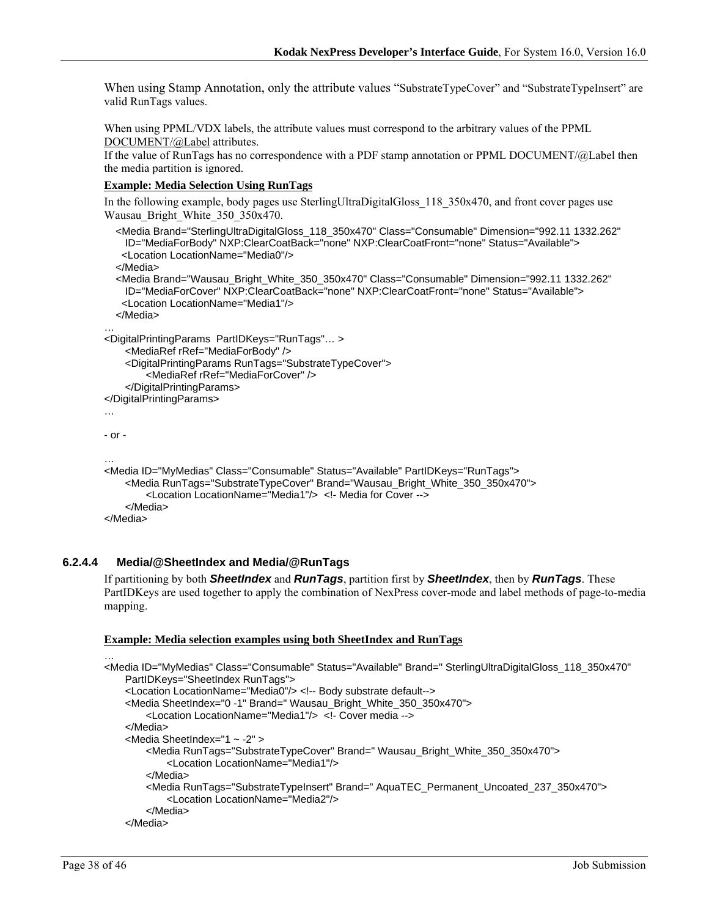When using Stamp Annotation, only the attribute values “SubstrateTypeCover” and “SubstrateTypeInsert” are valid RunTags values.

When using PPML/VDX labels, the attribute values must correspond to the arbitrary values of the PPML DOCUMENT/@Label attributes.
If the value of RunTags has no correspondence with a PDF stamp annotation or PPML DOCUMENT/@Label then the media partition is ignored.

**Example: Media Selection Using RunTags**

In the following example, body pages use SterlingUltraDigitalGloss_118_350x470, and front cover pages use Wausau_Bright_White_350_350x470.

```
   <Media Brand="SterlingUltraDigitalGloss_118_350x470" Class="Consumable" Dimension="992.11 1332.262"
     ID="MediaForBody" NXP:ClearCoatBack="none" NXP:ClearCoatFront="none" Status="Available">
    <Location LocationName="Media0"/>
   </Media>
   <Media Brand="Wausau_Bright_White_350_350x470" Class="Consumable" Dimension="992.11 1332.262"
     ID="MediaForCover" NXP:ClearCoatBack="none" NXP:ClearCoatFront="none" Status="Available">
    <Location LocationName="Media1"/>
   </Media>
…
<DigitalPrintingParams  PartIDKeys="RunTags"… >
      <MediaRef rRef="MediaForBody" />
      <DigitalPrintingParams RunTags="SubstrateTypeCover">
            <MediaRef rRef="MediaForCover" />
      </DigitalPrintingParams>
</DigitalPrintingParams>
…

- or -

…
<Media ID="MyMedias" Class="Consumable" Status="Available" PartIDKeys="RunTags">
      <Media RunTags="SubstrateTypeCover" Brand="Wausau_Bright_White_350_350x470">
            <Location LocationName="Media1"/>  <!- Media for Cover -->
      </Media>
</Media>
```

#### 6.2.4.4 Media/@SheetIndex and Media/@RunTags

If partitioning by both ***SheetIndex*** and ***RunTags***, partition first by ***SheetIndex***, then by ***RunTags***. These PartIDKeys are used together to apply the combination of NexPress cover-mode and label methods of page-to-media mapping.

**Example: Media selection examples using both SheetIndex and RunTags**

```
…
<Media ID="MyMedias" Class="Consumable" Status="Available" Brand=" SterlingUltraDigitalGloss_118_350x470"
      PartIDKeys="SheetIndex RunTags">
      <Location LocationName="Media0"/> <!-- Body substrate default-->
      <Media SheetIndex="0 -1" Brand=" Wausau_Bright_White_350_350x470">
            <Location LocationName="Media1"/>  <!- Cover media -->
      </Media>
      <Media SheetIndex="1 ~ -2" >
            <Media RunTags="SubstrateTypeCover" Brand=" Wausau_Bright_White_350_350x470">
                  <Location LocationName="Media1"/>
            </Media>
            <Media RunTags="SubstrateTypeInsert" Brand=" AquaTEC_Permanent_Uncoated_237_350x470">
                  <Location LocationName="Media2"/>
            </Media>
      </Media>
```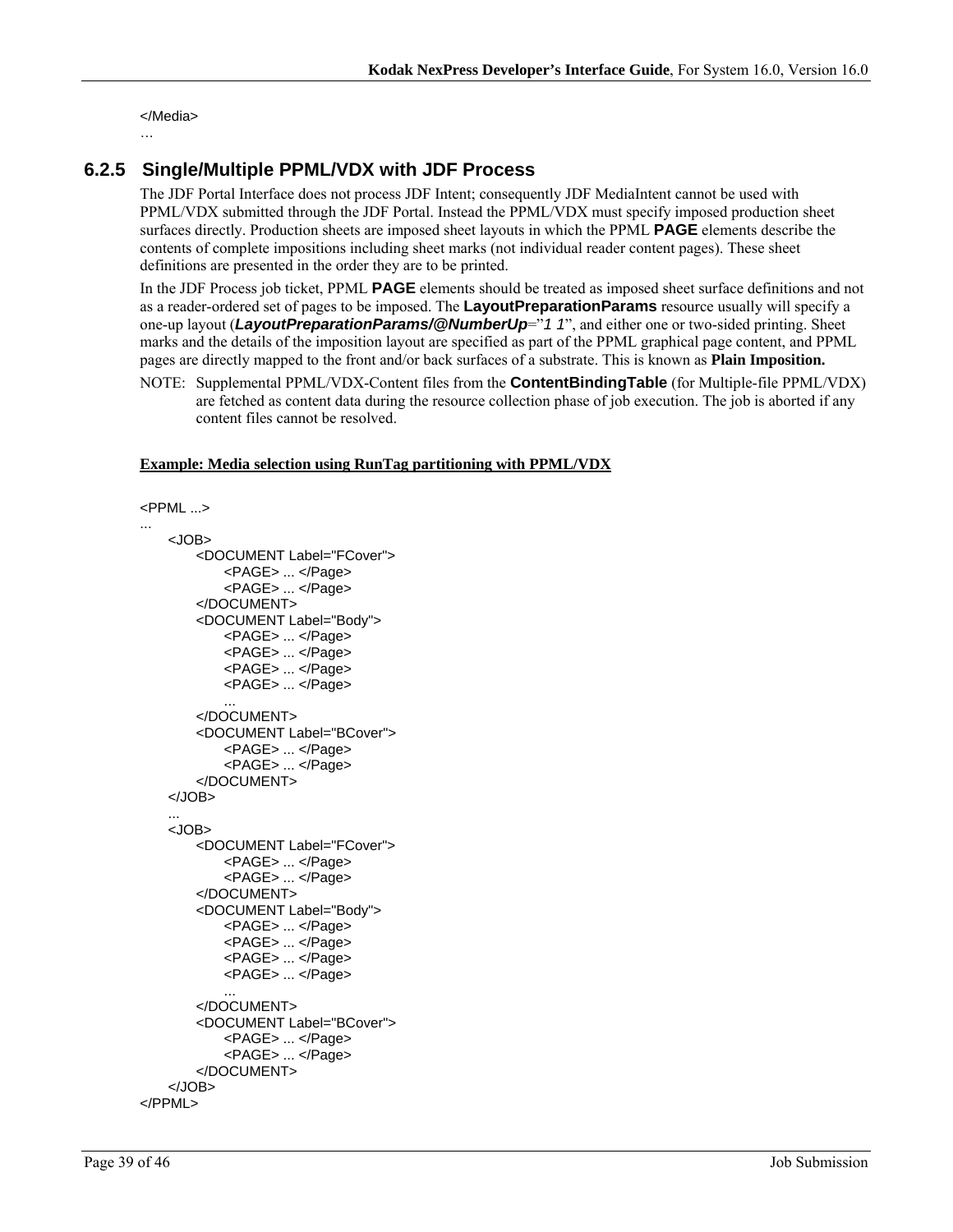```
</Media>
…
```

### 6.2.5 Single/Multiple PPML/VDX with JDF Process

The JDF Portal Interface does not process JDF Intent; consequently JDF MediaIntent cannot be used with PPML/VDX submitted through the JDF Portal. Instead the PPML/VDX must specify imposed production sheet surfaces directly. Production sheets are imposed sheet layouts in which the PPML **PAGE** elements describe the contents of complete impositions including sheet marks (not individual reader content pages). These sheet definitions are presented in the order they are to be printed.

In the JDF Process job ticket, PPML **PAGE** elements should be treated as imposed sheet surface definitions and not as a reader-ordered set of pages to be imposed. The **LayoutPreparationParams** resource usually will specify a one-up layout (***LayoutPreparationParams/@NumberUp***="*1 1*", and either one or two-sided printing. Sheet marks and the details of the imposition layout are specified as part of the PPML graphical page content, and PPML pages are directly mapped to the front and/or back surfaces of a substrate. This is known as **Plain Imposition.**

NOTE: Supplemental PPML/VDX-Content files from the **ContentBindingTable** (for Multiple-file PPML/VDX) are fetched as content data during the resource collection phase of job execution. The job is aborted if any content files cannot be resolved.

**Example: Media selection using RunTag partitioning with PPML/VDX**

```
<PPML ...>
...
    <JOB>
        <DOCUMENT Label="FCover">
            <PAGE> ... </Page>
            <PAGE> ... </Page>
        </DOCUMENT>
        <DOCUMENT Label="Body">
            <PAGE> ... </Page>
            <PAGE> ... </Page>
            <PAGE> ... </Page>
            <PAGE> ... </Page>
            ...
        </DOCUMENT>
        <DOCUMENT Label="BCover">
            <PAGE> ... </Page>
            <PAGE> ... </Page>
        </DOCUMENT>
    </JOB>
    ...
    <JOB>
        <DOCUMENT Label="FCover">
            <PAGE> ... </Page>
            <PAGE> ... </Page>
        </DOCUMENT>
        <DOCUMENT Label="Body">
            <PAGE> ... </Page>
            <PAGE> ... </Page>
            <PAGE> ... </Page>
            <PAGE> ... </Page>
            ...
        </DOCUMENT>
        <DOCUMENT Label="BCover">
            <PAGE> ... </Page>
            <PAGE> ... </Page>
        </DOCUMENT>
    </JOB>
</PPML>
```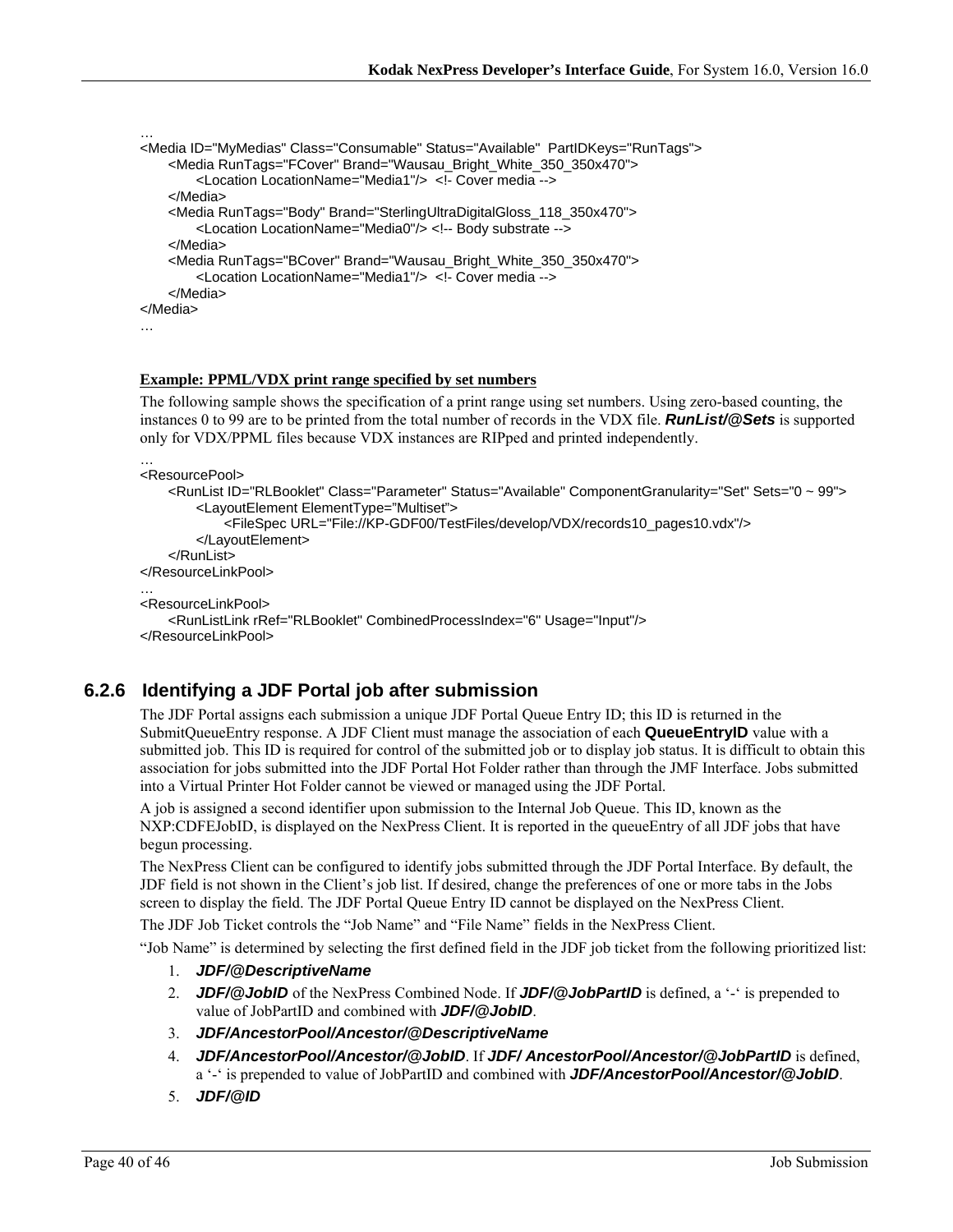```
…
<Media ID="MyMedias" Class="Consumable" Status="Available"  PartIDKeys="RunTags">
     <Media RunTags="FCover" Brand="Wausau_Bright_White_350_350x470">
          <Location LocationName="Media1"/>  <!- Cover media -->
     </Media>
     <Media RunTags="Body" Brand="SterlingUltraDigitalGloss_118_350x470">
          <Location LocationName="Media0"/> <!-- Body substrate -->
     </Media>
     <Media RunTags="BCover" Brand="Wausau_Bright_White_350_350x470">
          <Location LocationName="Media1"/>  <!- Cover media -->
     </Media>
</Media>
…
```

**Example: PPML/VDX print range specified by set numbers**

The following sample shows the specification of a print range using set numbers. Using zero-based counting, the instances 0 to 99 are to be printed from the total number of records in the VDX file. ***RunList/@Sets*** is supported only for VDX/PPML files because VDX instances are RIPped and printed independently.

```
…
<ResourcePool>
     <RunList ID="RLBooklet" Class="Parameter" Status="Available" ComponentGranularity="Set" Sets="0 ~ 99">
          <LayoutElement ElementType="Multiset">
               <FileSpec URL="File://KP-GDF00/TestFiles/develop/VDX/records10_pages10.vdx"/>
          </LayoutElement>
     </RunList>
</ResourceLinkPool>
…
<ResourceLinkPool>
     <RunListLink rRef="RLBooklet" CombinedProcessIndex="6" Usage="Input"/>
</ResourceLinkPool>
```

### 6.2.6 Identifying a JDF Portal job after submission

The JDF Portal assigns each submission a unique JDF Portal Queue Entry ID; this ID is returned in the SubmitQueueEntry response. A JDF Client must manage the association of each **QueueEntryID** value with a submitted job. This ID is required for control of the submitted job or to display job status. It is difficult to obtain this association for jobs submitted into the JDF Portal Hot Folder rather than through the JMF Interface. Jobs submitted into a Virtual Printer Hot Folder cannot be viewed or managed using the JDF Portal.

A job is assigned a second identifier upon submission to the Internal Job Queue. This ID, known as the NXP:CDFEJobID, is displayed on the NexPress Client. It is reported in the queueEntry of all JDF jobs that have begun processing.

The NexPress Client can be configured to identify jobs submitted through the JDF Portal Interface. By default, the JDF field is not shown in the Client's job list. If desired, change the preferences of one or more tabs in the Jobs screen to display the field. The JDF Portal Queue Entry ID cannot be displayed on the NexPress Client.

The JDF Job Ticket controls the "Job Name" and "File Name" fields in the NexPress Client.

"Job Name" is determined by selecting the first defined field in the JDF job ticket from the following prioritized list:

1. ***JDF/@DescriptiveName***
2. ***JDF/@JobID*** of the NexPress Combined Node. If ***JDF/@JobPartID*** is defined, a '-' is prepended to value of JobPartID and combined with ***JDF/@JobID***.
3. ***JDF/AncestorPool/Ancestor/@DescriptiveName***
4. ***JDF/AncestorPool/Ancestor/@JobID***. If ***JDF/ AncestorPool/Ancestor/@JobPartID*** is defined, a '-' is prepended to value of JobPartID and combined with ***JDF/AncestorPool/Ancestor/@JobID***.
5. ***JDF/@ID***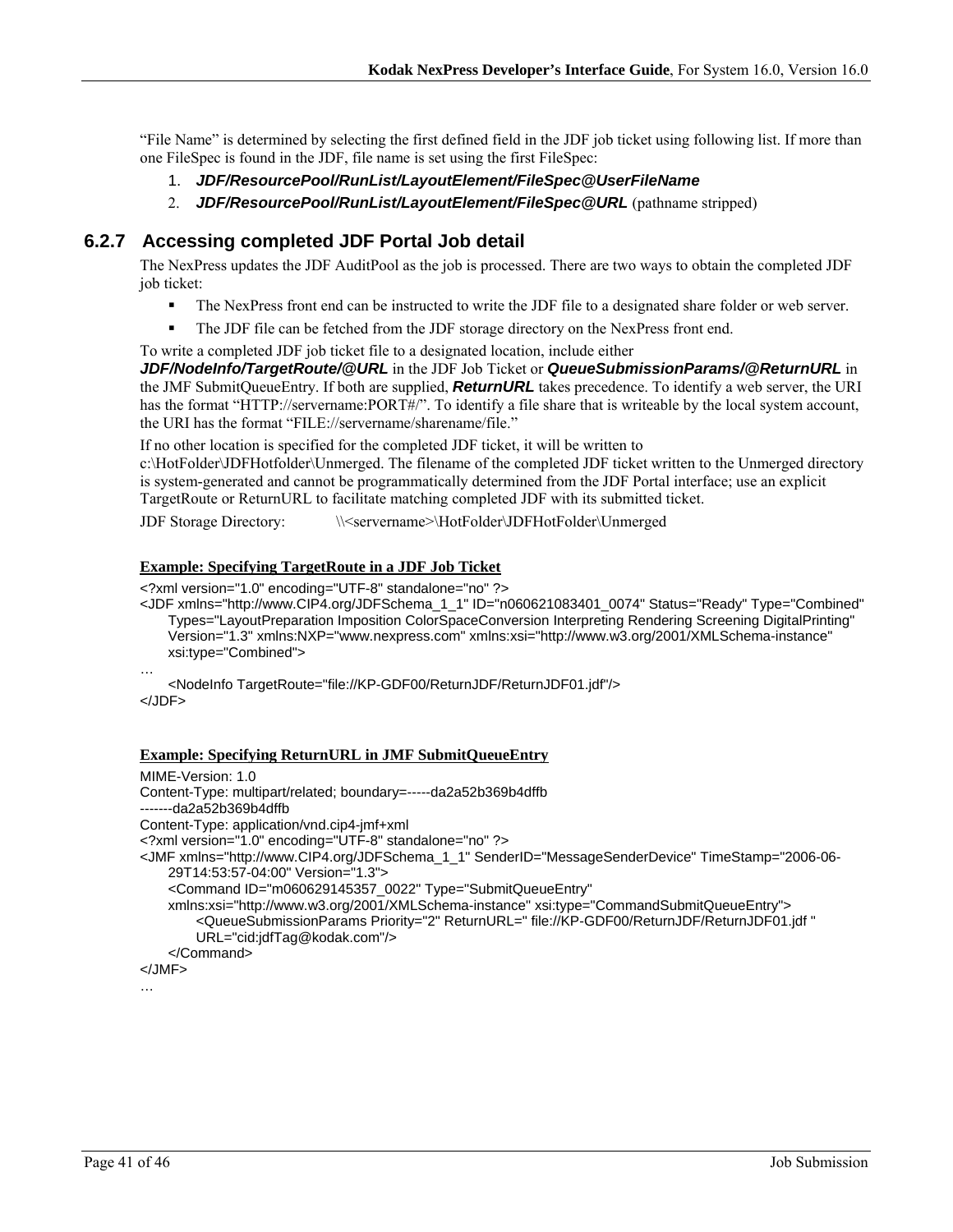“File Name” is determined by selecting the first defined field in the JDF job ticket using following list. If more than one FileSpec is found in the JDF, file name is set using the first FileSpec:

1. ***JDF/ResourcePool/RunList/LayoutElement/FileSpec@UserFileName***
2. ***JDF/ResourcePool/RunList/LayoutElement/FileSpec@URL*** (pathname stripped)

### 6.2.7 Accessing completed JDF Portal Job detail

The NexPress updates the JDF AuditPool as the job is processed. There are two ways to obtain the completed JDF job ticket:

- The NexPress front end can be instructed to write the JDF file to a designated share folder or web server.
- The JDF file can be fetched from the JDF storage directory on the NexPress front end.

To write a completed JDF job ticket file to a designated location, include either ***JDF/NodeInfo/TargetRoute/@URL*** in the JDF Job Ticket or ***QueueSubmissionParams/@ReturnURL*** in the JMF SubmitQueueEntry. If both are supplied, ***ReturnURL*** takes precedence. To identify a web server, the URI has the format “HTTP://servername:PORT#/”. To identify a file share that is writeable by the local system account, the URI has the format “FILE://servername/sharename/file.”

If no other location is specified for the completed JDF ticket, it will be written to c:\HotFolder\JDFHotfolder\Unmerged. The filename of the completed JDF ticket written to the Unmerged directory is system-generated and cannot be programmatically determined from the JDF Portal interface; use an explicit TargetRoute or ReturnURL to facilitate matching completed JDF with its submitted ticket.

JDF Storage Directory: \\<servername>\HotFolder\JDFHotFolder\Unmerged

**Example: Specifying TargetRoute in a JDF Job Ticket**

```
<?xml version="1.0" encoding="UTF-8" standalone="no" ?>
<JDF xmlns="http://www.CIP4.org/JDFSchema_1_1" ID="n060621083401_0074" Status="Ready" Type="Combined"
    Types="LayoutPreparation Imposition ColorSpaceConversion Interpreting Rendering Screening DigitalPrinting"
    Version="1.3" xmlns:NXP="www.nexpress.com" xmlns:xsi="http://www.w3.org/2001/XMLSchema-instance"
    xsi:type="Combined">
…
    <NodeInfo TargetRoute="file://KP-GDF00/ReturnJDF/ReturnJDF01.jdf"/>
</JDF>
```

**Example: Specifying ReturnURL in JMF SubmitQueueEntry**

```
MIME-Version: 1.0
Content-Type: multipart/related; boundary=-----da2a52b369b4dffb
-------da2a52b369b4dffb
Content-Type: application/vnd.cip4-jmf+xml
<?xml version="1.0" encoding="UTF-8" standalone="no" ?>
<JMF xmlns="http://www.CIP4.org/JDFSchema_1_1" SenderID="MessageSenderDevice" TimeStamp="2006-06-
    29T14:53:57-04:00" Version="1.3">
    <Command ID="m060629145357_0022" Type="SubmitQueueEntry"
    xmlns:xsi="http://www.w3.org/2001/XMLSchema-instance" xsi:type="CommandSubmitQueueEntry">
        <QueueSubmissionParams Priority="2" ReturnURL=" file://KP-GDF00/ReturnJDF/ReturnJDF01.jdf "
        URL="cid:jdfTag@kodak.com"/>
    </Command>
</JMF>
…
```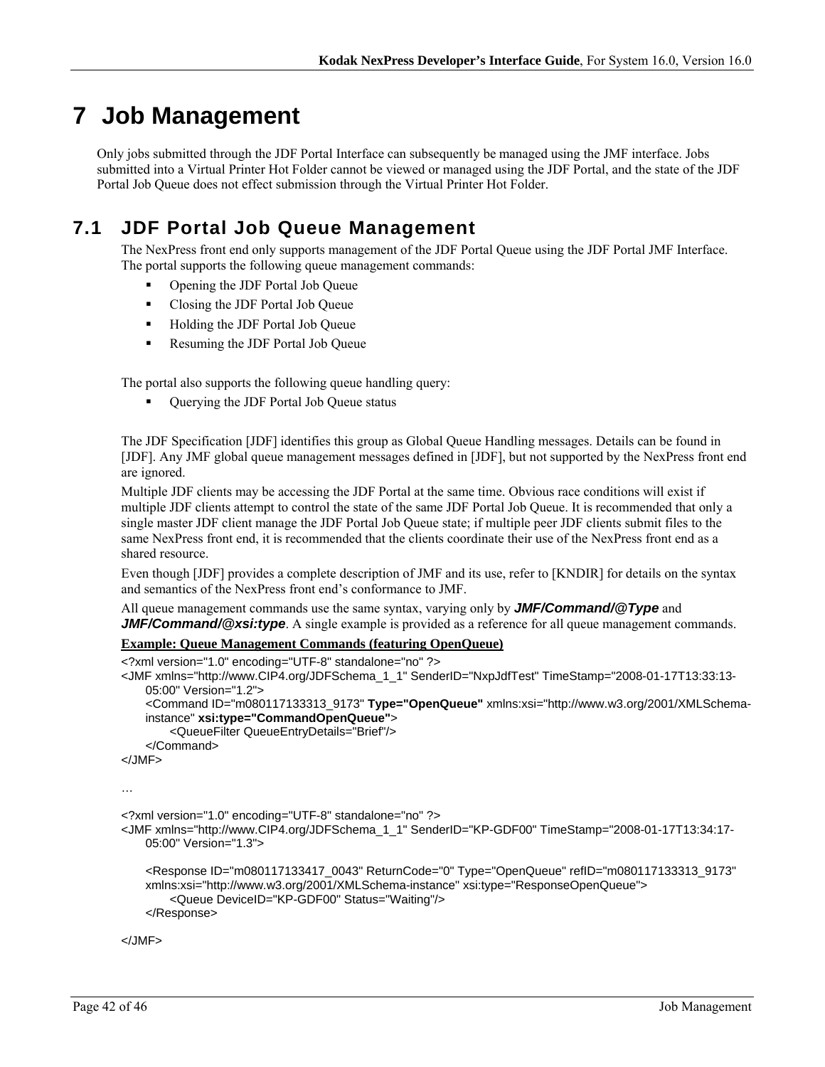# 7 Job Management

Only jobs submitted through the JDF Portal Interface can subsequently be managed using the JMF interface. Jobs submitted into a Virtual Printer Hot Folder cannot be viewed or managed using the JDF Portal, and the state of the JDF Portal Job Queue does not effect submission through the Virtual Printer Hot Folder.

## 7.1 JDF Portal Job Queue Management

The NexPress front end only supports management of the JDF Portal Queue using the JDF Portal JMF Interface. The portal supports the following queue management commands:

- Opening the JDF Portal Job Queue
- Closing the JDF Portal Job Queue
- Holding the JDF Portal Job Queue
- Resuming the JDF Portal Job Queue

The portal also supports the following queue handling query:

- Querying the JDF Portal Job Queue status

The JDF Specification [JDF] identifies this group as Global Queue Handling messages. Details can be found in [JDF]. Any JMF global queue management messages defined in [JDF], but not supported by the NexPress front end are ignored.

Multiple JDF clients may be accessing the JDF Portal at the same time. Obvious race conditions will exist if multiple JDF clients attempt to control the state of the same JDF Portal Job Queue. It is recommended that only a single master JDF client manage the JDF Portal Job Queue state; if multiple peer JDF clients submit files to the same NexPress front end, it is recommended that the clients coordinate their use of the NexPress front end as a shared resource.

Even though [JDF] provides a complete description of JMF and its use, refer to [KNDIR] for details on the syntax and semantics of the NexPress front end's conformance to JMF.

All queue management commands use the same syntax, varying only by ***JMF/Command/@Type*** and ***JMF/Command/@xsi:type***. A single example is provided as a reference for all queue management commands.

**Example: Queue Management Commands (featuring OpenQueue)**

```
<?xml version="1.0" encoding="UTF-8" standalone="no" ?>
<JMF xmlns="http://www.CIP4.org/JDFSchema_1_1" SenderID="NxpJdfTest" TimeStamp="2008-01-17T13:33:13-
    05:00" Version="1.2">
    <Command ID="m080117133313_9173" Type="OpenQueue" xmlns:xsi="http://www.w3.org/2001/XMLSchema-
    instance" xsi:type="CommandOpenQueue">
        <QueueFilter QueueEntryDetails="Brief"/>
    </Command>
</JMF>

…

<?xml version="1.0" encoding="UTF-8" standalone="no" ?>
<JMF xmlns="http://www.CIP4.org/JDFSchema_1_1" SenderID="KP-GDF00" TimeStamp="2008-01-17T13:34:17-
    05:00" Version="1.3">

    <Response ID="m080117133417_0043" ReturnCode="0" Type="OpenQueue" refID="m080117133313_9173"
    xmlns:xsi="http://www.w3.org/2001/XMLSchema-instance" xsi:type="ResponseOpenQueue">
        <Queue DeviceID="KP-GDF00" Status="Waiting"/>
    </Response>

</JMF>
```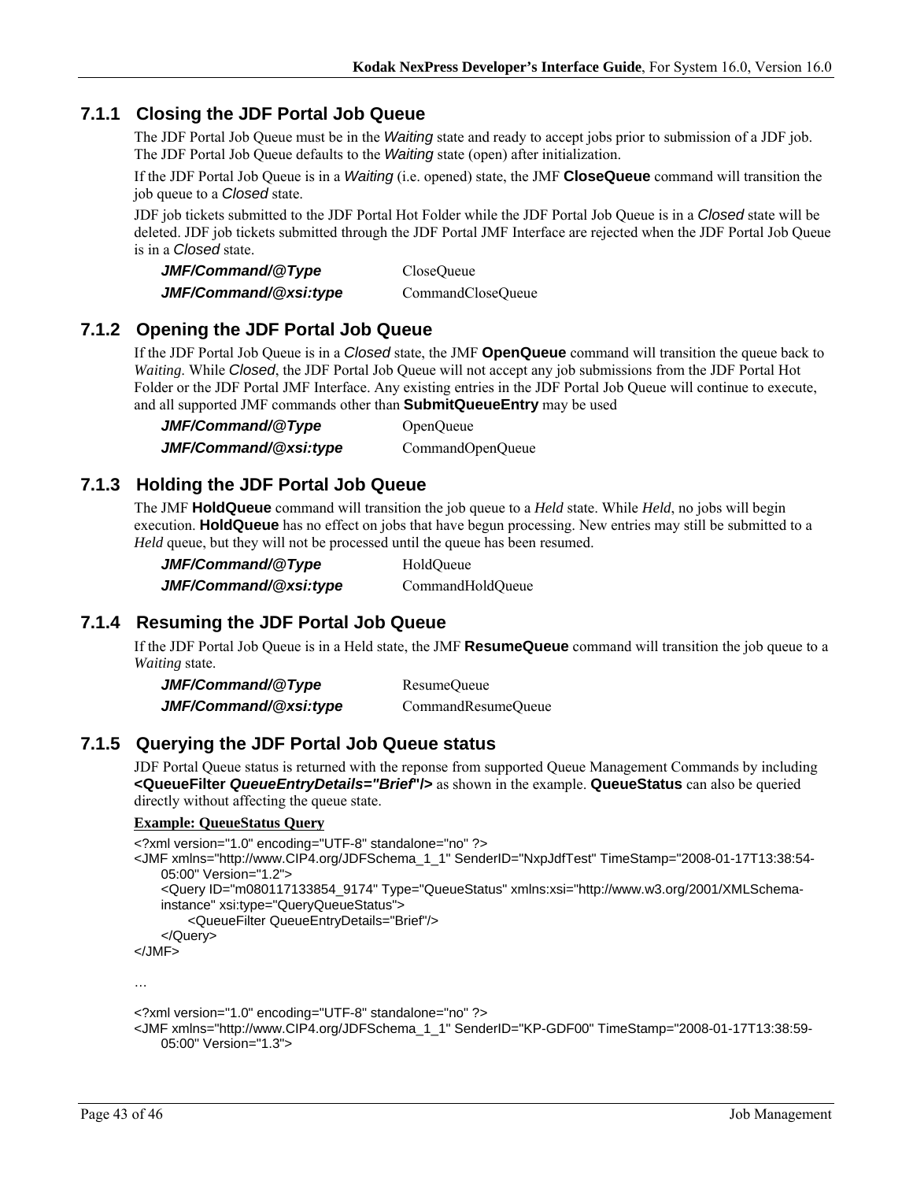### 7.1.1 Closing the JDF Portal Job Queue

The JDF Portal Job Queue must be in the *Waiting* state and ready to accept jobs prior to submission of a JDF job. The JDF Portal Job Queue defaults to the *Waiting* state (open) after initialization.

If the JDF Portal Job Queue is in a *Waiting* (i.e. opened) state, the JMF **CloseQueue** command will transition the job queue to a *Closed* state.

JDF job tickets submitted to the JDF Portal Hot Folder while the JDF Portal Job Queue is in a *Closed* state will be deleted. JDF job tickets submitted through the JDF Portal JMF Interface are rejected when the JDF Portal Job Queue is in a *Closed* state.

| | |
|---|---|
| ***JMF/Command/@Type*** | CloseQueue |
| ***JMF/Command/@xsi:type*** | CommandCloseQueue |

### 7.1.2 Opening the JDF Portal Job Queue

If the JDF Portal Job Queue is in a *Closed* state, the JMF **OpenQueue** command will transition the queue back to *Waiting*. While *Closed*, the JDF Portal Job Queue will not accept any job submissions from the JDF Portal Hot Folder or the JDF Portal JMF Interface. Any existing entries in the JDF Portal Job Queue will continue to execute, and all supported JMF commands other than **SubmitQueueEntry** may be used

| | |
|---|---|
| ***JMF/Command/@Type*** | OpenQueue |
| ***JMF/Command/@xsi:type*** | CommandOpenQueue |

### 7.1.3 Holding the JDF Portal Job Queue

The JMF **HoldQueue** command will transition the job queue to a *Held* state. While *Held*, no jobs will begin execution. **HoldQueue** has no effect on jobs that have begun processing. New entries may still be submitted to a *Held* queue, but they will not be processed until the queue has been resumed.

| | |
|---|---|
| ***JMF/Command/@Type*** | HoldQueue |
| ***JMF/Command/@xsi:type*** | CommandHoldQueue |

### 7.1.4 Resuming the JDF Portal Job Queue

If the JDF Portal Job Queue is in a Held state, the JMF **ResumeQueue** command will transition the job queue to a *Waiting* state.

| | |
|---|---|
| ***JMF/Command/@Type*** | ResumeQueue |
| ***JMF/Command/@xsi:type*** | CommandResumeQueue |

### 7.1.5 Querying the JDF Portal Job Queue status

JDF Portal Queue status is returned with the reponse from supported Queue Management Commands by including **<QueueFilter *QueueEntryDetails="Brief"*/>** as shown in the example. **QueueStatus** can also be queried directly without affecting the queue state.

**Example: QueueStatus Query**

```
<?xml version="1.0" encoding="UTF-8" standalone="no" ?>
<JMF xmlns="http://www.CIP4.org/JDFSchema_1_1" SenderID="NxpJdfTest" TimeStamp="2008-01-17T13:38:54-
    05:00" Version="1.2">
    <Query ID="m080117133854_9174" Type="QueueStatus" xmlns:xsi="http://www.w3.org/2001/XMLSchema-
    instance" xsi:type="QueryQueueStatus">
        <QueueFilter QueueEntryDetails="Brief"/>
    </Query>
</JMF>

…

<?xml version="1.0" encoding="UTF-8" standalone="no" ?>
<JMF xmlns="http://www.CIP4.org/JDFSchema_1_1" SenderID="KP-GDF00" TimeStamp="2008-01-17T13:38:59-
    05:00" Version="1.3">
```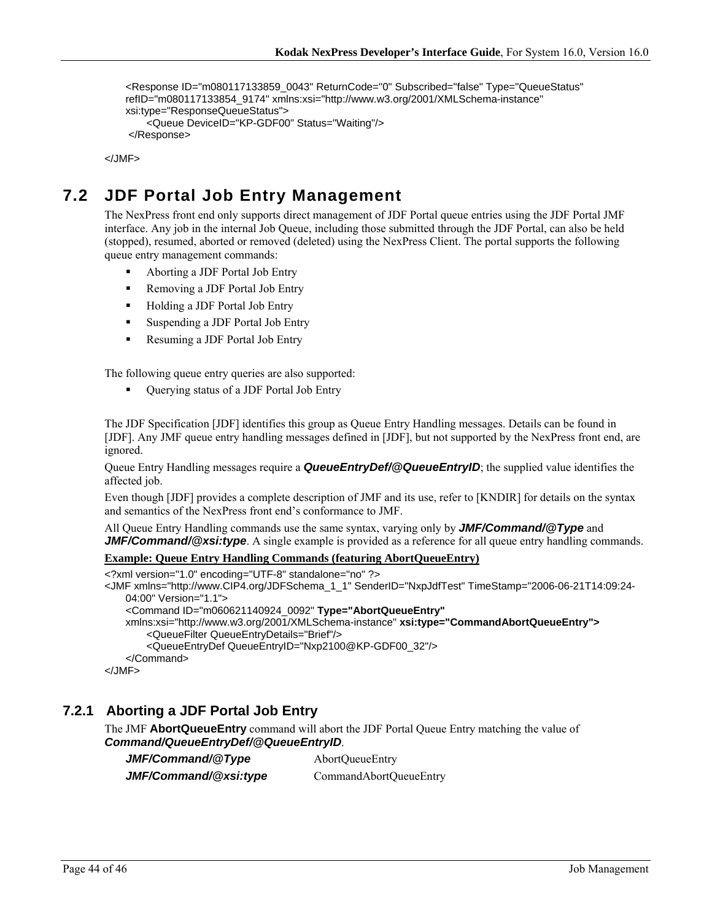```
<Response ID="m080117133859_0043" ReturnCode="0" Subscribed="false" Type="QueueStatus"
refID="m080117133854_9174" xmlns:xsi="http://www.w3.org/2001/XMLSchema-instance"
xsi:type="ResponseQueueStatus">
    <Queue DeviceID="KP-GDF00" Status="Waiting"/>
 </Response>

</JMF>
```

## 7.2 JDF Portal Job Entry Management

The NexPress front end only supports direct management of JDF Portal queue entries using the JDF Portal JMF interface. Any job in the internal Job Queue, including those submitted through the JDF Portal, can also be held (stopped), resumed, aborted or removed (deleted) using the NexPress Client. The portal supports the following queue entry management commands:

- Aborting a JDF Portal Job Entry
- Removing a JDF Portal Job Entry
- Holding a JDF Portal Job Entry
- Suspending a JDF Portal Job Entry
- Resuming a JDF Portal Job Entry

The following queue entry queries are also supported:

- Querying status of a JDF Portal Job Entry

The JDF Specification [JDF] identifies this group as Queue Entry Handling messages. Details can be found in [JDF]. Any JMF queue entry handling messages defined in [JDF], but not supported by the NexPress front end, are ignored.

Queue Entry Handling messages require a ***QueueEntryDef/@QueueEntryID***; the supplied value identifies the affected job.

Even though [JDF] provides a complete description of JMF and its use, refer to [KNDIR] for details on the syntax and semantics of the NexPress front end's conformance to JMF.

All Queue Entry Handling commands use the same syntax, varying only by ***JMF/Command/@Type*** and ***JMF/Command/@xsi:type***. A single example is provided as a reference for all queue entry handling commands.

**Example: Queue Entry Handling Commands (featuring AbortQueueEntry)**

```
<?xml version="1.0" encoding="UTF-8" standalone="no" ?>
<JMF xmlns="http://www.CIP4.org/JDFSchema_1_1" SenderID="NxpJdfTest" TimeStamp="2006-06-21T14:09:24-
    04:00" Version="1.1">
    <Command ID="m060621140924_0092" Type="AbortQueueEntry"
    xmlns:xsi="http://www.w3.org/2001/XMLSchema-instance" xsi:type="CommandAbortQueueEntry">
        <QueueFilter QueueEntryDetails="Brief"/>
        <QueueEntryDef QueueEntryID="Nxp2100@KP-GDF00_32"/>
    </Command>
</JMF>
```

### 7.2.1 Aborting a JDF Portal Job Entry

The JMF **AbortQueueEntry** command will abort the JDF Portal Queue Entry matching the value of ***Command/QueueEntryDef/@QueueEntryID***.

| | |
|---|---|
| ***JMF/Command/@Type*** | AbortQueueEntry |
| ***JMF/Command/@xsi:type*** | CommandAbortQueueEntry |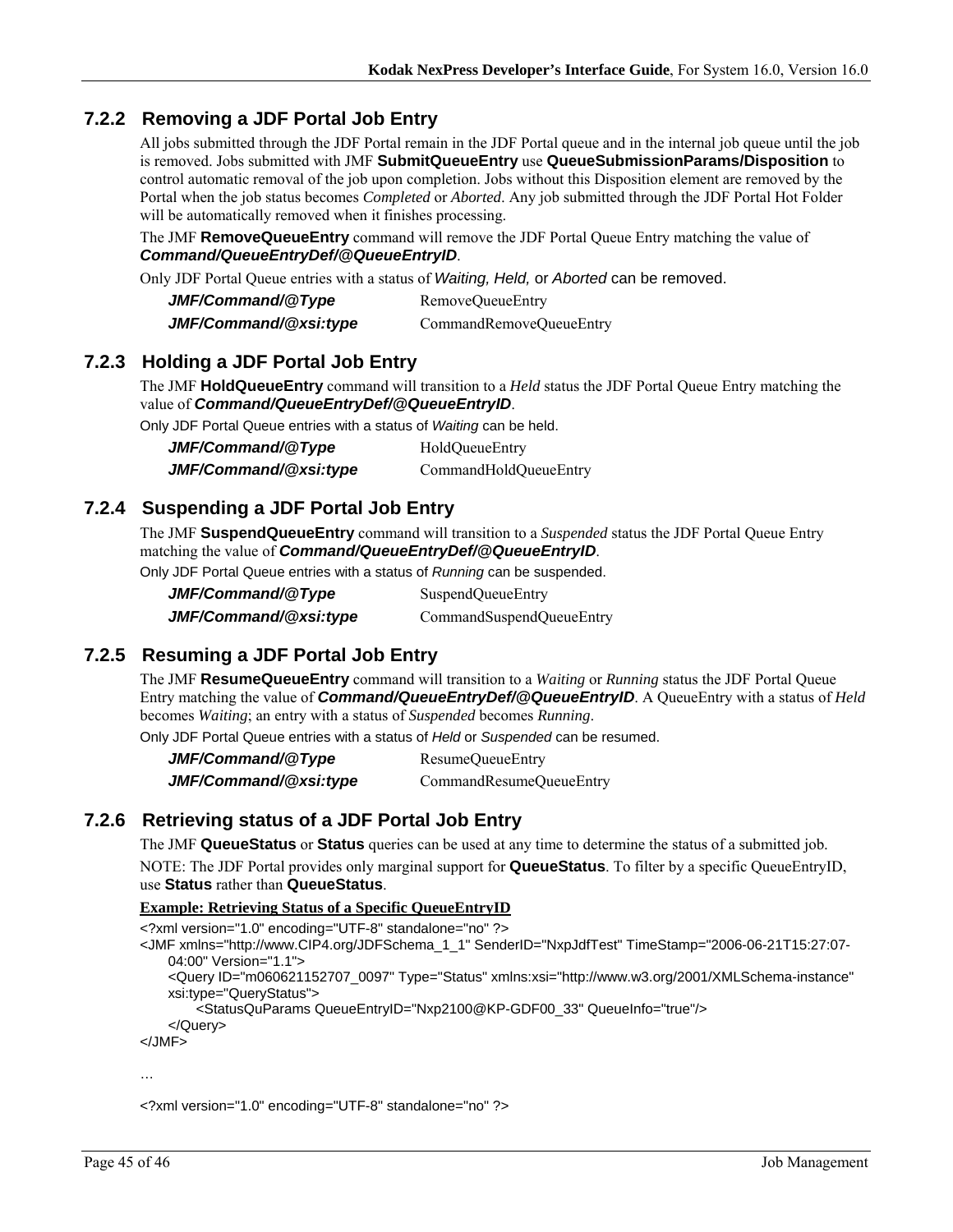### 7.2.2 Removing a JDF Portal Job Entry

All jobs submitted through the JDF Portal remain in the JDF Portal queue and in the internal job queue until the job is removed. Jobs submitted with JMF **SubmitQueueEntry** use **QueueSubmissionParams/Disposition** to control automatic removal of the job upon completion. Jobs without this Disposition element are removed by the Portal when the job status becomes *Completed* or *Aborted*. Any job submitted through the JDF Portal Hot Folder will be automatically removed when it finishes processing.

The JMF **RemoveQueueEntry** command will remove the JDF Portal Queue Entry matching the value of ***Command/QueueEntryDef/@QueueEntryID***.

Only JDF Portal Queue entries with a status of *Waiting, Held,* or *Aborted* can be removed.

| | |
|---|---|
| ***JMF/Command/@Type*** | RemoveQueueEntry |
| ***JMF/Command/@xsi:type*** | CommandRemoveQueueEntry |

### 7.2.3 Holding a JDF Portal Job Entry

The JMF **HoldQueueEntry** command will transition to a *Held* status the JDF Portal Queue Entry matching the value of ***Command/QueueEntryDef/@QueueEntryID***.

Only JDF Portal Queue entries with a status of *Waiting* can be held.

| | |
|---|---|
| ***JMF/Command/@Type*** | HoldQueueEntry |
| ***JMF/Command/@xsi:type*** | CommandHoldQueueEntry |

### 7.2.4 Suspending a JDF Portal Job Entry

The JMF **SuspendQueueEntry** command will transition to a *Suspended* status the JDF Portal Queue Entry matching the value of ***Command/QueueEntryDef/@QueueEntryID***.

Only JDF Portal Queue entries with a status of *Running* can be suspended.

| | |
|---|---|
| ***JMF/Command/@Type*** | SuspendQueueEntry |
| ***JMF/Command/@xsi:type*** | CommandSuspendQueueEntry |

### 7.2.5 Resuming a JDF Portal Job Entry

The JMF **ResumeQueueEntry** command will transition to a *Waiting* or *Running* status the JDF Portal Queue Entry matching the value of ***Command/QueueEntryDef/@QueueEntryID***. A QueueEntry with a status of *Held* becomes *Waiting*; an entry with a status of *Suspended* becomes *Running*.

Only JDF Portal Queue entries with a status of *Held* or *Suspended* can be resumed.

| | |
|---|---|
| ***JMF/Command/@Type*** | ResumeQueueEntry |
| ***JMF/Command/@xsi:type*** | CommandResumeQueueEntry |

### 7.2.6 Retrieving status of a JDF Portal Job Entry

The JMF **QueueStatus** or **Status** queries can be used at any time to determine the status of a submitted job.

NOTE: The JDF Portal provides only marginal support for **QueueStatus**. To filter by a specific QueueEntryID, use **Status** rather than **QueueStatus**.

**Example: Retrieving Status of a Specific QueueEntryID**

```
<?xml version="1.0" encoding="UTF-8" standalone="no" ?>
<JMF xmlns="http://www.CIP4.org/JDFSchema_1_1" SenderID="NxpJdfTest" TimeStamp="2006-06-21T15:27:07-04:00" Version="1.1">
    <Query ID="m060621152707_0097" Type="Status" xmlns:xsi="http://www.w3.org/2001/XMLSchema-instance" xsi:type="QueryStatus">
        <StatusQuParams QueueEntryID="Nxp2100@KP-GDF00_33" QueueInfo="true"/>
    </Query>
</JMF>

…

<?xml version="1.0" encoding="UTF-8" standalone="no" ?>
```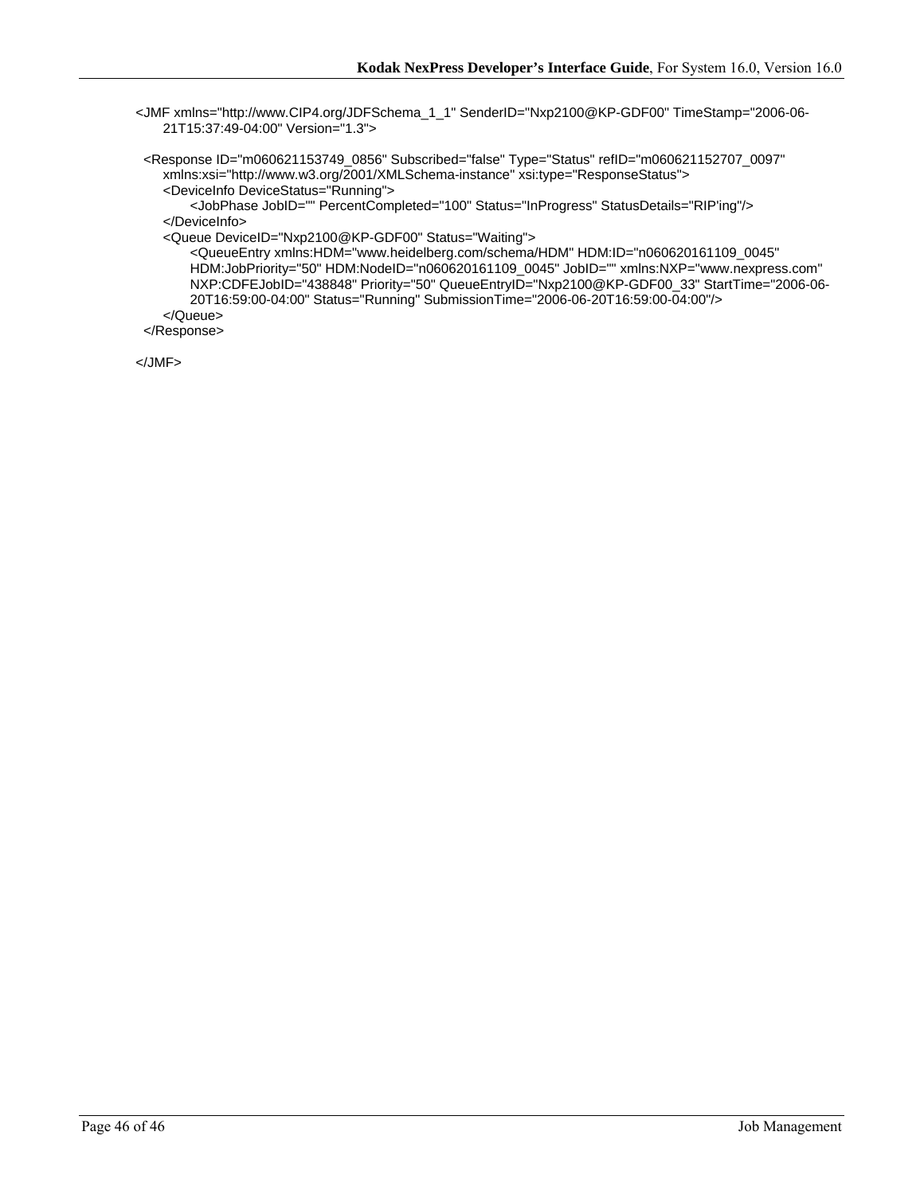```
<JMF xmlns="http://www.CIP4.org/JDFSchema_1_1" SenderID="Nxp2100@KP-GDF00" TimeStamp="2006-06-
    21T15:37:49-04:00" Version="1.3">

  <Response ID="m060621153749_0856" Subscribed="false" Type="Status" refID="m060621152707_0097"
      xmlns:xsi="http://www.w3.org/2001/XMLSchema-instance" xsi:type="ResponseStatus">
      <DeviceInfo DeviceStatus="Running">
          <JobPhase JobID="" PercentCompleted="100" Status="InProgress" StatusDetails="RIP'ing"/>
      </DeviceInfo>
      <Queue DeviceID="Nxp2100@KP-GDF00" Status="Waiting">
          <QueueEntry xmlns:HDM="www.heidelberg.com/schema/HDM" HDM:ID="n060620161109_0045"
          HDM:JobPriority="50" HDM:NodeID="n060620161109_0045" JobID="" xmlns:NXP="www.nexpress.com"
          NXP:CDFEJobID="438848" Priority="50" QueueEntryID="Nxp2100@KP-GDF00_33" StartTime="2006-06-
          20T16:59:00-04:00" Status="Running" SubmissionTime="2006-06-20T16:59:00-04:00"/>
      </Queue>
  </Response>

</JMF>
```